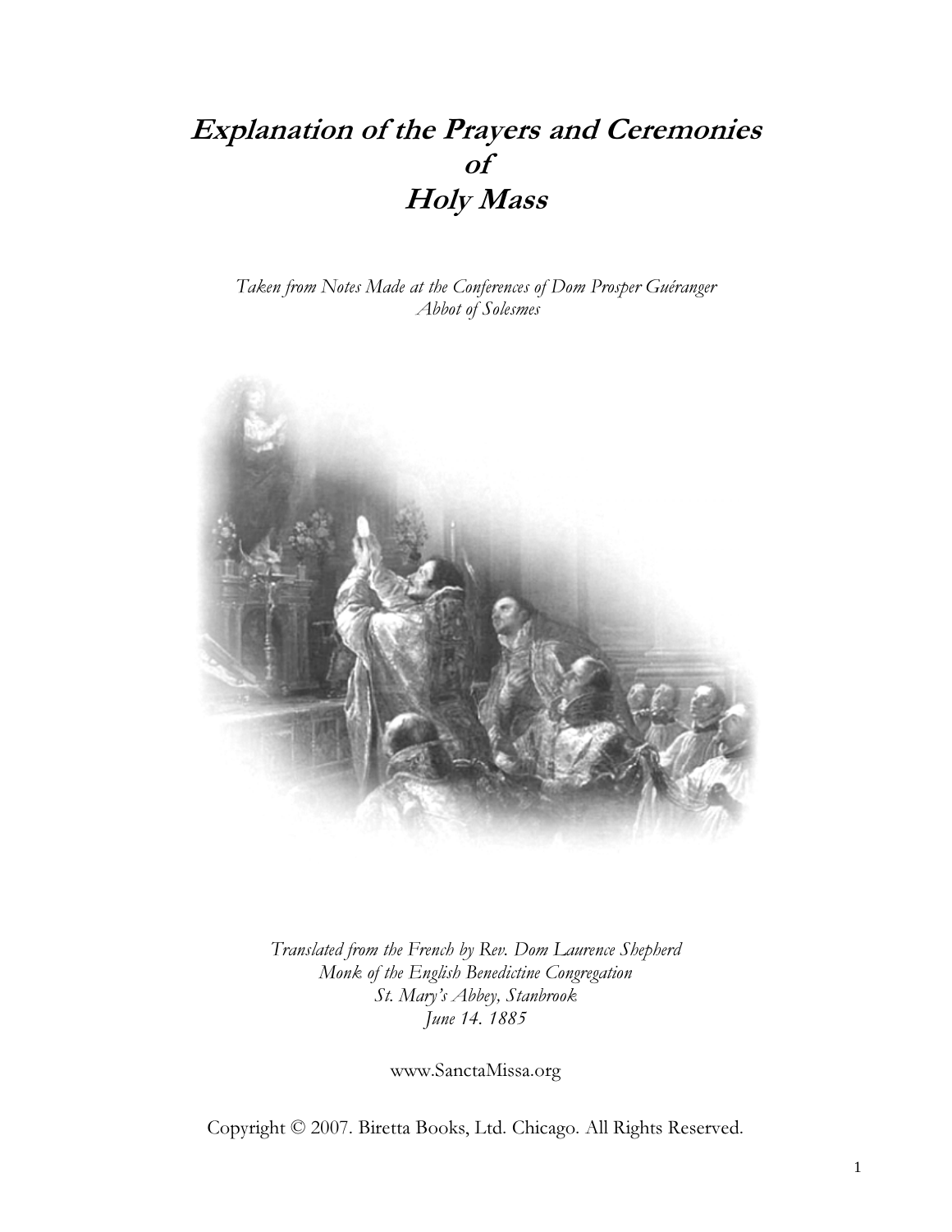# *Explanation of the Prayers and Ceremonies of Holy Mass*

*Taken from Notes Made at the Conferences of Dom Prosper Guéranger*
*Abbot of Solesmes*

*Translated from the French by Rev. Dom Laurence Shepherd*
*Monk of the English Benedictine Congregation*
*St. Mary's Abbey, Stanbrook*
*June 14. 1885*

www.SanctaMissa.org

Copyright © 2007. Biretta Books, Ltd. Chicago. All Rights Reserved.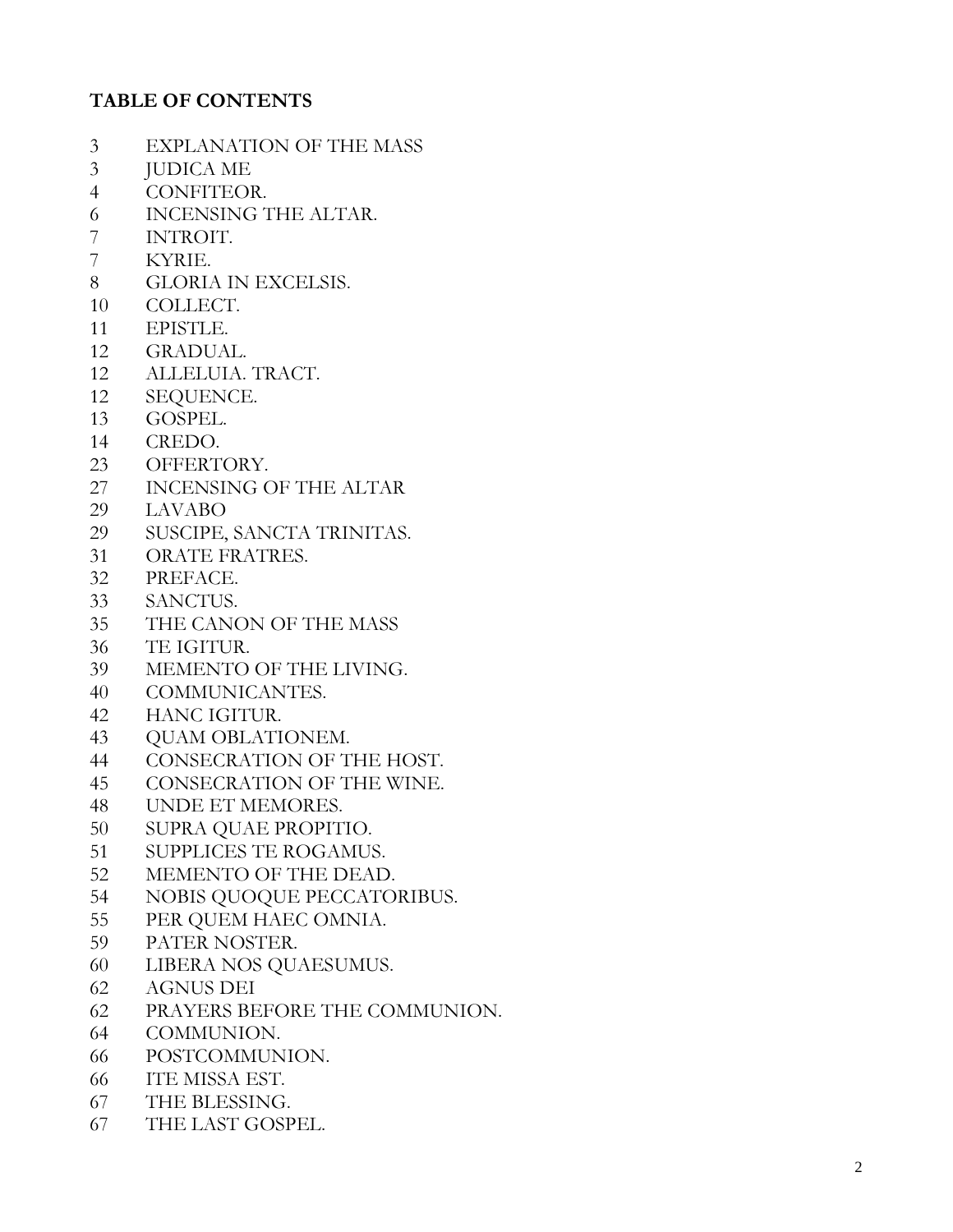**TABLE OF CONTENTS**

3 EXPLANATION OF THE MASS
3 JUDICA ME
4 CONFITEOR.
6 INCENSING THE ALTAR.
7 INTROIT.
7 KYRIE.
8 GLORIA IN EXCELSIS.
10 COLLECT.
11 EPISTLE.
12 GRADUAL.
12 ALLELUIA. TRACT.
12 SEQUENCE.
13 GOSPEL.
14 CREDO.
23 OFFERTORY.
27 INCENSING OF THE ALTAR
29 LAVABO
29 SUSCIPE, SANCTA TRINITAS.
31 ORATE FRATRES.
32 PREFACE.
33 SANCTUS.
35 THE CANON OF THE MASS
36 TE IGITUR.
39 MEMENTO OF THE LIVING.
40 COMMUNICANTES.
42 HANC IGITUR.
43 QUAM OBLATIONEM.
44 CONSECRATION OF THE HOST.
45 CONSECRATION OF THE WINE.
48 UNDE ET MEMORES.
50 SUPRA QUAE PROPITIO.
51 SUPPLICES TE ROGAMUS.
52 MEMENTO OF THE DEAD.
54 NOBIS QUOQUE PECCATORIBUS.
55 PER QUEM HAEC OMNIA.
59 PATER NOSTER.
60 LIBERA NOS QUAESUMUS.
62 AGNUS DEI
62 PRAYERS BEFORE THE COMMUNION.
64 COMMUNION.
66 POSTCOMMUNION.
66 ITE MISSA EST.
67 THE BLESSING.
67 THE LAST GOSPEL.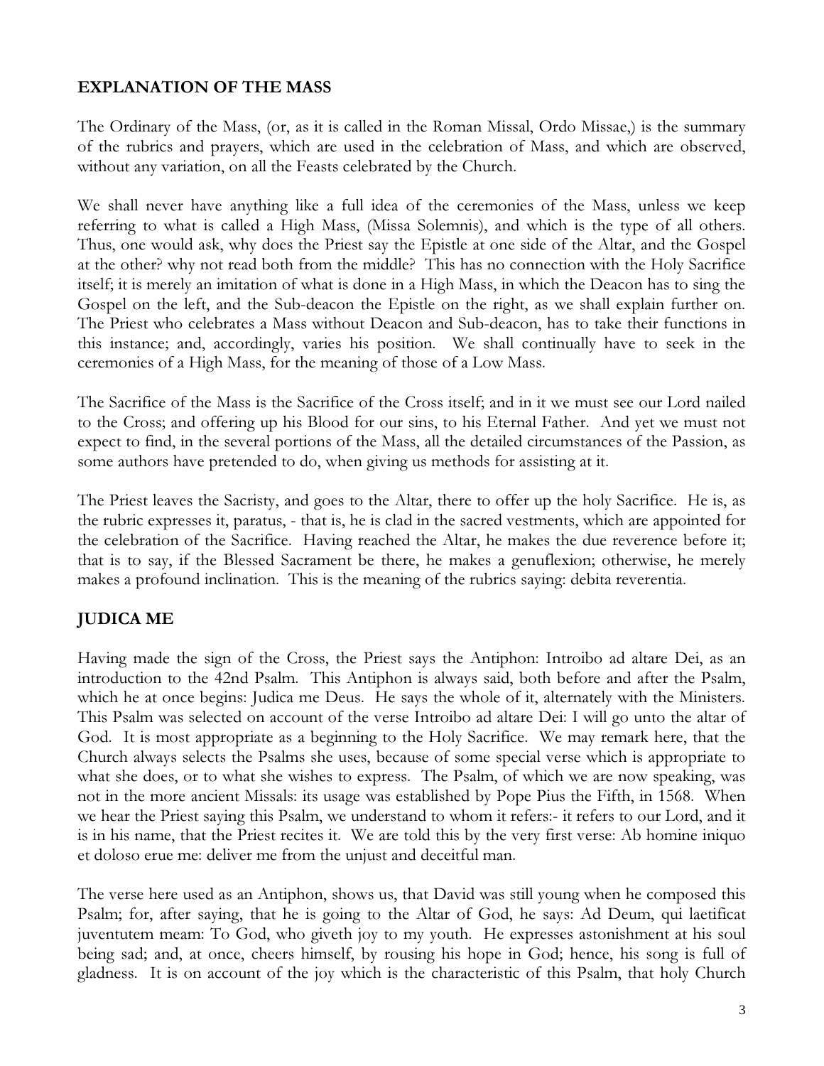## EXPLANATION OF THE MASS

The Ordinary of the Mass, (or, as it is called in the Roman Missal, Ordo Missae,) is the summary of the rubrics and prayers, which are used in the celebration of Mass, and which are observed, without any variation, on all the Feasts celebrated by the Church.

We shall never have anything like a full idea of the ceremonies of the Mass, unless we keep referring to what is called a High Mass, (Missa Solemnis), and which is the type of all others. Thus, one would ask, why does the Priest say the Epistle at one side of the Altar, and the Gospel at the other? why not read both from the middle? This has no connection with the Holy Sacrifice itself; it is merely an imitation of what is done in a High Mass, in which the Deacon has to sing the Gospel on the left, and the Sub-deacon the Epistle on the right, as we shall explain further on. The Priest who celebrates a Mass without Deacon and Sub-deacon, has to take their functions in this instance; and, accordingly, varies his position. We shall continually have to seek in the ceremonies of a High Mass, for the meaning of those of a Low Mass.

The Sacrifice of the Mass is the Sacrifice of the Cross itself; and in it we must see our Lord nailed to the Cross; and offering up his Blood for our sins, to his Eternal Father. And yet we must not expect to find, in the several portions of the Mass, all the detailed circumstances of the Passion, as some authors have pretended to do, when giving us methods for assisting at it.

The Priest leaves the Sacristy, and goes to the Altar, there to offer up the holy Sacrifice. He is, as the rubric expresses it, paratus, - that is, he is clad in the sacred vestments, which are appointed for the celebration of the Sacrifice. Having reached the Altar, he makes the due reverence before it; that is to say, if the Blessed Sacrament be there, he makes a genuflexion; otherwise, he merely makes a profound inclination. This is the meaning of the rubrics saying: debita reverentia.

## JUDICA ME

Having made the sign of the Cross, the Priest says the Antiphon: Introibo ad altare Dei, as an introduction to the 42nd Psalm. This Antiphon is always said, both before and after the Psalm, which he at once begins: Judica me Deus. He says the whole of it, alternately with the Ministers. This Psalm was selected on account of the verse Introibo ad altare Dei: I will go unto the altar of God. It is most appropriate as a beginning to the Holy Sacrifice. We may remark here, that the Church always selects the Psalms she uses, because of some special verse which is appropriate to what she does, or to what she wishes to express. The Psalm, of which we are now speaking, was not in the more ancient Missals: its usage was established by Pope Pius the Fifth, in 1568. When we hear the Priest saying this Psalm, we understand to whom it refers:- it refers to our Lord, and it is in his name, that the Priest recites it. We are told this by the very first verse: Ab homine iniquo et doloso erue me: deliver me from the unjust and deceitful man.

The verse here used as an Antiphon, shows us, that David was still young when he composed this Psalm; for, after saying, that he is going to the Altar of God, he says: Ad Deum, qui laetificat juventutem meam: To God, who giveth joy to my youth. He expresses astonishment at his soul being sad; and, at once, cheers himself, by rousing his hope in God; hence, his song is full of gladness. It is on account of the joy which is the characteristic of this Psalm, that holy Church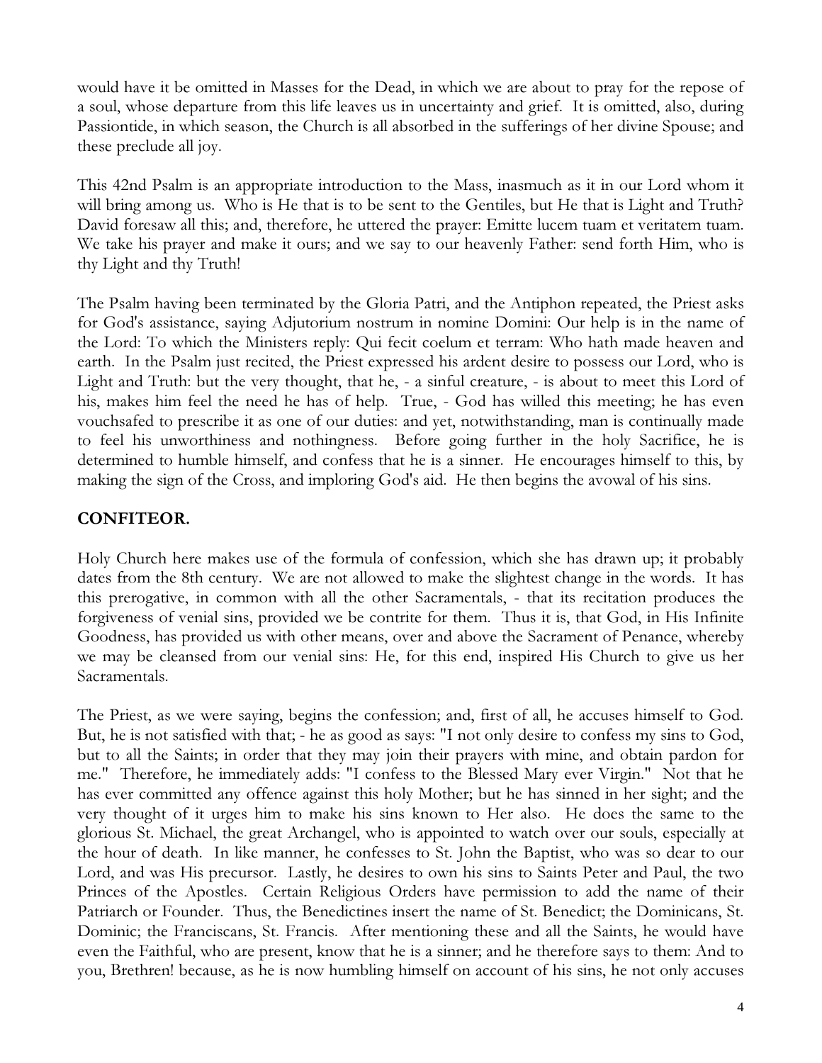would have it be omitted in Masses for the Dead, in which we are about to pray for the repose of a soul, whose departure from this life leaves us in uncertainty and grief. It is omitted, also, during Passiontide, in which season, the Church is all absorbed in the sufferings of her divine Spouse; and these preclude all joy.

This 42nd Psalm is an appropriate introduction to the Mass, inasmuch as it in our Lord whom it will bring among us. Who is He that is to be sent to the Gentiles, but He that is Light and Truth? David foresaw all this; and, therefore, he uttered the prayer: Emitte lucem tuam et veritatem tuam. We take his prayer and make it ours; and we say to our heavenly Father: send forth Him, who is thy Light and thy Truth!

The Psalm having been terminated by the Gloria Patri, and the Antiphon repeated, the Priest asks for God's assistance, saying Adjutorium nostrum in nomine Domini: Our help is in the name of the Lord: To which the Ministers reply: Qui fecit coelum et terram: Who hath made heaven and earth. In the Psalm just recited, the Priest expressed his ardent desire to possess our Lord, who is Light and Truth: but the very thought, that he, - a sinful creature, - is about to meet this Lord of his, makes him feel the need he has of help. True, - God has willed this meeting; he has even vouchsafed to prescribe it as one of our duties: and yet, notwithstanding, man is continually made to feel his unworthiness and nothingness. Before going further in the holy Sacrifice, he is determined to humble himself, and confess that he is a sinner. He encourages himself to this, by making the sign of the Cross, and imploring God's aid. He then begins the avowal of his sins.

## CONFITEOR.

Holy Church here makes use of the formula of confession, which she has drawn up; it probably dates from the 8th century. We are not allowed to make the slightest change in the words. It has this prerogative, in common with all the other Sacramentals, - that its recitation produces the forgiveness of venial sins, provided we be contrite for them. Thus it is, that God, in His Infinite Goodness, has provided us with other means, over and above the Sacrament of Penance, whereby we may be cleansed from our venial sins: He, for this end, inspired His Church to give us her Sacramentals.

The Priest, as we were saying, begins the confession; and, first of all, he accuses himself to God. But, he is not satisfied with that; - he as good as says: "I not only desire to confess my sins to God, but to all the Saints; in order that they may join their prayers with mine, and obtain pardon for me." Therefore, he immediately adds: "I confess to the Blessed Mary ever Virgin." Not that he has ever committed any offence against this holy Mother; but he has sinned in her sight; and the very thought of it urges him to make his sins known to Her also. He does the same to the glorious St. Michael, the great Archangel, who is appointed to watch over our souls, especially at the hour of death. In like manner, he confesses to St. John the Baptist, who was so dear to our Lord, and was His precursor. Lastly, he desires to own his sins to Saints Peter and Paul, the two Princes of the Apostles. Certain Religious Orders have permission to add the name of their Patriarch or Founder. Thus, the Benedictines insert the name of St. Benedict; the Dominicans, St. Dominic; the Franciscans, St. Francis. After mentioning these and all the Saints, he would have even the Faithful, who are present, know that he is a sinner; and he therefore says to them: And to you, Brethren! because, as he is now humbling himself on account of his sins, he not only accuses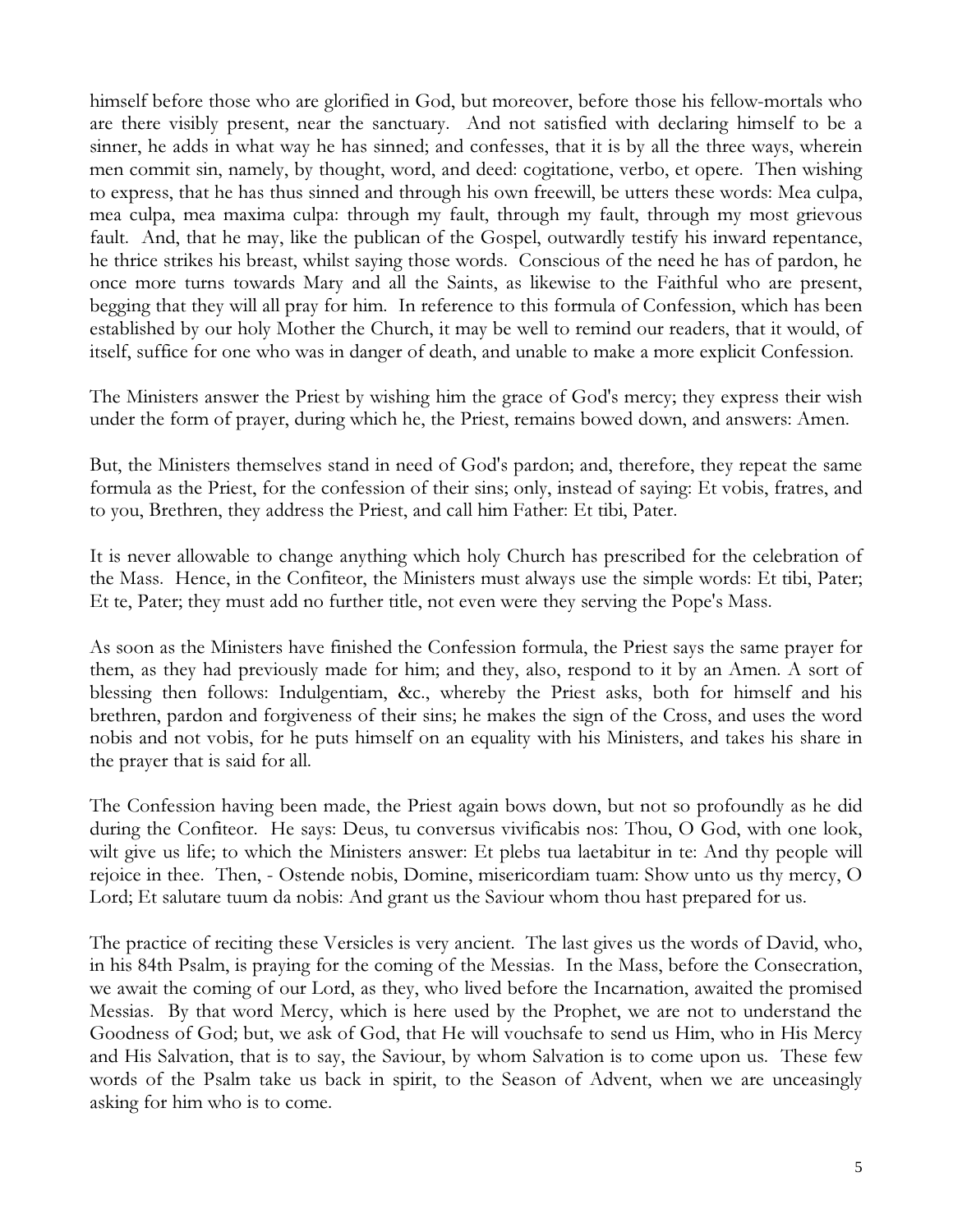himself before those who are glorified in God, but moreover, before those his fellow-mortals who are there visibly present, near the sanctuary. And not satisfied with declaring himself to be a sinner, he adds in what way he has sinned; and confesses, that it is by all the three ways, wherein men commit sin, namely, by thought, word, and deed: cogitatione, verbo, et opere. Then wishing to express, that he has thus sinned and through his own freewill, be utters these words: Mea culpa, mea culpa, mea maxima culpa: through my fault, through my fault, through my most grievous fault. And, that he may, like the publican of the Gospel, outwardly testify his inward repentance, he thrice strikes his breast, whilst saying those words. Conscious of the need he has of pardon, he once more turns towards Mary and all the Saints, as likewise to the Faithful who are present, begging that they will all pray for him. In reference to this formula of Confession, which has been established by our holy Mother the Church, it may be well to remind our readers, that it would, of itself, suffice for one who was in danger of death, and unable to make a more explicit Confession.

The Ministers answer the Priest by wishing him the grace of God's mercy; they express their wish under the form of prayer, during which he, the Priest, remains bowed down, and answers: Amen.

But, the Ministers themselves stand in need of God's pardon; and, therefore, they repeat the same formula as the Priest, for the confession of their sins; only, instead of saying: Et vobis, fratres, and to you, Brethren, they address the Priest, and call him Father: Et tibi, Pater.

It is never allowable to change anything which holy Church has prescribed for the celebration of the Mass. Hence, in the Confiteor, the Ministers must always use the simple words: Et tibi, Pater; Et te, Pater; they must add no further title, not even were they serving the Pope's Mass.

As soon as the Ministers have finished the Confession formula, the Priest says the same prayer for them, as they had previously made for him; and they, also, respond to it by an Amen. A sort of blessing then follows: Indulgentiam, &c., whereby the Priest asks, both for himself and his brethren, pardon and forgiveness of their sins; he makes the sign of the Cross, and uses the word nobis and not vobis, for he puts himself on an equality with his Ministers, and takes his share in the prayer that is said for all.

The Confession having been made, the Priest again bows down, but not so profoundly as he did during the Confiteor. He says: Deus, tu conversus vivificabis nos: Thou, O God, with one look, wilt give us life; to which the Ministers answer: Et plebs tua laetabitur in te: And thy people will rejoice in thee. Then, - Ostende nobis, Domine, misericordiam tuam: Show unto us thy mercy, O Lord; Et salutare tuum da nobis: And grant us the Saviour whom thou hast prepared for us.

The practice of reciting these Versicles is very ancient. The last gives us the words of David, who, in his 84th Psalm, is praying for the coming of the Messias. In the Mass, before the Consecration, we await the coming of our Lord, as they, who lived before the Incarnation, awaited the promised Messias. By that word Mercy, which is here used by the Prophet, we are not to understand the Goodness of God; but, we ask of God, that He will vouchsafe to send us Him, who in His Mercy and His Salvation, that is to say, the Saviour, by whom Salvation is to come upon us. These few words of the Psalm take us back in spirit, to the Season of Advent, when we are unceasingly asking for him who is to come.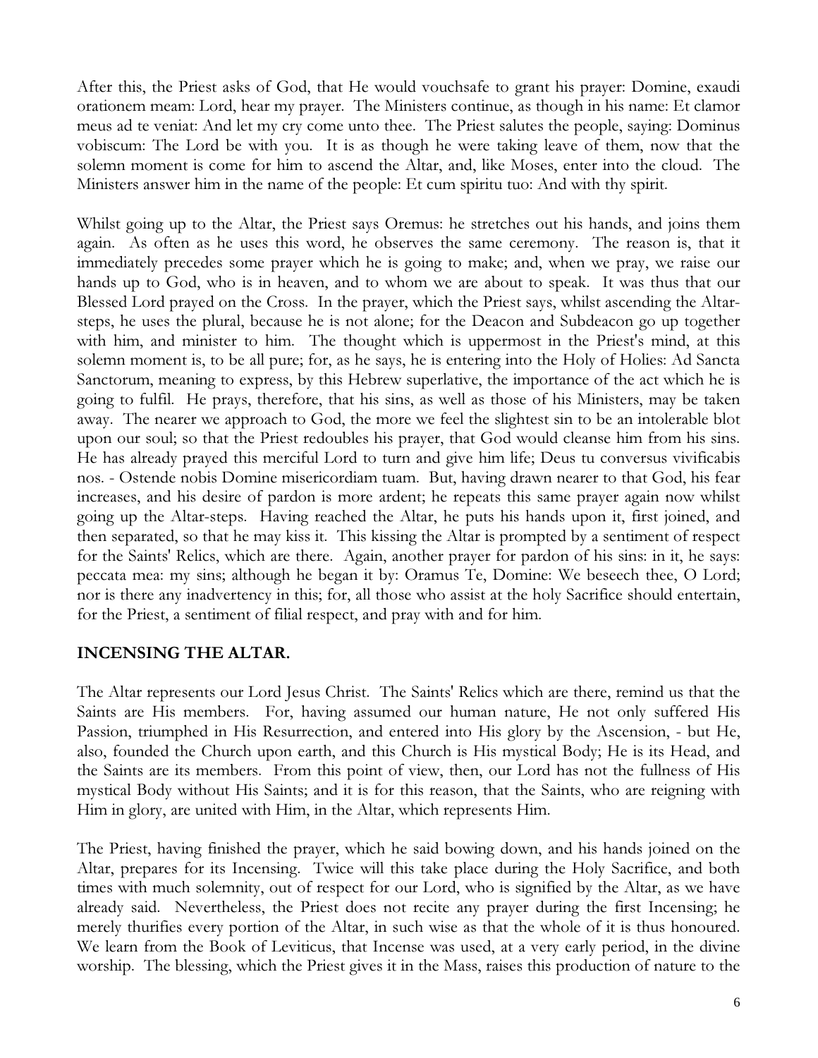After this, the Priest asks of God, that He would vouchsafe to grant his prayer: Domine, exaudi orationem meam: Lord, hear my prayer. The Ministers continue, as though in his name: Et clamor meus ad te veniat: And let my cry come unto thee. The Priest salutes the people, saying: Dominus vobiscum: The Lord be with you. It is as though he were taking leave of them, now that the solemn moment is come for him to ascend the Altar, and, like Moses, enter into the cloud. The Ministers answer him in the name of the people: Et cum spiritu tuo: And with thy spirit.

Whilst going up to the Altar, the Priest says Oremus: he stretches out his hands, and joins them again. As often as he uses this word, he observes the same ceremony. The reason is, that it immediately precedes some prayer which he is going to make; and, when we pray, we raise our hands up to God, who is in heaven, and to whom we are about to speak. It was thus that our Blessed Lord prayed on the Cross. In the prayer, which the Priest says, whilst ascending the Altar-steps, he uses the plural, because he is not alone; for the Deacon and Subdeacon go up together with him, and minister to him. The thought which is uppermost in the Priest's mind, at this solemn moment is, to be all pure; for, as he says, he is entering into the Holy of Holies: Ad Sancta Sanctorum, meaning to express, by this Hebrew superlative, the importance of the act which he is going to fulfil. He prays, therefore, that his sins, as well as those of his Ministers, may be taken away. The nearer we approach to God, the more we feel the slightest sin to be an intolerable blot upon our soul; so that the Priest redoubles his prayer, that God would cleanse him from his sins. He has already prayed this merciful Lord to turn and give him life; Deus tu conversus vivificabis nos. - Ostende nobis Domine misericordiam tuam. But, having drawn nearer to that God, his fear increases, and his desire of pardon is more ardent; he repeats this same prayer again now whilst going up the Altar-steps. Having reached the Altar, he puts his hands upon it, first joined, and then separated, so that he may kiss it. This kissing the Altar is prompted by a sentiment of respect for the Saints' Relics, which are there. Again, another prayer for pardon of his sins: in it, he says: peccata mea: my sins; although he began it by: Oramus Te, Domine: We beseech thee, O Lord; nor is there any inadvertency in this; for, all those who assist at the holy Sacrifice should entertain, for the Priest, a sentiment of filial respect, and pray with and for him.

## INCENSING THE ALTAR.

The Altar represents our Lord Jesus Christ. The Saints' Relics which are there, remind us that the Saints are His members. For, having assumed our human nature, He not only suffered His Passion, triumphed in His Resurrection, and entered into His glory by the Ascension, - but He, also, founded the Church upon earth, and this Church is His mystical Body; He is its Head, and the Saints are its members. From this point of view, then, our Lord has not the fullness of His mystical Body without His Saints; and it is for this reason, that the Saints, who are reigning with Him in glory, are united with Him, in the Altar, which represents Him.

The Priest, having finished the prayer, which he said bowing down, and his hands joined on the Altar, prepares for its Incensing. Twice will this take place during the Holy Sacrifice, and both times with much solemnity, out of respect for our Lord, who is signified by the Altar, as we have already said. Nevertheless, the Priest does not recite any prayer during the first Incensing; he merely thurifies every portion of the Altar, in such wise as that the whole of it is thus honoured. We learn from the Book of Leviticus, that Incense was used, at a very early period, in the divine worship. The blessing, which the Priest gives it in the Mass, raises this production of nature to the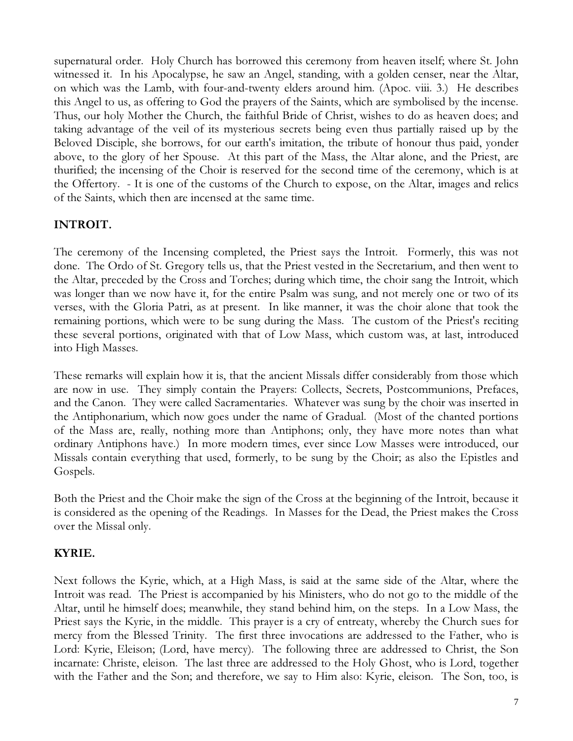supernatural order. Holy Church has borrowed this ceremony from heaven itself; where St. John witnessed it. In his Apocalypse, he saw an Angel, standing, with a golden censer, near the Altar, on which was the Lamb, with four-and-twenty elders around him. (Apoc. viii. 3.) He describes this Angel to us, as offering to God the prayers of the Saints, which are symbolised by the incense. Thus, our holy Mother the Church, the faithful Bride of Christ, wishes to do as heaven does; and taking advantage of the veil of its mysterious secrets being even thus partially raised up by the Beloved Disciple, she borrows, for our earth's imitation, the tribute of honour thus paid, yonder above, to the glory of her Spouse. At this part of the Mass, the Altar alone, and the Priest, are thurified; the incensing of the Choir is reserved for the second time of the ceremony, which is at the Offertory. - It is one of the customs of the Church to expose, on the Altar, images and relics of the Saints, which then are incensed at the same time.

## INTROIT.

The ceremony of the Incensing completed, the Priest says the Introit. Formerly, this was not done. The Ordo of St. Gregory tells us, that the Priest vested in the Secretarium, and then went to the Altar, preceded by the Cross and Torches; during which time, the choir sang the Introit, which was longer than we now have it, for the entire Psalm was sung, and not merely one or two of its verses, with the Gloria Patri, as at present. In like manner, it was the choir alone that took the remaining portions, which were to be sung during the Mass. The custom of the Priest's reciting these several portions, originated with that of Low Mass, which custom was, at last, introduced into High Masses.

These remarks will explain how it is, that the ancient Missals differ considerably from those which are now in use. They simply contain the Prayers: Collects, Secrets, Postcommunions, Prefaces, and the Canon. They were called Sacramentaries. Whatever was sung by the choir was inserted in the Antiphonarium, which now goes under the name of Gradual. (Most of the chanted portions of the Mass are, really, nothing more than Antiphons; only, they have more notes than what ordinary Antiphons have.) In more modern times, ever since Low Masses were introduced, our Missals contain everything that used, formerly, to be sung by the Choir; as also the Epistles and Gospels.

Both the Priest and the Choir make the sign of the Cross at the beginning of the Introit, because it is considered as the opening of the Readings. In Masses for the Dead, the Priest makes the Cross over the Missal only.

## KYRIE.

Next follows the Kyrie, which, at a High Mass, is said at the same side of the Altar, where the Introit was read. The Priest is accompanied by his Ministers, who do not go to the middle of the Altar, until he himself does; meanwhile, they stand behind him, on the steps. In a Low Mass, the Priest says the Kyrie, in the middle. This prayer is a cry of entreaty, whereby the Church sues for mercy from the Blessed Trinity. The first three invocations are addressed to the Father, who is Lord: Kyrie, Eleison; (Lord, have mercy). The following three are addressed to Christ, the Son incarnate: Christe, eleison. The last three are addressed to the Holy Ghost, who is Lord, together with the Father and the Son; and therefore, we say to Him also: Kyrie, eleison. The Son, too, is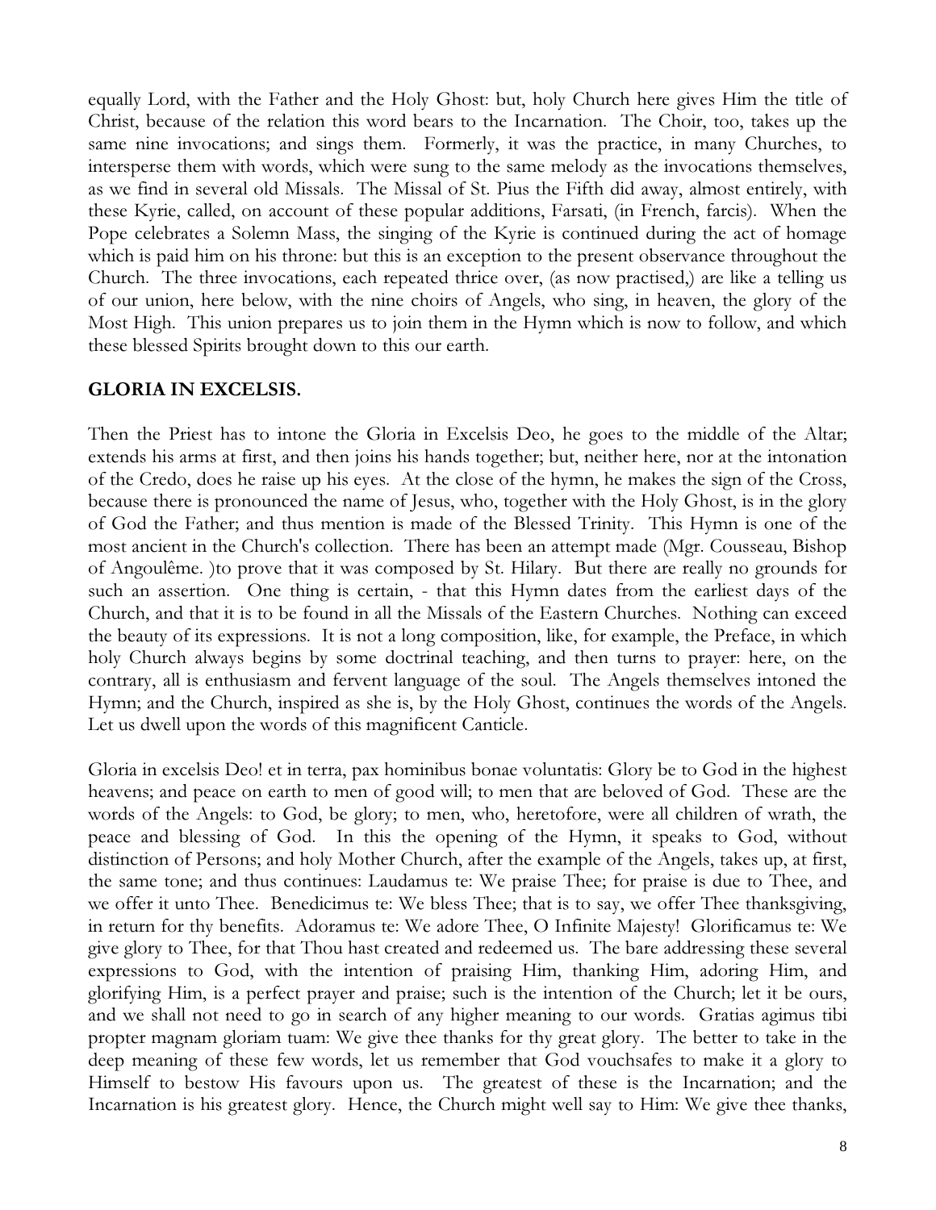equally Lord, with the Father and the Holy Ghost: but, holy Church here gives Him the title of Christ, because of the relation this word bears to the Incarnation. The Choir, too, takes up the same nine invocations; and sings them. Formerly, it was the practice, in many Churches, to intersperse them with words, which were sung to the same melody as the invocations themselves, as we find in several old Missals. The Missal of St. Pius the Fifth did away, almost entirely, with these Kyrie, called, on account of these popular additions, Farsati, (in French, farcis). When the Pope celebrates a Solemn Mass, the singing of the Kyrie is continued during the act of homage which is paid him on his throne: but this is an exception to the present observance throughout the Church. The three invocations, each repeated thrice over, (as now practised,) are like a telling us of our union, here below, with the nine choirs of Angels, who sing, in heaven, the glory of the Most High. This union prepares us to join them in the Hymn which is now to follow, and which these blessed Spirits brought down to this our earth.

## GLORIA IN EXCELSIS.

Then the Priest has to intone the Gloria in Excelsis Deo, he goes to the middle of the Altar; extends his arms at first, and then joins his hands together; but, neither here, nor at the intonation of the Credo, does he raise up his eyes. At the close of the hymn, he makes the sign of the Cross, because there is pronounced the name of Jesus, who, together with the Holy Ghost, is in the glory of God the Father; and thus mention is made of the Blessed Trinity. This Hymn is one of the most ancient in the Church's collection. There has been an attempt made (Mgr. Cousseau, Bishop of Angoulême. )to prove that it was composed by St. Hilary. But there are really no grounds for such an assertion. One thing is certain, - that this Hymn dates from the earliest days of the Church, and that it is to be found in all the Missals of the Eastern Churches. Nothing can exceed the beauty of its expressions. It is not a long composition, like, for example, the Preface, in which holy Church always begins by some doctrinal teaching, and then turns to prayer: here, on the contrary, all is enthusiasm and fervent language of the soul. The Angels themselves intoned the Hymn; and the Church, inspired as she is, by the Holy Ghost, continues the words of the Angels. Let us dwell upon the words of this magnificent Canticle.

Gloria in excelsis Deo! et in terra, pax hominibus bonae voluntatis: Glory be to God in the highest heavens; and peace on earth to men of good will; to men that are beloved of God. These are the words of the Angels: to God, be glory; to men, who, heretofore, were all children of wrath, the peace and blessing of God. In this the opening of the Hymn, it speaks to God, without distinction of Persons; and holy Mother Church, after the example of the Angels, takes up, at first, the same tone; and thus continues: Laudamus te: We praise Thee; for praise is due to Thee, and we offer it unto Thee. Benedicimus te: We bless Thee; that is to say, we offer Thee thanksgiving, in return for thy benefits. Adoramus te: We adore Thee, O Infinite Majesty! Glorificamus te: We give glory to Thee, for that Thou hast created and redeemed us. The bare addressing these several expressions to God, with the intention of praising Him, thanking Him, adoring Him, and glorifying Him, is a perfect prayer and praise; such is the intention of the Church; let it be ours, and we shall not need to go in search of any higher meaning to our words. Gratias agimus tibi propter magnam gloriam tuam: We give thee thanks for thy great glory. The better to take in the deep meaning of these few words, let us remember that God vouchsafes to make it a glory to Himself to bestow His favours upon us. The greatest of these is the Incarnation; and the Incarnation is his greatest glory. Hence, the Church might well say to Him: We give thee thanks,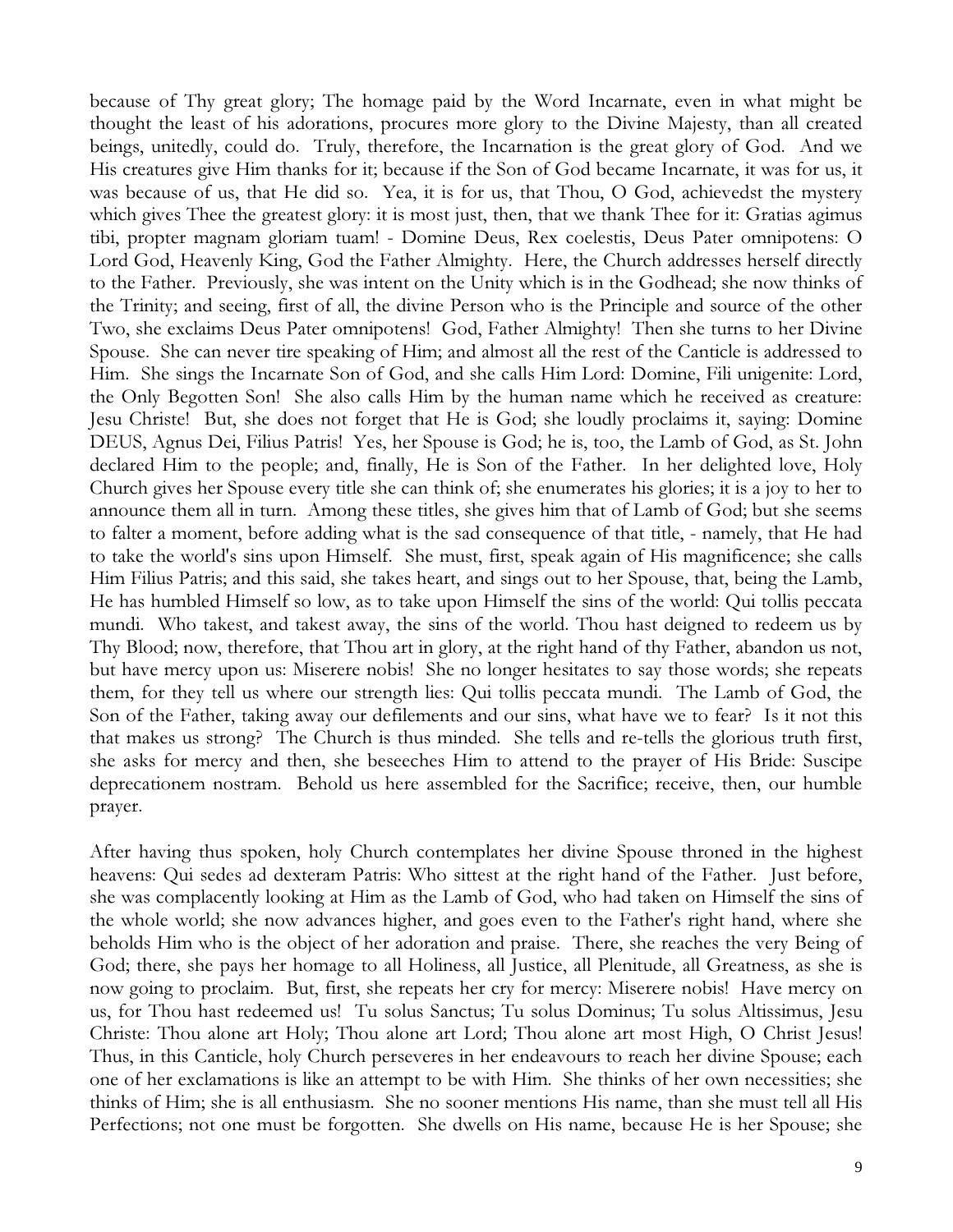because of Thy great glory; The homage paid by the Word Incarnate, even in what might be thought the least of his adorations, procures more glory to the Divine Majesty, than all created beings, unitedly, could do. Truly, therefore, the Incarnation is the great glory of God. And we His creatures give Him thanks for it; because if the Son of God became Incarnate, it was for us, it was because of us, that He did so. Yea, it is for us, that Thou, O God, achievedst the mystery which gives Thee the greatest glory: it is most just, then, that we thank Thee for it: Gratias agimus tibi, propter magnam gloriam tuam! - Domine Deus, Rex coelestis, Deus Pater omnipotens: O Lord God, Heavenly King, God the Father Almighty. Here, the Church addresses herself directly to the Father. Previously, she was intent on the Unity which is in the Godhead; she now thinks of the Trinity; and seeing, first of all, the divine Person who is the Principle and source of the other Two, she exclaims Deus Pater omnipotens! God, Father Almighty! Then she turns to her Divine Spouse. She can never tire speaking of Him; and almost all the rest of the Canticle is addressed to Him. She sings the Incarnate Son of God, and she calls Him Lord: Domine, Fili unigenite: Lord, the Only Begotten Son! She also calls Him by the human name which he received as creature: Jesu Christe! But, she does not forget that He is God; she loudly proclaims it, saying: Domine DEUS, Agnus Dei, Filius Patris! Yes, her Spouse is God; he is, too, the Lamb of God, as St. John declared Him to the people; and, finally, He is Son of the Father. In her delighted love, Holy Church gives her Spouse every title she can think of; she enumerates his glories; it is a joy to her to announce them all in turn. Among these titles, she gives him that of Lamb of God; but she seems to falter a moment, before adding what is the sad consequence of that title, - namely, that He had to take the world's sins upon Himself. She must, first, speak again of His magnificence; she calls Him Filius Patris; and this said, she takes heart, and sings out to her Spouse, that, being the Lamb, He has humbled Himself so low, as to take upon Himself the sins of the world: Qui tollis peccata mundi. Who takest, and takest away, the sins of the world. Thou hast deigned to redeem us by Thy Blood; now, therefore, that Thou art in glory, at the right hand of thy Father, abandon us not, but have mercy upon us: Miserere nobis! She no longer hesitates to say those words; she repeats them, for they tell us where our strength lies: Qui tollis peccata mundi. The Lamb of God, the Son of the Father, taking away our defilements and our sins, what have we to fear? Is it not this that makes us strong? The Church is thus minded. She tells and re-tells the glorious truth first, she asks for mercy and then, she beseeches Him to attend to the prayer of His Bride: Suscipe deprecationem nostram. Behold us here assembled for the Sacrifice; receive, then, our humble prayer.

After having thus spoken, holy Church contemplates her divine Spouse throned in the highest heavens: Qui sedes ad dexteram Patris: Who sittest at the right hand of the Father. Just before, she was complacently looking at Him as the Lamb of God, who had taken on Himself the sins of the whole world; she now advances higher, and goes even to the Father's right hand, where she beholds Him who is the object of her adoration and praise. There, she reaches the very Being of God; there, she pays her homage to all Holiness, all Justice, all Plenitude, all Greatness, as she is now going to proclaim. But, first, she repeats her cry for mercy: Miserere nobis! Have mercy on us, for Thou hast redeemed us! Tu solus Sanctus; Tu solus Dominus; Tu solus Altissimus, Jesu Christe: Thou alone art Holy; Thou alone art Lord; Thou alone art most High, O Christ Jesus! Thus, in this Canticle, holy Church perseveres in her endeavours to reach her divine Spouse; each one of her exclamations is like an attempt to be with Him. She thinks of her own necessities; she thinks of Him; she is all enthusiasm. She no sooner mentions His name, than she must tell all His Perfections; not one must be forgotten. She dwells on His name, because He is her Spouse; she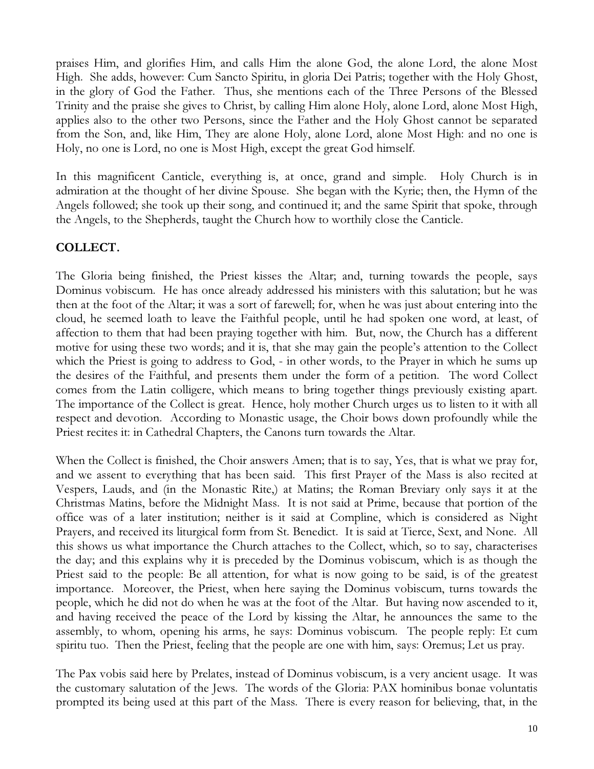praises Him, and glorifies Him, and calls Him the alone God, the alone Lord, the alone Most High. She adds, however: Cum Sancto Spiritu, in gloria Dei Patris; together with the Holy Ghost, in the glory of God the Father. Thus, she mentions each of the Three Persons of the Blessed Trinity and the praise she gives to Christ, by calling Him alone Holy, alone Lord, alone Most High, applies also to the other two Persons, since the Father and the Holy Ghost cannot be separated from the Son, and, like Him, They are alone Holy, alone Lord, alone Most High: and no one is Holy, no one is Lord, no one is Most High, except the great God himself.

In this magnificent Canticle, everything is, at once, grand and simple. Holy Church is in admiration at the thought of her divine Spouse. She began with the Kyrie; then, the Hymn of the Angels followed; she took up their song, and continued it; and the same Spirit that spoke, through the Angels, to the Shepherds, taught the Church how to worthily close the Canticle.

## COLLECT.

The Gloria being finished, the Priest kisses the Altar; and, turning towards the people, says Dominus vobiscum. He has once already addressed his ministers with this salutation; but he was then at the foot of the Altar; it was a sort of farewell; for, when he was just about entering into the cloud, he seemed loath to leave the Faithful people, until he had spoken one word, at least, of affection to them that had been praying together with him. But, now, the Church has a different motive for using these two words; and it is, that she may gain the people's attention to the Collect which the Priest is going to address to God, - in other words, to the Prayer in which he sums up the desires of the Faithful, and presents them under the form of a petition. The word Collect comes from the Latin colligere, which means to bring together things previously existing apart. The importance of the Collect is great. Hence, holy mother Church urges us to listen to it with all respect and devotion. According to Monastic usage, the Choir bows down profoundly while the Priest recites it: in Cathedral Chapters, the Canons turn towards the Altar.

When the Collect is finished, the Choir answers Amen; that is to say, Yes, that is what we pray for, and we assent to everything that has been said. This first Prayer of the Mass is also recited at Vespers, Lauds, and (in the Monastic Rite,) at Matins; the Roman Breviary only says it at the Christmas Matins, before the Midnight Mass. It is not said at Prime, because that portion of the office was of a later institution; neither is it said at Compline, which is considered as Night Prayers, and received its liturgical form from St. Benedict. It is said at Tierce, Sext, and None. All this shows us what importance the Church attaches to the Collect, which, so to say, characterises the day; and this explains why it is preceded by the Dominus vobiscum, which is as though the Priest said to the people: Be all attention, for what is now going to be said, is of the greatest importance. Moreover, the Priest, when here saying the Dominus vobiscum, turns towards the people, which he did not do when he was at the foot of the Altar. But having now ascended to it, and having received the peace of the Lord by kissing the Altar, he announces the same to the assembly, to whom, opening his arms, he says: Dominus vobiscum. The people reply: Et cum spiritu tuo. Then the Priest, feeling that the people are one with him, says: Oremus; Let us pray.

The Pax vobis said here by Prelates, instead of Dominus vobiscum, is a very ancient usage. It was the customary salutation of the Jews. The words of the Gloria: PAX hominibus bonae voluntatis prompted its being used at this part of the Mass. There is every reason for believing, that, in the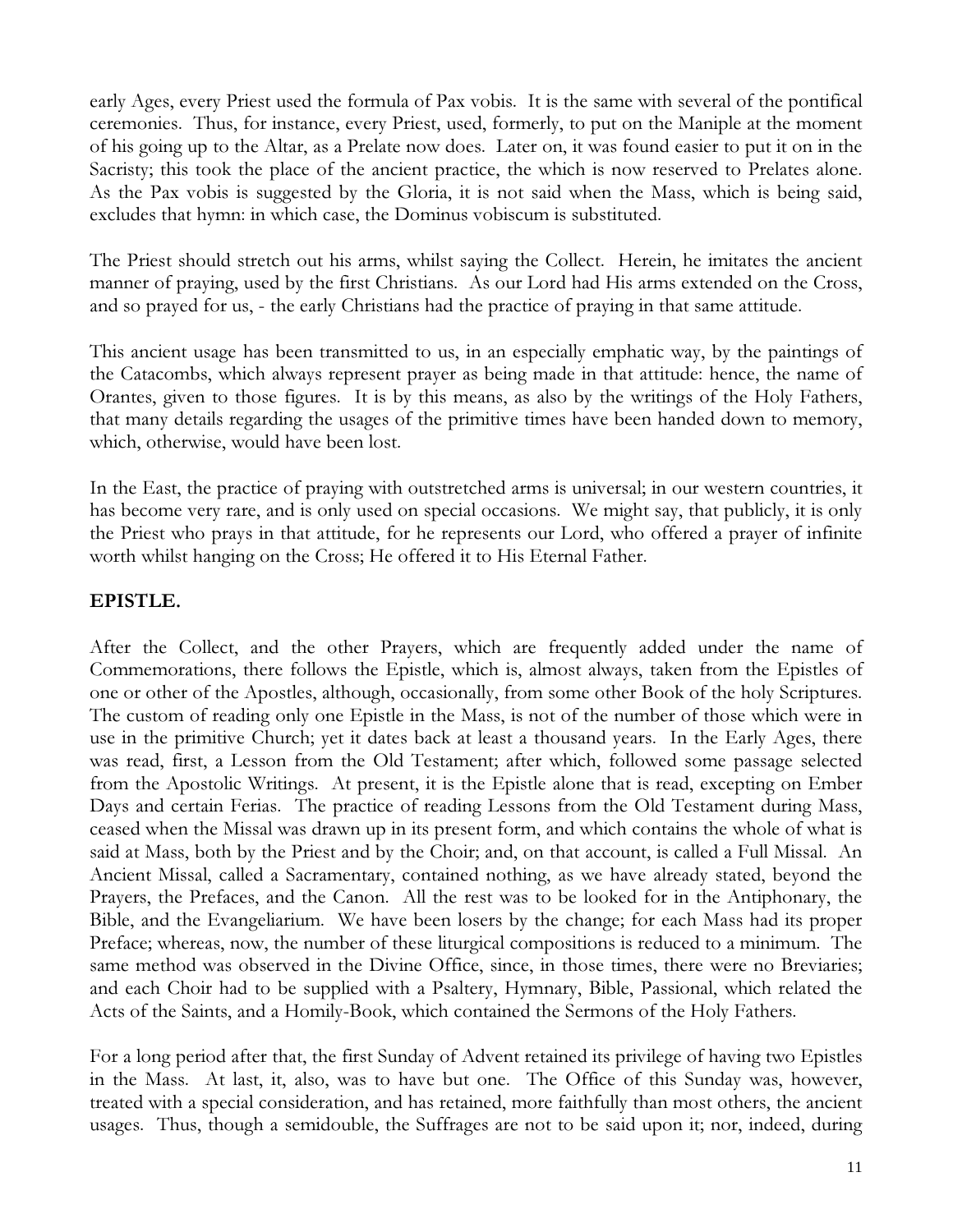early Ages, every Priest used the formula of Pax vobis. It is the same with several of the pontifical ceremonies. Thus, for instance, every Priest, used, formerly, to put on the Maniple at the moment of his going up to the Altar, as a Prelate now does. Later on, it was found easier to put it on in the Sacristy; this took the place of the ancient practice, the which is now reserved to Prelates alone. As the Pax vobis is suggested by the Gloria, it is not said when the Mass, which is being said, excludes that hymn: in which case, the Dominus vobiscum is substituted.

The Priest should stretch out his arms, whilst saying the Collect. Herein, he imitates the ancient manner of praying, used by the first Christians. As our Lord had His arms extended on the Cross, and so prayed for us, - the early Christians had the practice of praying in that same attitude.

This ancient usage has been transmitted to us, in an especially emphatic way, by the paintings of the Catacombs, which always represent prayer as being made in that attitude: hence, the name of Orantes, given to those figures. It is by this means, as also by the writings of the Holy Fathers, that many details regarding the usages of the primitive times have been handed down to memory, which, otherwise, would have been lost.

In the East, the practice of praying with outstretched arms is universal; in our western countries, it has become very rare, and is only used on special occasions. We might say, that publicly, it is only the Priest who prays in that attitude, for he represents our Lord, who offered a prayer of infinite worth whilst hanging on the Cross; He offered it to His Eternal Father.

## EPISTLE.

After the Collect, and the other Prayers, which are frequently added under the name of Commemorations, there follows the Epistle, which is, almost always, taken from the Epistles of one or other of the Apostles, although, occasionally, from some other Book of the holy Scriptures. The custom of reading only one Epistle in the Mass, is not of the number of those which were in use in the primitive Church; yet it dates back at least a thousand years. In the Early Ages, there was read, first, a Lesson from the Old Testament; after which, followed some passage selected from the Apostolic Writings. At present, it is the Epistle alone that is read, excepting on Ember Days and certain Ferias. The practice of reading Lessons from the Old Testament during Mass, ceased when the Missal was drawn up in its present form, and which contains the whole of what is said at Mass, both by the Priest and by the Choir; and, on that account, is called a Full Missal. An Ancient Missal, called a Sacramentary, contained nothing, as we have already stated, beyond the Prayers, the Prefaces, and the Canon. All the rest was to be looked for in the Antiphonary, the Bible, and the Evangeliarium. We have been losers by the change; for each Mass had its proper Preface; whereas, now, the number of these liturgical compositions is reduced to a minimum. The same method was observed in the Divine Office, since, in those times, there were no Breviaries; and each Choir had to be supplied with a Psaltery, Hymnary, Bible, Passional, which related the Acts of the Saints, and a Homily-Book, which contained the Sermons of the Holy Fathers.

For a long period after that, the first Sunday of Advent retained its privilege of having two Epistles in the Mass. At last, it, also, was to have but one. The Office of this Sunday was, however, treated with a special consideration, and has retained, more faithfully than most others, the ancient usages. Thus, though a semidouble, the Suffrages are not to be said upon it; nor, indeed, during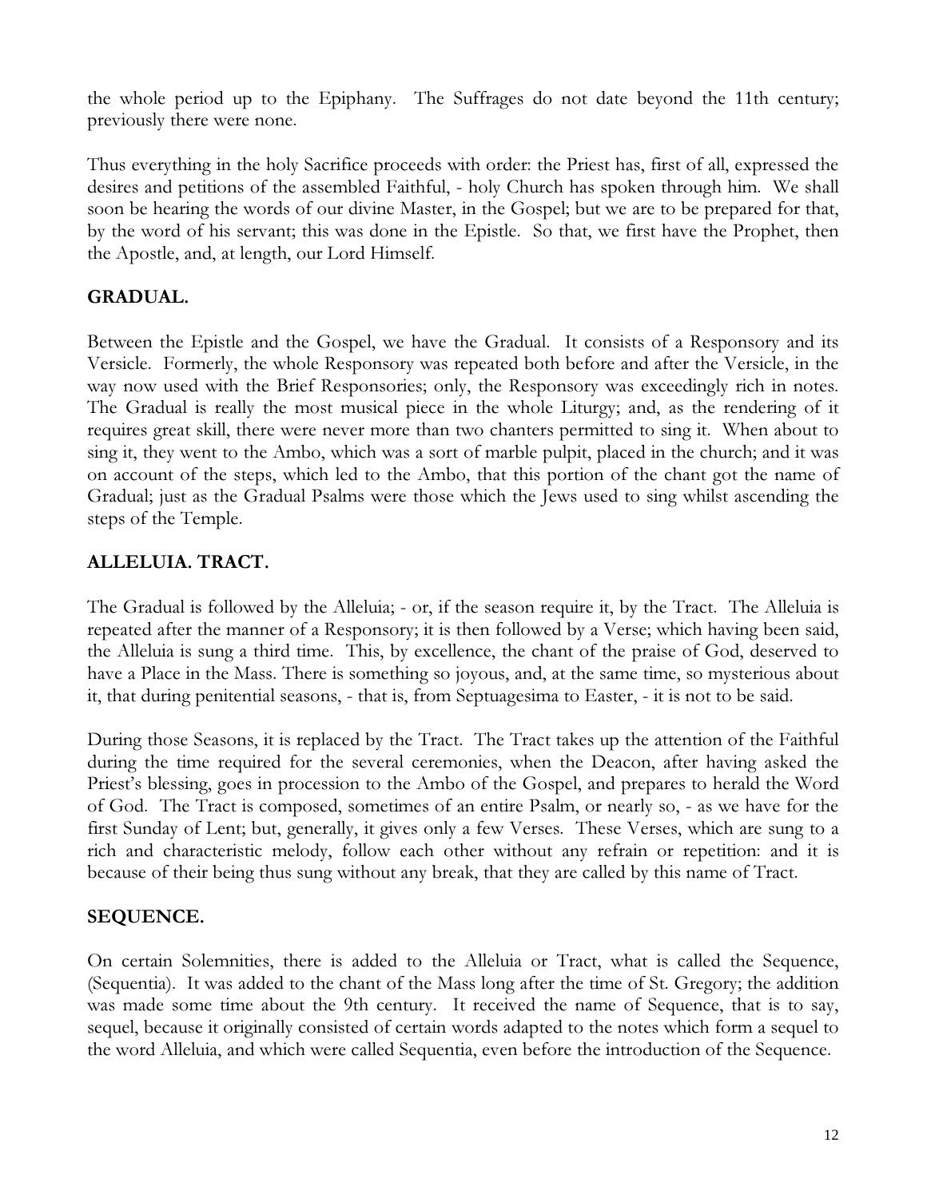the whole period up to the Epiphany. The Suffrages do not date beyond the 11th century; previously there were none.

Thus everything in the holy Sacrifice proceeds with order: the Priest has, first of all, expressed the desires and petitions of the assembled Faithful, - holy Church has spoken through him. We shall soon be hearing the words of our divine Master, in the Gospel; but we are to be prepared for that, by the word of his servant; this was done in the Epistle. So that, we first have the Prophet, then the Apostle, and, at length, our Lord Himself.

## GRADUAL.

Between the Epistle and the Gospel, we have the Gradual. It consists of a Responsory and its Versicle. Formerly, the whole Responsory was repeated both before and after the Versicle, in the way now used with the Brief Responsories; only, the Responsory was exceedingly rich in notes. The Gradual is really the most musical piece in the whole Liturgy; and, as the rendering of it requires great skill, there were never more than two chanters permitted to sing it. When about to sing it, they went to the Ambo, which was a sort of marble pulpit, placed in the church; and it was on account of the steps, which led to the Ambo, that this portion of the chant got the name of Gradual; just as the Gradual Psalms were those which the Jews used to sing whilst ascending the steps of the Temple.

## ALLELUIA. TRACT.

The Gradual is followed by the Alleluia; - or, if the season require it, by the Tract. The Alleluia is repeated after the manner of a Responsory; it is then followed by a Verse; which having been said, the Alleluia is sung a third time. This, by excellence, the chant of the praise of God, deserved to have a Place in the Mass. There is something so joyous, and, at the same time, so mysterious about it, that during penitential seasons, - that is, from Septuagesima to Easter, - it is not to be said.

During those Seasons, it is replaced by the Tract. The Tract takes up the attention of the Faithful during the time required for the several ceremonies, when the Deacon, after having asked the Priest's blessing, goes in procession to the Ambo of the Gospel, and prepares to herald the Word of God. The Tract is composed, sometimes of an entire Psalm, or nearly so, - as we have for the first Sunday of Lent; but, generally, it gives only a few Verses. These Verses, which are sung to a rich and characteristic melody, follow each other without any refrain or repetition: and it is because of their being thus sung without any break, that they are called by this name of Tract.

## SEQUENCE.

On certain Solemnities, there is added to the Alleluia or Tract, what is called the Sequence, (Sequentia). It was added to the chant of the Mass long after the time of St. Gregory; the addition was made some time about the 9th century. It received the name of Sequence, that is to say, sequel, because it originally consisted of certain words adapted to the notes which form a sequel to the word Alleluia, and which were called Sequentia, even before the introduction of the Sequence.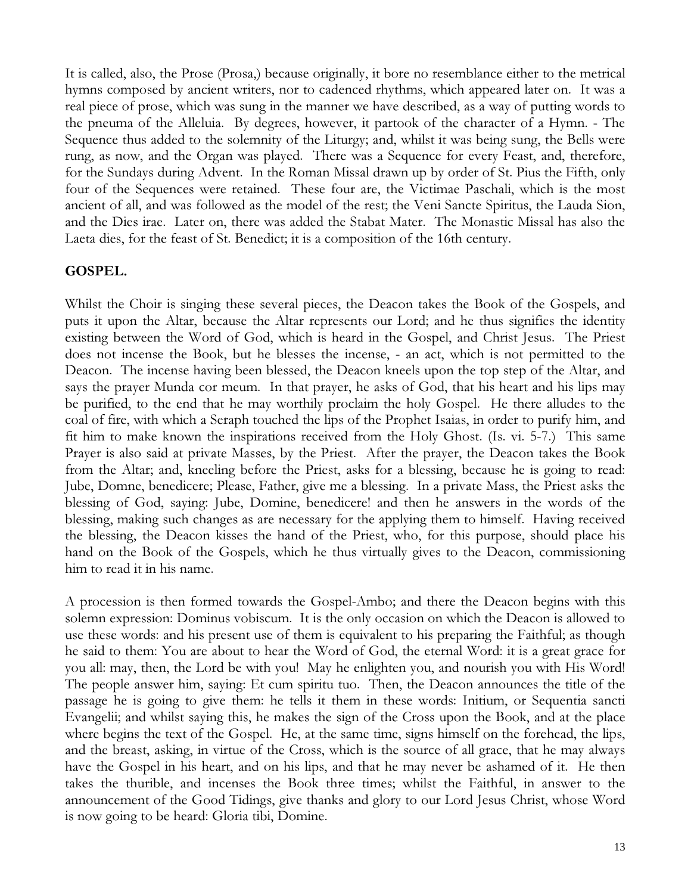It is called, also, the Prose (Prosa,) because originally, it bore no resemblance either to the metrical hymns composed by ancient writers, nor to cadenced rhythms, which appeared later on. It was a real piece of prose, which was sung in the manner we have described, as a way of putting words to the pneuma of the Alleluia. By degrees, however, it partook of the character of a Hymn. - The Sequence thus added to the solemnity of the Liturgy; and, whilst it was being sung, the Bells were rung, as now, and the Organ was played. There was a Sequence for every Feast, and, therefore, for the Sundays during Advent. In the Roman Missal drawn up by order of St. Pius the Fifth, only four of the Sequences were retained. These four are, the Victimae Paschali, which is the most ancient of all, and was followed as the model of the rest; the Veni Sancte Spiritus, the Lauda Sion, and the Dies irae. Later on, there was added the Stabat Mater. The Monastic Missal has also the Laeta dies, for the feast of St. Benedict; it is a composition of the 16th century.

## GOSPEL.

Whilst the Choir is singing these several pieces, the Deacon takes the Book of the Gospels, and puts it upon the Altar, because the Altar represents our Lord; and he thus signifies the identity existing between the Word of God, which is heard in the Gospel, and Christ Jesus. The Priest does not incense the Book, but he blesses the incense, - an act, which is not permitted to the Deacon. The incense having been blessed, the Deacon kneels upon the top step of the Altar, and says the prayer Munda cor meum. In that prayer, he asks of God, that his heart and his lips may be purified, to the end that he may worthily proclaim the holy Gospel. He there alludes to the coal of fire, with which a Seraph touched the lips of the Prophet Isaias, in order to purify him, and fit him to make known the inspirations received from the Holy Ghost. (Is. vi. 5-7.) This same Prayer is also said at private Masses, by the Priest. After the prayer, the Deacon takes the Book from the Altar; and, kneeling before the Priest, asks for a blessing, because he is going to read: Jube, Domne, benedicere; Please, Father, give me a blessing. In a private Mass, the Priest asks the blessing of God, saying: Jube, Domine, benedicere! and then he answers in the words of the blessing, making such changes as are necessary for the applying them to himself. Having received the blessing, the Deacon kisses the hand of the Priest, who, for this purpose, should place his hand on the Book of the Gospels, which he thus virtually gives to the Deacon, commissioning him to read it in his name.

A procession is then formed towards the Gospel-Ambo; and there the Deacon begins with this solemn expression: Dominus vobiscum. It is the only occasion on which the Deacon is allowed to use these words: and his present use of them is equivalent to his preparing the Faithful; as though he said to them: You are about to hear the Word of God, the eternal Word: it is a great grace for you all: may, then, the Lord be with you! May he enlighten you, and nourish you with His Word! The people answer him, saying: Et cum spiritu tuo. Then, the Deacon announces the title of the passage he is going to give them: he tells it them in these words: Initium, or Sequentia sancti Evangelii; and whilst saying this, he makes the sign of the Cross upon the Book, and at the place where begins the text of the Gospel. He, at the same time, signs himself on the forehead, the lips, and the breast, asking, in virtue of the Cross, which is the source of all grace, that he may always have the Gospel in his heart, and on his lips, and that he may never be ashamed of it. He then takes the thurible, and incenses the Book three times; whilst the Faithful, in answer to the announcement of the Good Tidings, give thanks and glory to our Lord Jesus Christ, whose Word is now going to be heard: Gloria tibi, Domine.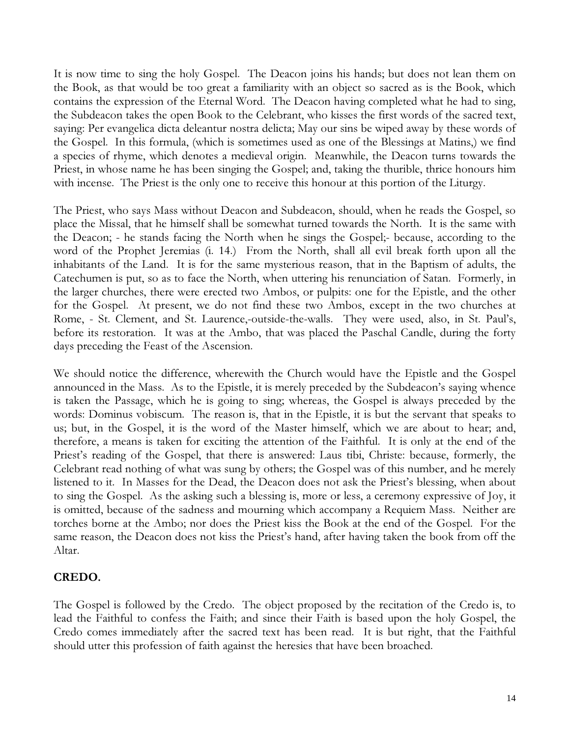It is now time to sing the holy Gospel. The Deacon joins his hands; but does not lean them on the Book, as that would be too great a familiarity with an object so sacred as is the Book, which contains the expression of the Eternal Word. The Deacon having completed what he had to sing, the Subdeacon takes the open Book to the Celebrant, who kisses the first words of the sacred text, saying: Per evangelica dicta deleantur nostra delicta; May our sins be wiped away by these words of the Gospel. In this formula, (which is sometimes used as one of the Blessings at Matins,) we find a species of rhyme, which denotes a medieval origin. Meanwhile, the Deacon turns towards the Priest, in whose name he has been singing the Gospel; and, taking the thurible, thrice honours him with incense. The Priest is the only one to receive this honour at this portion of the Liturgy.

The Priest, who says Mass without Deacon and Subdeacon, should, when he reads the Gospel, so place the Missal, that he himself shall be somewhat turned towards the North. It is the same with the Deacon; - he stands facing the North when he sings the Gospel;- because, according to the word of the Prophet Jeremias (i. 14.) From the North, shall all evil break forth upon all the inhabitants of the Land. It is for the same mysterious reason, that in the Baptism of adults, the Catechumen is put, so as to face the North, when uttering his renunciation of Satan. Formerly, in the larger churches, there were erected two Ambos, or pulpits: one for the Epistle, and the other for the Gospel. At present, we do not find these two Ambos, except in the two churches at Rome, - St. Clement, and St. Laurence,-outside-the-walls. They were used, also, in St. Paul's, before its restoration. It was at the Ambo, that was placed the Paschal Candle, during the forty days preceding the Feast of the Ascension.

We should notice the difference, wherewith the Church would have the Epistle and the Gospel announced in the Mass. As to the Epistle, it is merely preceded by the Subdeacon's saying whence is taken the Passage, which he is going to sing; whereas, the Gospel is always preceded by the words: Dominus vobiscum. The reason is, that in the Epistle, it is but the servant that speaks to us; but, in the Gospel, it is the word of the Master himself, which we are about to hear; and, therefore, a means is taken for exciting the attention of the Faithful. It is only at the end of the Priest's reading of the Gospel, that there is answered: Laus tibi, Christe: because, formerly, the Celebrant read nothing of what was sung by others; the Gospel was of this number, and he merely listened to it. In Masses for the Dead, the Deacon does not ask the Priest's blessing, when about to sing the Gospel. As the asking such a blessing is, more or less, a ceremony expressive of Joy, it is omitted, because of the sadness and mourning which accompany a Requiem Mass. Neither are torches borne at the Ambo; nor does the Priest kiss the Book at the end of the Gospel. For the same reason, the Deacon does not kiss the Priest's hand, after having taken the book from off the Altar.

## CREDO.

The Gospel is followed by the Credo. The object proposed by the recitation of the Credo is, to lead the Faithful to confess the Faith; and since their Faith is based upon the holy Gospel, the Credo comes immediately after the sacred text has been read. It is but right, that the Faithful should utter this profession of faith against the heresies that have been broached.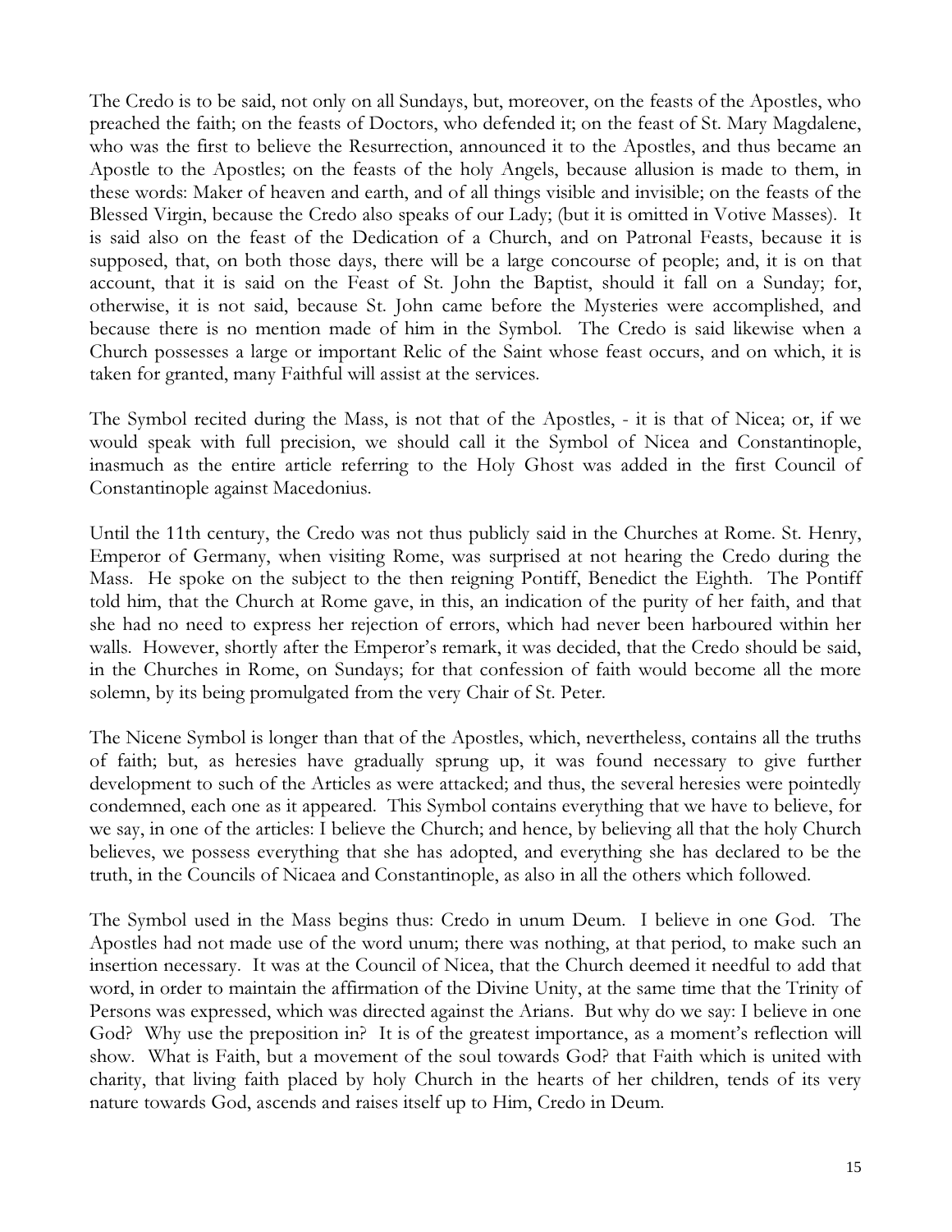The Credo is to be said, not only on all Sundays, but, moreover, on the feasts of the Apostles, who preached the faith; on the feasts of Doctors, who defended it; on the feast of St. Mary Magdalene, who was the first to believe the Resurrection, announced it to the Apostles, and thus became an Apostle to the Apostles; on the feasts of the holy Angels, because allusion is made to them, in these words: Maker of heaven and earth, and of all things visible and invisible; on the feasts of the Blessed Virgin, because the Credo also speaks of our Lady; (but it is omitted in Votive Masses). It is said also on the feast of the Dedication of a Church, and on Patronal Feasts, because it is supposed, that, on both those days, there will be a large concourse of people; and, it is on that account, that it is said on the Feast of St. John the Baptist, should it fall on a Sunday; for, otherwise, it is not said, because St. John came before the Mysteries were accomplished, and because there is no mention made of him in the Symbol. The Credo is said likewise when a Church possesses a large or important Relic of the Saint whose feast occurs, and on which, it is taken for granted, many Faithful will assist at the services.

The Symbol recited during the Mass, is not that of the Apostles, - it is that of Nicea; or, if we would speak with full precision, we should call it the Symbol of Nicea and Constantinople, inasmuch as the entire article referring to the Holy Ghost was added in the first Council of Constantinople against Macedonius.

Until the 11th century, the Credo was not thus publicly said in the Churches at Rome. St. Henry, Emperor of Germany, when visiting Rome, was surprised at not hearing the Credo during the Mass. He spoke on the subject to the then reigning Pontiff, Benedict the Eighth. The Pontiff told him, that the Church at Rome gave, in this, an indication of the purity of her faith, and that she had no need to express her rejection of errors, which had never been harboured within her walls. However, shortly after the Emperor's remark, it was decided, that the Credo should be said, in the Churches in Rome, on Sundays; for that confession of faith would become all the more solemn, by its being promulgated from the very Chair of St. Peter.

The Nicene Symbol is longer than that of the Apostles, which, nevertheless, contains all the truths of faith; but, as heresies have gradually sprung up, it was found necessary to give further development to such of the Articles as were attacked; and thus, the several heresies were pointedly condemned, each one as it appeared. This Symbol contains everything that we have to believe, for we say, in one of the articles: I believe the Church; and hence, by believing all that the holy Church believes, we possess everything that she has adopted, and everything she has declared to be the truth, in the Councils of Nicaea and Constantinople, as also in all the others which followed.

The Symbol used in the Mass begins thus: Credo in unum Deum. I believe in one God. The Apostles had not made use of the word unum; there was nothing, at that period, to make such an insertion necessary. It was at the Council of Nicea, that the Church deemed it needful to add that word, in order to maintain the affirmation of the Divine Unity, at the same time that the Trinity of Persons was expressed, which was directed against the Arians. But why do we say: I believe in one God? Why use the preposition in? It is of the greatest importance, as a moment's reflection will show. What is Faith, but a movement of the soul towards God? that Faith which is united with charity, that living faith placed by holy Church in the hearts of her children, tends of its very nature towards God, ascends and raises itself up to Him, Credo in Deum.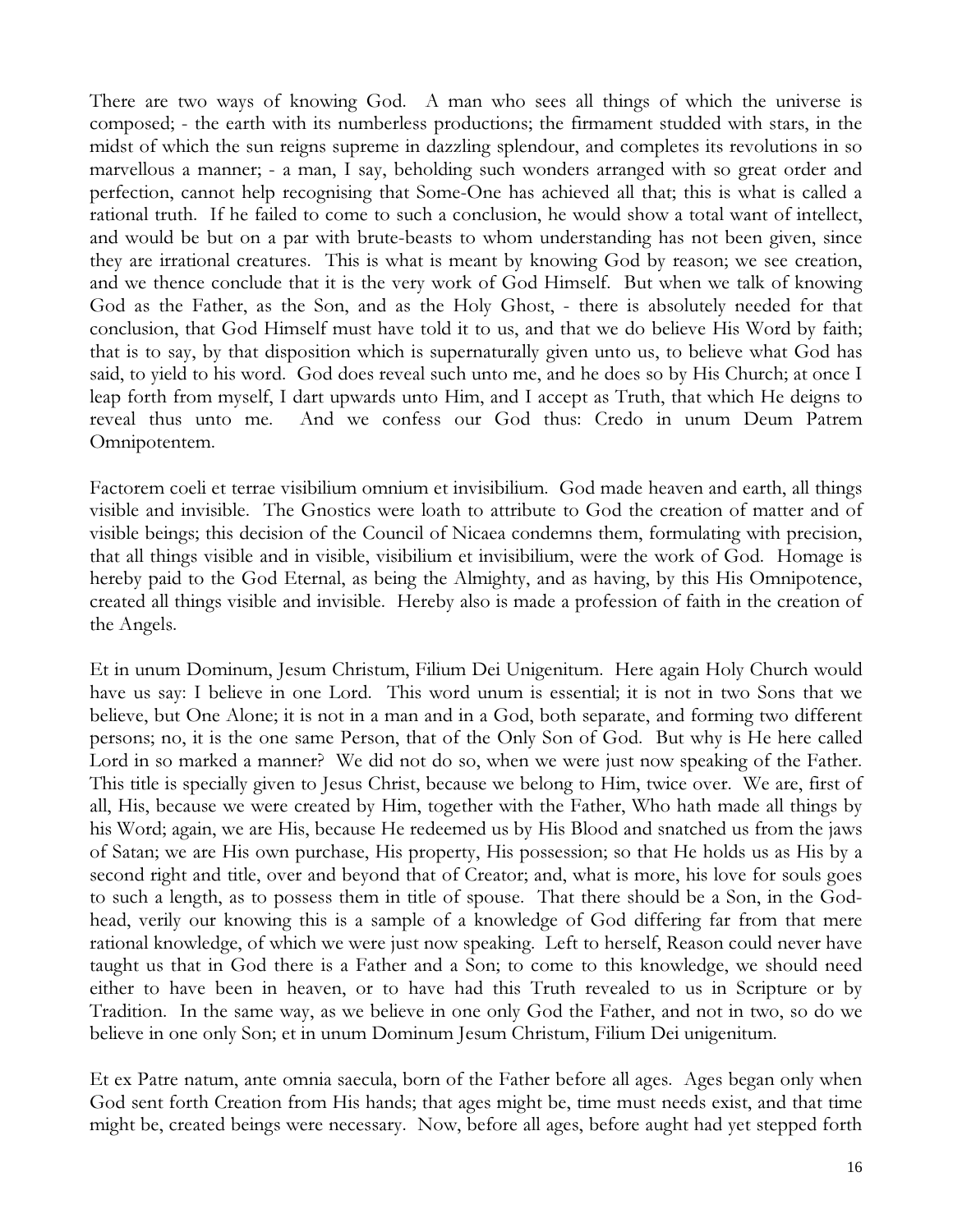There are two ways of knowing God. A man who sees all things of which the universe is composed; - the earth with its numberless productions; the firmament studded with stars, in the midst of which the sun reigns supreme in dazzling splendour, and completes its revolutions in so marvellous a manner; - a man, I say, beholding such wonders arranged with so great order and perfection, cannot help recognising that Some-One has achieved all that; this is what is called a rational truth. If he failed to come to such a conclusion, he would show a total want of intellect, and would be but on a par with brute-beasts to whom understanding has not been given, since they are irrational creatures. This is what is meant by knowing God by reason; we see creation, and we thence conclude that it is the very work of God Himself. But when we talk of knowing God as the Father, as the Son, and as the Holy Ghost, - there is absolutely needed for that conclusion, that God Himself must have told it to us, and that we do believe His Word by faith; that is to say, by that disposition which is supernaturally given unto us, to believe what God has said, to yield to his word. God does reveal such unto me, and he does so by His Church; at once I leap forth from myself, I dart upwards unto Him, and I accept as Truth, that which He deigns to reveal thus unto me. And we confess our God thus: Credo in unum Deum Patrem Omnipotentem.

Factorem coeli et terrae visibilium omnium et invisibilium. God made heaven and earth, all things visible and invisible. The Gnostics were loath to attribute to God the creation of matter and of visible beings; this decision of the Council of Nicaea condemns them, formulating with precision, that all things visible and in visible, visibilium et invisibilium, were the work of God. Homage is hereby paid to the God Eternal, as being the Almighty, and as having, by this His Omnipotence, created all things visible and invisible. Hereby also is made a profession of faith in the creation of the Angels.

Et in unum Dominum, Jesum Christum, Filium Dei Unigenitum. Here again Holy Church would have us say: I believe in one Lord. This word unum is essential; it is not in two Sons that we believe, but One Alone; it is not in a man and in a God, both separate, and forming two different persons; no, it is the one same Person, that of the Only Son of God. But why is He here called Lord in so marked a manner? We did not do so, when we were just now speaking of the Father. This title is specially given to Jesus Christ, because we belong to Him, twice over. We are, first of all, His, because we were created by Him, together with the Father, Who hath made all things by his Word; again, we are His, because He redeemed us by His Blood and snatched us from the jaws of Satan; we are His own purchase, His property, His possession; so that He holds us as His by a second right and title, over and beyond that of Creator; and, what is more, his love for souls goes to such a length, as to possess them in title of spouse. That there should be a Son, in the God-head, verily our knowing this is a sample of a knowledge of God differing far from that mere rational knowledge, of which we were just now speaking. Left to herself, Reason could never have taught us that in God there is a Father and a Son; to come to this knowledge, we should need either to have been in heaven, or to have had this Truth revealed to us in Scripture or by Tradition. In the same way, as we believe in one only God the Father, and not in two, so do we believe in one only Son; et in unum Dominum Jesum Christum, Filium Dei unigenitum.

Et ex Patre natum, ante omnia saecula, born of the Father before all ages. Ages began only when God sent forth Creation from His hands; that ages might be, time must needs exist, and that time might be, created beings were necessary. Now, before all ages, before aught had yet stepped forth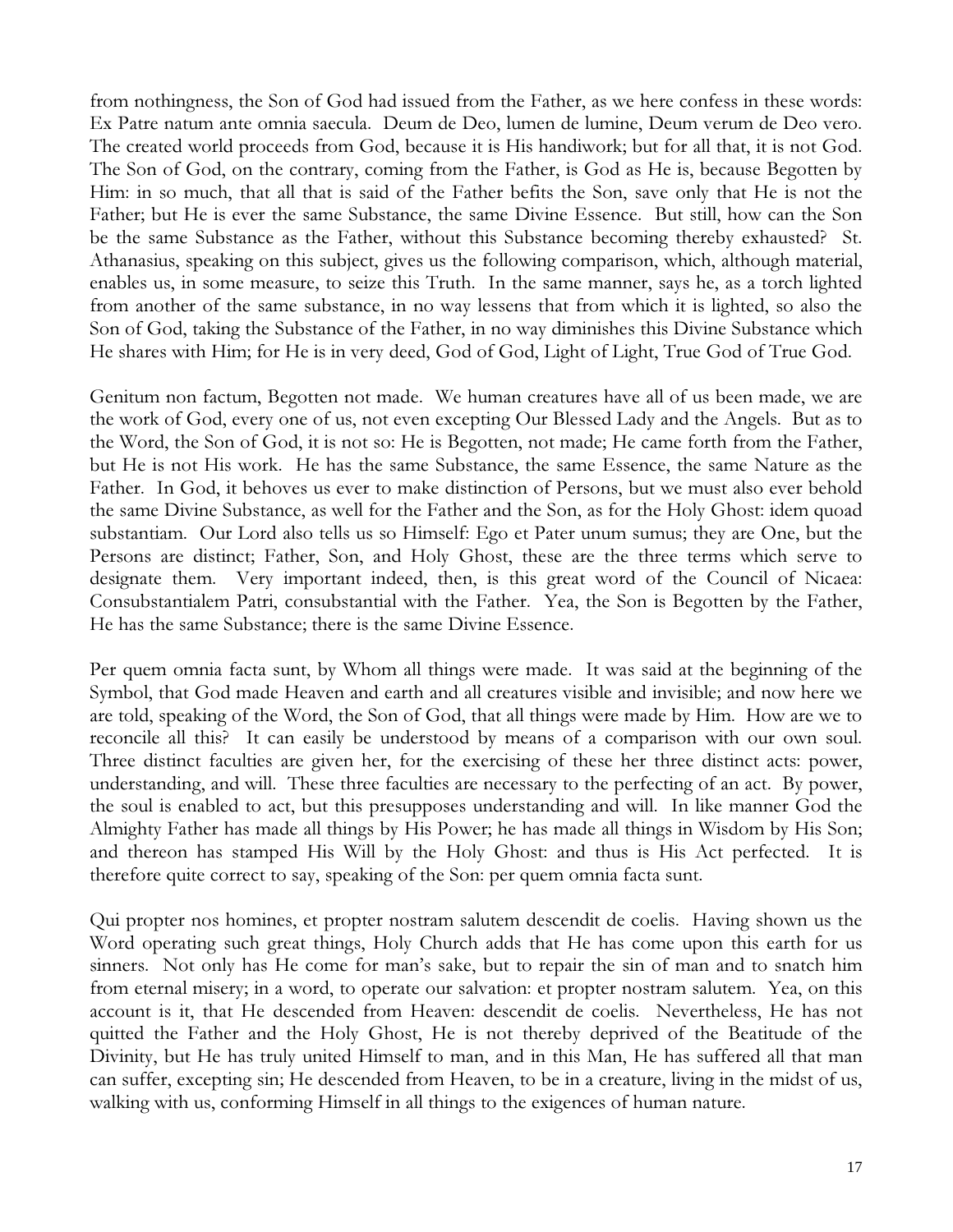from nothingness, the Son of God had issued from the Father, as we here confess in these words: Ex Patre natum ante omnia saecula. Deum de Deo, lumen de lumine, Deum verum de Deo vero. The created world proceeds from God, because it is His handiwork; but for all that, it is not God. The Son of God, on the contrary, coming from the Father, is God as He is, because Begotten by Him: in so much, that all that is said of the Father befits the Son, save only that He is not the Father; but He is ever the same Substance, the same Divine Essence. But still, how can the Son be the same Substance as the Father, without this Substance becoming thereby exhausted? St. Athanasius, speaking on this subject, gives us the following comparison, which, although material, enables us, in some measure, to seize this Truth. In the same manner, says he, as a torch lighted from another of the same substance, in no way lessens that from which it is lighted, so also the Son of God, taking the Substance of the Father, in no way diminishes this Divine Substance which He shares with Him; for He is in very deed, God of God, Light of Light, True God of True God.

Genitum non factum, Begotten not made. We human creatures have all of us been made, we are the work of God, every one of us, not even excepting Our Blessed Lady and the Angels. But as to the Word, the Son of God, it is not so: He is Begotten, not made; He came forth from the Father, but He is not His work. He has the same Substance, the same Essence, the same Nature as the Father. In God, it behoves us ever to make distinction of Persons, but we must also ever behold the same Divine Substance, as well for the Father and the Son, as for the Holy Ghost: idem quoad substantiam. Our Lord also tells us so Himself: Ego et Pater unum sumus; they are One, but the Persons are distinct; Father, Son, and Holy Ghost, these are the three terms which serve to designate them. Very important indeed, then, is this great word of the Council of Nicaea: Consubstantialem Patri, consubstantial with the Father. Yea, the Son is Begotten by the Father, He has the same Substance; there is the same Divine Essence.

Per quem omnia facta sunt, by Whom all things were made. It was said at the beginning of the Symbol, that God made Heaven and earth and all creatures visible and invisible; and now here we are told, speaking of the Word, the Son of God, that all things were made by Him. How are we to reconcile all this? It can easily be understood by means of a comparison with our own soul. Three distinct faculties are given her, for the exercising of these her three distinct acts: power, understanding, and will. These three faculties are necessary to the perfecting of an act. By power, the soul is enabled to act, but this presupposes understanding and will. In like manner God the Almighty Father has made all things by His Power; he has made all things in Wisdom by His Son; and thereon has stamped His Will by the Holy Ghost: and thus is His Act perfected. It is therefore quite correct to say, speaking of the Son: per quem omnia facta sunt.

Qui propter nos homines, et propter nostram salutem descendit de coelis. Having shown us the Word operating such great things, Holy Church adds that He has come upon this earth for us sinners. Not only has He come for man's sake, but to repair the sin of man and to snatch him from eternal misery; in a word, to operate our salvation: et propter nostram salutem. Yea, on this account is it, that He descended from Heaven: descendit de coelis. Nevertheless, He has not quitted the Father and the Holy Ghost, He is not thereby deprived of the Beatitude of the Divinity, but He has truly united Himself to man, and in this Man, He has suffered all that man can suffer, excepting sin; He descended from Heaven, to be in a creature, living in the midst of us, walking with us, conforming Himself in all things to the exigences of human nature.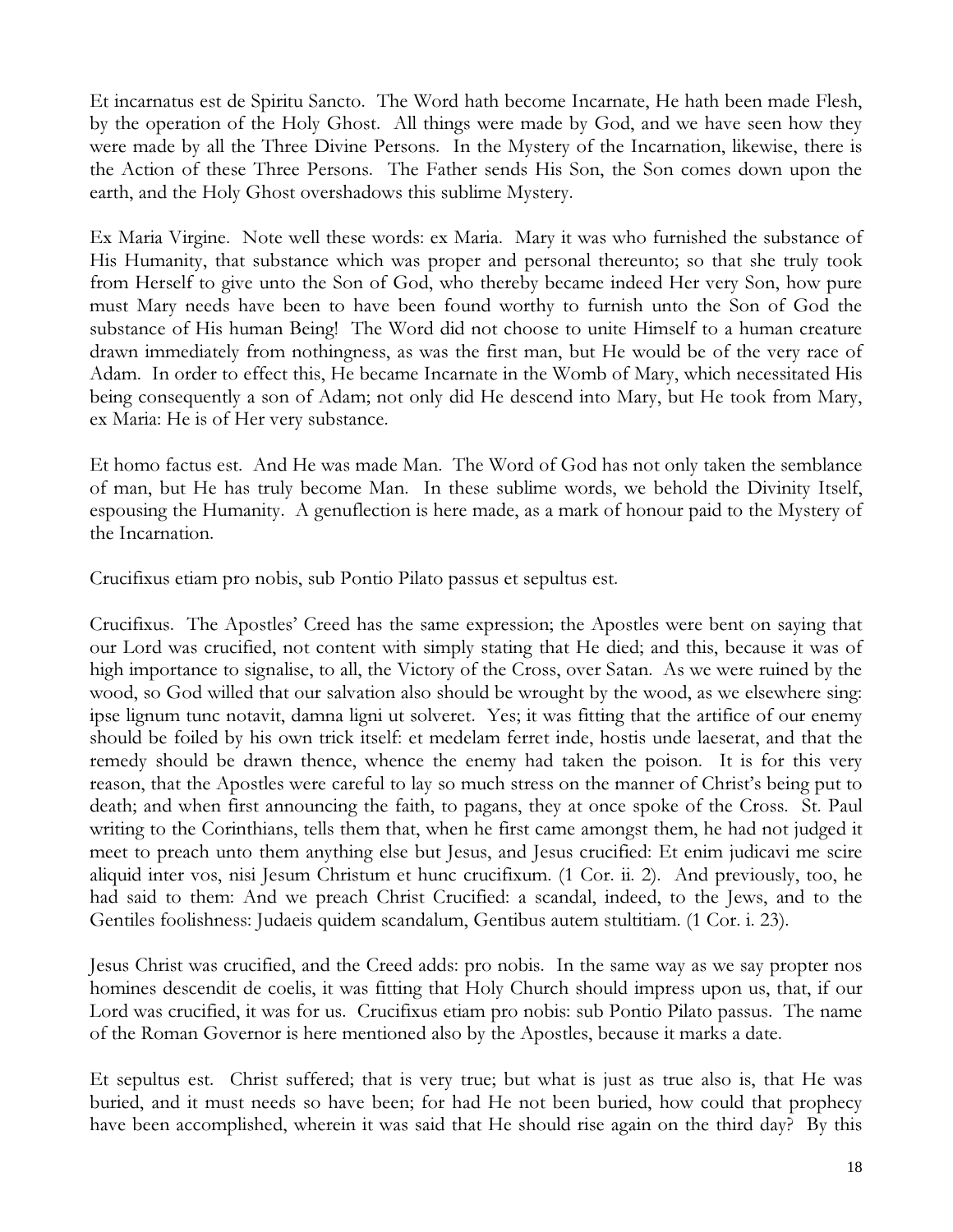Et incarnatus est de Spiritu Sancto. The Word hath become Incarnate, He hath been made Flesh, by the operation of the Holy Ghost. All things were made by God, and we have seen how they were made by all the Three Divine Persons. In the Mystery of the Incarnation, likewise, there is the Action of these Three Persons. The Father sends His Son, the Son comes down upon the earth, and the Holy Ghost overshadows this sublime Mystery.

Ex Maria Virgine. Note well these words: ex Maria. Mary it was who furnished the substance of His Humanity, that substance which was proper and personal thereunto; so that she truly took from Herself to give unto the Son of God, who thereby became indeed Her very Son, how pure must Mary needs have been to have been found worthy to furnish unto the Son of God the substance of His human Being! The Word did not choose to unite Himself to a human creature drawn immediately from nothingness, as was the first man, but He would be of the very race of Adam. In order to effect this, He became Incarnate in the Womb of Mary, which necessitated His being consequently a son of Adam; not only did He descend into Mary, but He took from Mary, ex Maria: He is of Her very substance.

Et homo factus est. And He was made Man. The Word of God has not only taken the semblance of man, but He has truly become Man. In these sublime words, we behold the Divinity Itself, espousing the Humanity. A genuflection is here made, as a mark of honour paid to the Mystery of the Incarnation.

Crucifixus etiam pro nobis, sub Pontio Pilato passus et sepultus est.

Crucifixus. The Apostles' Creed has the same expression; the Apostles were bent on saying that our Lord was crucified, not content with simply stating that He died; and this, because it was of high importance to signalise, to all, the Victory of the Cross, over Satan. As we were ruined by the wood, so God willed that our salvation also should be wrought by the wood, as we elsewhere sing: ipse lignum tunc notavit, damna ligni ut solveret. Yes; it was fitting that the artifice of our enemy should be foiled by his own trick itself: et medelam ferret inde, hostis unde laeserat, and that the remedy should be drawn thence, whence the enemy had taken the poison. It is for this very reason, that the Apostles were careful to lay so much stress on the manner of Christ's being put to death; and when first announcing the faith, to pagans, they at once spoke of the Cross. St. Paul writing to the Corinthians, tells them that, when he first came amongst them, he had not judged it meet to preach unto them anything else but Jesus, and Jesus crucified: Et enim judicavi me scire aliquid inter vos, nisi Jesum Christum et hunc crucifixum. (1 Cor. ii. 2). And previously, too, he had said to them: And we preach Christ Crucified: a scandal, indeed, to the Jews, and to the Gentiles foolishness: Judaeis quidem scandalum, Gentibus autem stultitiam. (1 Cor. i. 23).

Jesus Christ was crucified, and the Creed adds: pro nobis. In the same way as we say propter nos homines descendit de coelis, it was fitting that Holy Church should impress upon us, that, if our Lord was crucified, it was for us. Crucifixus etiam pro nobis: sub Pontio Pilato passus. The name of the Roman Governor is here mentioned also by the Apostles, because it marks a date.

Et sepultus est. Christ suffered; that is very true; but what is just as true also is, that He was buried, and it must needs so have been; for had He not been buried, how could that prophecy have been accomplished, wherein it was said that He should rise again on the third day? By this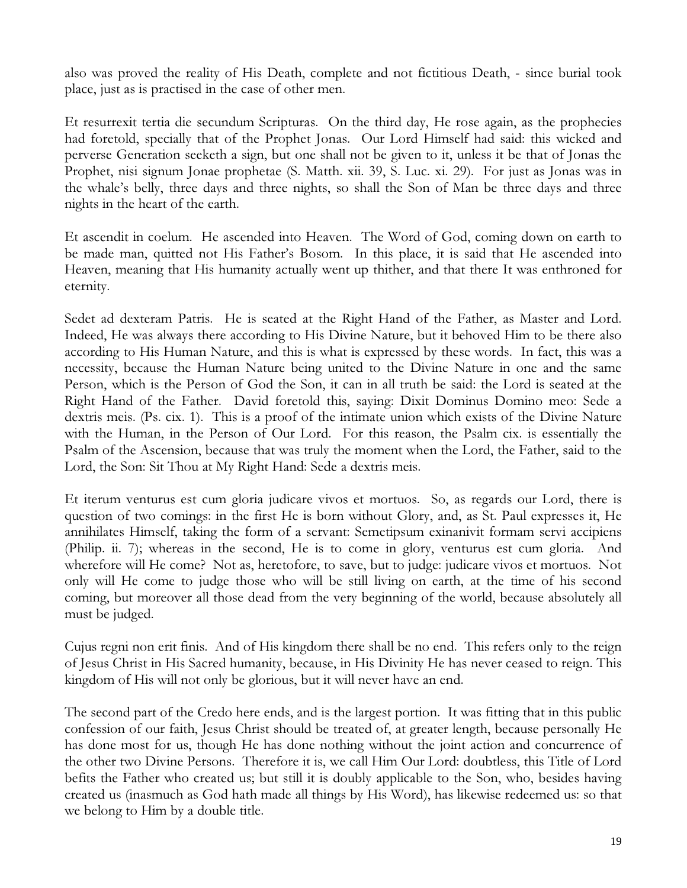also was proved the reality of His Death, complete and not fictitious Death, - since burial took place, just as is practised in the case of other men.

Et resurrexit tertia die secundum Scripturas. On the third day, He rose again, as the prophecies had foretold, specially that of the Prophet Jonas. Our Lord Himself had said: this wicked and perverse Generation seeketh a sign, but one shall not be given to it, unless it be that of Jonas the Prophet, nisi signum Jonae prophetae (S. Matth. xii. 39, S. Luc. xi. 29). For just as Jonas was in the whale's belly, three days and three nights, so shall the Son of Man be three days and three nights in the heart of the earth.

Et ascendit in coelum. He ascended into Heaven. The Word of God, coming down on earth to be made man, quitted not His Father's Bosom. In this place, it is said that He ascended into Heaven, meaning that His humanity actually went up thither, and that there It was enthroned for eternity.

Sedet ad dexteram Patris. He is seated at the Right Hand of the Father, as Master and Lord. Indeed, He was always there according to His Divine Nature, but it behoved Him to be there also according to His Human Nature, and this is what is expressed by these words. In fact, this was a necessity, because the Human Nature being united to the Divine Nature in one and the same Person, which is the Person of God the Son, it can in all truth be said: the Lord is seated at the Right Hand of the Father. David foretold this, saying: Dixit Dominus Domino meo: Sede a dextris meis. (Ps. cix. 1). This is a proof of the intimate union which exists of the Divine Nature with the Human, in the Person of Our Lord. For this reason, the Psalm cix. is essentially the Psalm of the Ascension, because that was truly the moment when the Lord, the Father, said to the Lord, the Son: Sit Thou at My Right Hand: Sede a dextris meis.

Et iterum venturus est cum gloria judicare vivos et mortuos. So, as regards our Lord, there is question of two comings: in the first He is born without Glory, and, as St. Paul expresses it, He annihilates Himself, taking the form of a servant: Semetipsum exinanivit formam servi accipiens (Philip. ii. 7); whereas in the second, He is to come in glory, venturus est cum gloria. And wherefore will He come? Not as, heretofore, to save, but to judge: judicare vivos et mortuos. Not only will He come to judge those who will be still living on earth, at the time of his second coming, but moreover all those dead from the very beginning of the world, because absolutely all must be judged.

Cujus regni non erit finis. And of His kingdom there shall be no end. This refers only to the reign of Jesus Christ in His Sacred humanity, because, in His Divinity He has never ceased to reign. This kingdom of His will not only be glorious, but it will never have an end.

The second part of the Credo here ends, and is the largest portion. It was fitting that in this public confession of our faith, Jesus Christ should be treated of, at greater length, because personally He has done most for us, though He has done nothing without the joint action and concurrence of the other two Divine Persons. Therefore it is, we call Him Our Lord: doubtless, this Title of Lord befits the Father who created us; but still it is doubly applicable to the Son, who, besides having created us (inasmuch as God hath made all things by His Word), has likewise redeemed us: so that we belong to Him by a double title.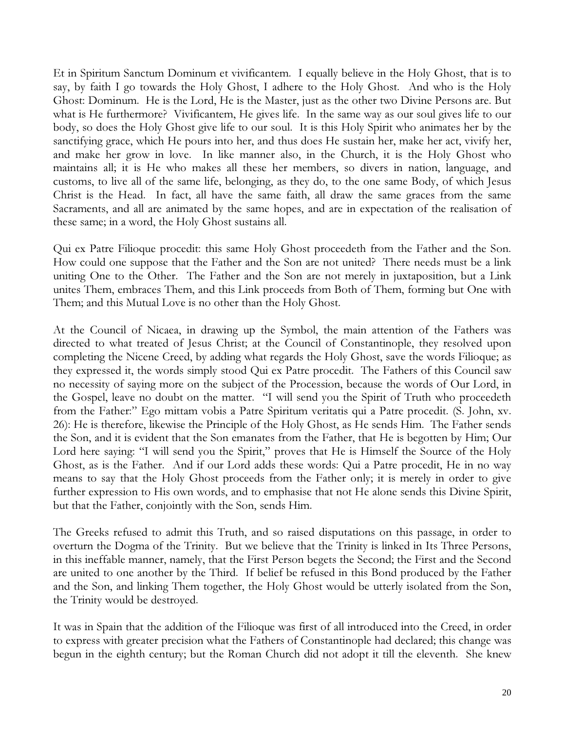Et in Spiritum Sanctum Dominum et vivificantem. I equally believe in the Holy Ghost, that is to say, by faith I go towards the Holy Ghost, I adhere to the Holy Ghost. And who is the Holy Ghost: Dominum. He is the Lord, He is the Master, just as the other two Divine Persons are. But what is He furthermore? Vivificantem, He gives life. In the same way as our soul gives life to our body, so does the Holy Ghost give life to our soul. It is this Holy Spirit who animates her by the sanctifying grace, which He pours into her, and thus does He sustain her, make her act, vivify her, and make her grow in love. In like manner also, in the Church, it is the Holy Ghost who maintains all; it is He who makes all these her members, so divers in nation, language, and customs, to live all of the same life, belonging, as they do, to the one same Body, of which Jesus Christ is the Head. In fact, all have the same faith, all draw the same graces from the same Sacraments, and all are animated by the same hopes, and are in expectation of the realisation of these same; in a word, the Holy Ghost sustains all.

Qui ex Patre Filioque procedit: this same Holy Ghost proceedeth from the Father and the Son. How could one suppose that the Father and the Son are not united? There needs must be a link uniting One to the Other. The Father and the Son are not merely in juxtaposition, but a Link unites Them, embraces Them, and this Link proceeds from Both of Them, forming but One with Them; and this Mutual Love is no other than the Holy Ghost.

At the Council of Nicaea, in drawing up the Symbol, the main attention of the Fathers was directed to what treated of Jesus Christ; at the Council of Constantinople, they resolved upon completing the Nicene Creed, by adding what regards the Holy Ghost, save the words Filioque; as they expressed it, the words simply stood Qui ex Patre procedit. The Fathers of this Council saw no necessity of saying more on the subject of the Procession, because the words of Our Lord, in the Gospel, leave no doubt on the matter. "I will send you the Spirit of Truth who proceedeth from the Father:" Ego mittam vobis a Patre Spiritum veritatis qui a Patre procedit. (S. John, xv. 26): He is therefore, likewise the Principle of the Holy Ghost, as He sends Him. The Father sends the Son, and it is evident that the Son emanates from the Father, that He is begotten by Him; Our Lord here saying: "I will send you the Spirit," proves that He is Himself the Source of the Holy Ghost, as is the Father. And if our Lord adds these words: Qui a Patre procedit, He in no way means to say that the Holy Ghost proceeds from the Father only; it is merely in order to give further expression to His own words, and to emphasise that not He alone sends this Divine Spirit, but that the Father, conjointly with the Son, sends Him.

The Greeks refused to admit this Truth, and so raised disputations on this passage, in order to overturn the Dogma of the Trinity. But we believe that the Trinity is linked in Its Three Persons, in this ineffable manner, namely, that the First Person begets the Second; the First and the Second are united to one another by the Third. If belief be refused in this Bond produced by the Father and the Son, and linking Them together, the Holy Ghost would be utterly isolated from the Son, the Trinity would be destroyed.

It was in Spain that the addition of the Filioque was first of all introduced into the Creed, in order to express with greater precision what the Fathers of Constantinople had declared; this change was begun in the eighth century; but the Roman Church did not adopt it till the eleventh. She knew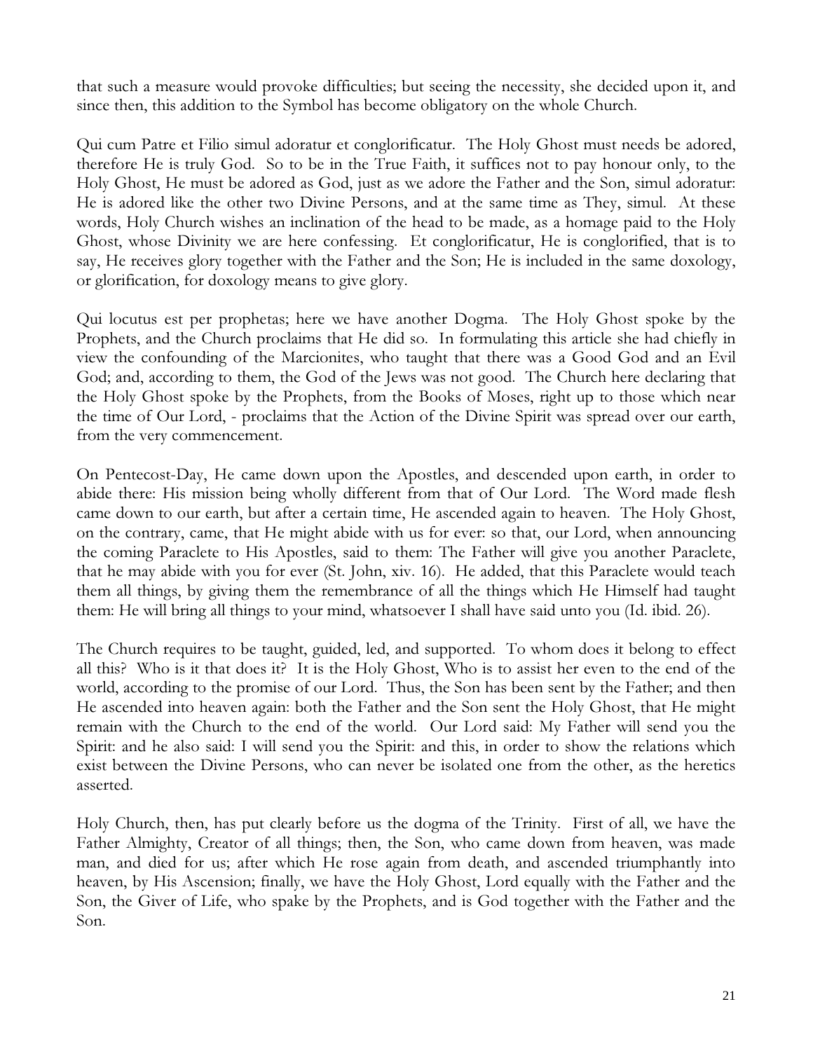that such a measure would provoke difficulties; but seeing the necessity, she decided upon it, and since then, this addition to the Symbol has become obligatory on the whole Church.

Qui cum Patre et Filio simul adoratur et conglorificatur. The Holy Ghost must needs be adored, therefore He is truly God. So to be in the True Faith, it suffices not to pay honour only, to the Holy Ghost, He must be adored as God, just as we adore the Father and the Son, simul adoratur: He is adored like the other two Divine Persons, and at the same time as They, simul. At these words, Holy Church wishes an inclination of the head to be made, as a homage paid to the Holy Ghost, whose Divinity we are here confessing. Et conglorificatur, He is conglorified, that is to say, He receives glory together with the Father and the Son; He is included in the same doxology, or glorification, for doxology means to give glory.

Qui locutus est per prophetas; here we have another Dogma. The Holy Ghost spoke by the Prophets, and the Church proclaims that He did so. In formulating this article she had chiefly in view the confounding of the Marcionites, who taught that there was a Good God and an Evil God; and, according to them, the God of the Jews was not good. The Church here declaring that the Holy Ghost spoke by the Prophets, from the Books of Moses, right up to those which near the time of Our Lord, - proclaims that the Action of the Divine Spirit was spread over our earth, from the very commencement.

On Pentecost-Day, He came down upon the Apostles, and descended upon earth, in order to abide there: His mission being wholly different from that of Our Lord. The Word made flesh came down to our earth, but after a certain time, He ascended again to heaven. The Holy Ghost, on the contrary, came, that He might abide with us for ever: so that, our Lord, when announcing the coming Paraclete to His Apostles, said to them: The Father will give you another Paraclete, that he may abide with you for ever (St. John, xiv. 16). He added, that this Paraclete would teach them all things, by giving them the remembrance of all the things which He Himself had taught them: He will bring all things to your mind, whatsoever I shall have said unto you (Id. ibid. 26).

The Church requires to be taught, guided, led, and supported. To whom does it belong to effect all this? Who is it that does it? It is the Holy Ghost, Who is to assist her even to the end of the world, according to the promise of our Lord. Thus, the Son has been sent by the Father; and then He ascended into heaven again: both the Father and the Son sent the Holy Ghost, that He might remain with the Church to the end of the world. Our Lord said: My Father will send you the Spirit: and he also said: I will send you the Spirit: and this, in order to show the relations which exist between the Divine Persons, who can never be isolated one from the other, as the heretics asserted.

Holy Church, then, has put clearly before us the dogma of the Trinity. First of all, we have the Father Almighty, Creator of all things; then, the Son, who came down from heaven, was made man, and died for us; after which He rose again from death, and ascended triumphantly into heaven, by His Ascension; finally, we have the Holy Ghost, Lord equally with the Father and the Son, the Giver of Life, who spake by the Prophets, and is God together with the Father and the Son.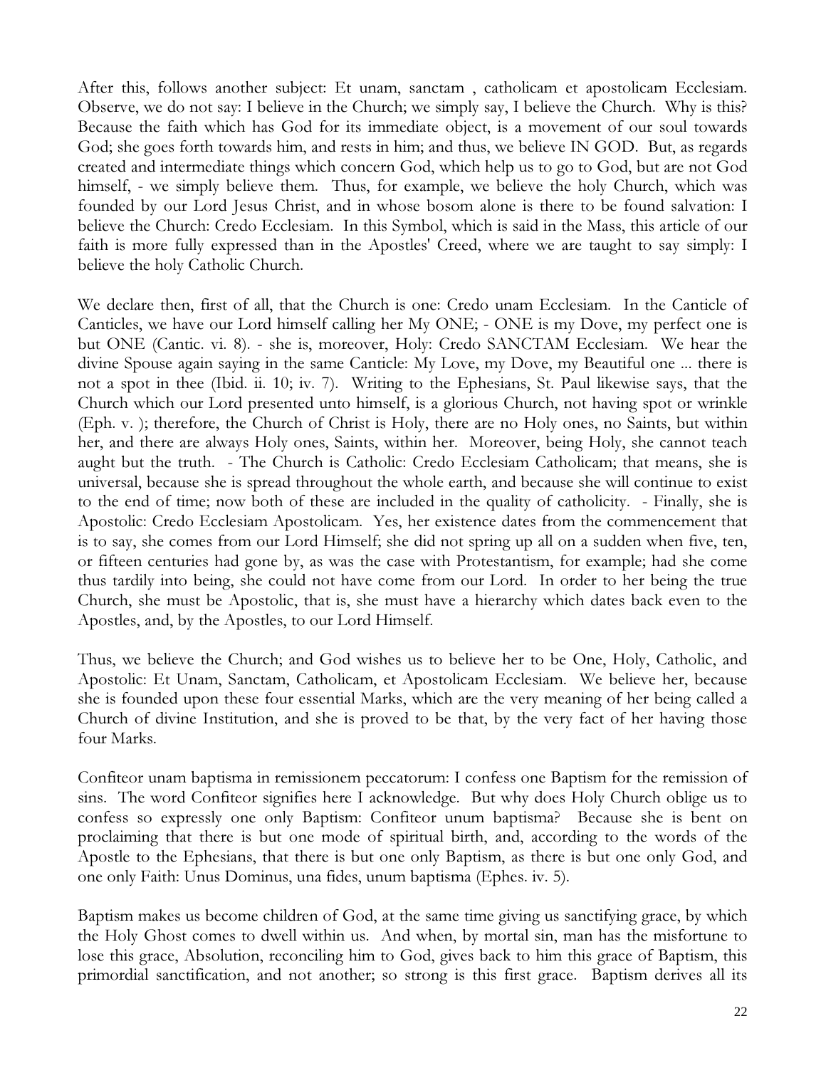After this, follows another subject: Et unam, sanctam , catholicam et apostolicam Ecclesiam. Observe, we do not say: I believe in the Church; we simply say, I believe the Church. Why is this? Because the faith which has God for its immediate object, is a movement of our soul towards God; she goes forth towards him, and rests in him; and thus, we believe IN GOD. But, as regards created and intermediate things which concern God, which help us to go to God, but are not God himself, - we simply believe them. Thus, for example, we believe the holy Church, which was founded by our Lord Jesus Christ, and in whose bosom alone is there to be found salvation: I believe the Church: Credo Ecclesiam. In this Symbol, which is said in the Mass, this article of our faith is more fully expressed than in the Apostles' Creed, where we are taught to say simply: I believe the holy Catholic Church.

We declare then, first of all, that the Church is one: Credo unam Ecclesiam. In the Canticle of Canticles, we have our Lord himself calling her My ONE; - ONE is my Dove, my perfect one is but ONE (Cantic. vi. 8). - she is, moreover, Holy: Credo SANCTAM Ecclesiam. We hear the divine Spouse again saying in the same Canticle: My Love, my Dove, my Beautiful one ... there is not a spot in thee (Ibid. ii. 10; iv. 7). Writing to the Ephesians, St. Paul likewise says, that the Church which our Lord presented unto himself, is a glorious Church, not having spot or wrinkle (Eph. v. ); therefore, the Church of Christ is Holy, there are no Holy ones, no Saints, but within her, and there are always Holy ones, Saints, within her. Moreover, being Holy, she cannot teach aught but the truth. - The Church is Catholic: Credo Ecclesiam Catholicam; that means, she is universal, because she is spread throughout the whole earth, and because she will continue to exist to the end of time; now both of these are included in the quality of catholicity. - Finally, she is Apostolic: Credo Ecclesiam Apostolicam. Yes, her existence dates from the commencement that is to say, she comes from our Lord Himself; she did not spring up all on a sudden when five, ten, or fifteen centuries had gone by, as was the case with Protestantism, for example; had she come thus tardily into being, she could not have come from our Lord. In order to her being the true Church, she must be Apostolic, that is, she must have a hierarchy which dates back even to the Apostles, and, by the Apostles, to our Lord Himself.

Thus, we believe the Church; and God wishes us to believe her to be One, Holy, Catholic, and Apostolic: Et Unam, Sanctam, Catholicam, et Apostolicam Ecclesiam. We believe her, because she is founded upon these four essential Marks, which are the very meaning of her being called a Church of divine Institution, and she is proved to be that, by the very fact of her having those four Marks.

Confiteor unam baptisma in remissionem peccatorum: I confess one Baptism for the remission of sins. The word Confiteor signifies here I acknowledge. But why does Holy Church oblige us to confess so expressly one only Baptism: Confiteor unum baptisma? Because she is bent on proclaiming that there is but one mode of spiritual birth, and, according to the words of the Apostle to the Ephesians, that there is but one only Baptism, as there is but one only God, and one only Faith: Unus Dominus, una fides, unum baptisma (Ephes. iv. 5).

Baptism makes us become children of God, at the same time giving us sanctifying grace, by which the Holy Ghost comes to dwell within us. And when, by mortal sin, man has the misfortune to lose this grace, Absolution, reconciling him to God, gives back to him this grace of Baptism, this primordial sanctification, and not another; so strong is this first grace. Baptism derives all its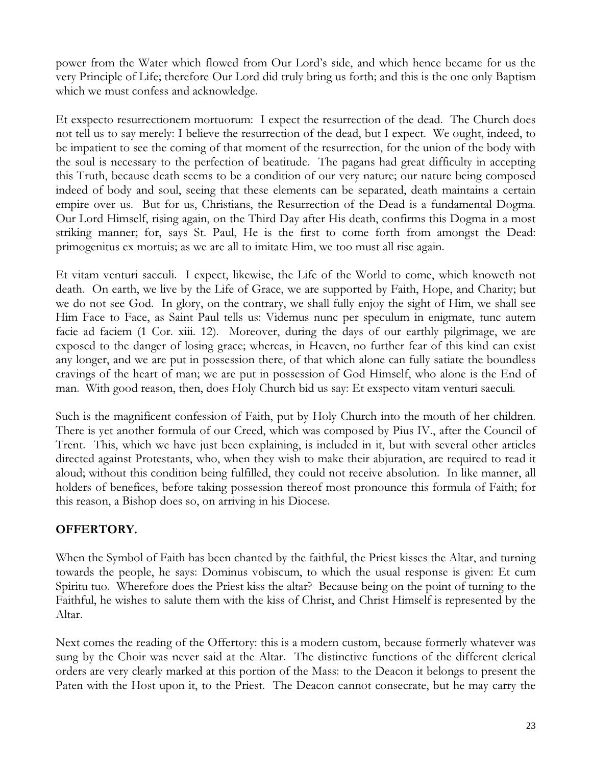power from the Water which flowed from Our Lord's side, and which hence became for us the very Principle of Life; therefore Our Lord did truly bring us forth; and this is the one only Baptism which we must confess and acknowledge.

Et exspecto resurrectionem mortuorum: I expect the resurrection of the dead. The Church does not tell us to say merely: I believe the resurrection of the dead, but I expect. We ought, indeed, to be impatient to see the coming of that moment of the resurrection, for the union of the body with the soul is necessary to the perfection of beatitude. The pagans had great difficulty in accepting this Truth, because death seems to be a condition of our very nature; our nature being composed indeed of body and soul, seeing that these elements can be separated, death maintains a certain empire over us. But for us, Christians, the Resurrection of the Dead is a fundamental Dogma. Our Lord Himself, rising again, on the Third Day after His death, confirms this Dogma in a most striking manner; for, says St. Paul, He is the first to come forth from amongst the Dead: primogenitus ex mortuis; as we are all to imitate Him, we too must all rise again.

Et vitam venturi saeculi. I expect, likewise, the Life of the World to come, which knoweth not death. On earth, we live by the Life of Grace, we are supported by Faith, Hope, and Charity; but we do not see God. In glory, on the contrary, we shall fully enjoy the sight of Him, we shall see Him Face to Face, as Saint Paul tells us: Videmus nunc per speculum in enigmate, tunc autem facie ad faciem (1 Cor. xiii. 12). Moreover, during the days of our earthly pilgrimage, we are exposed to the danger of losing grace; whereas, in Heaven, no further fear of this kind can exist any longer, and we are put in possession there, of that which alone can fully satiate the boundless cravings of the heart of man; we are put in possession of God Himself, who alone is the End of man. With good reason, then, does Holy Church bid us say: Et exspecto vitam venturi saeculi.

Such is the magnificent confession of Faith, put by Holy Church into the mouth of her children. There is yet another formula of our Creed, which was composed by Pius IV., after the Council of Trent. This, which we have just been explaining, is included in it, but with several other articles directed against Protestants, who, when they wish to make their abjuration, are required to read it aloud; without this condition being fulfilled, they could not receive absolution. In like manner, all holders of benefices, before taking possession thereof most pronounce this formula of Faith; for this reason, a Bishop does so, on arriving in his Diocese.

## OFFERTORY.

When the Symbol of Faith has been chanted by the faithful, the Priest kisses the Altar, and turning towards the people, he says: Dominus vobiscum, to which the usual response is given: Et cum Spiritu tuo. Wherefore does the Priest kiss the altar? Because being on the point of turning to the Faithful, he wishes to salute them with the kiss of Christ, and Christ Himself is represented by the Altar.

Next comes the reading of the Offertory: this is a modern custom, because formerly whatever was sung by the Choir was never said at the Altar. The distinctive functions of the different clerical orders are very clearly marked at this portion of the Mass: to the Deacon it belongs to present the Paten with the Host upon it, to the Priest. The Deacon cannot consecrate, but he may carry the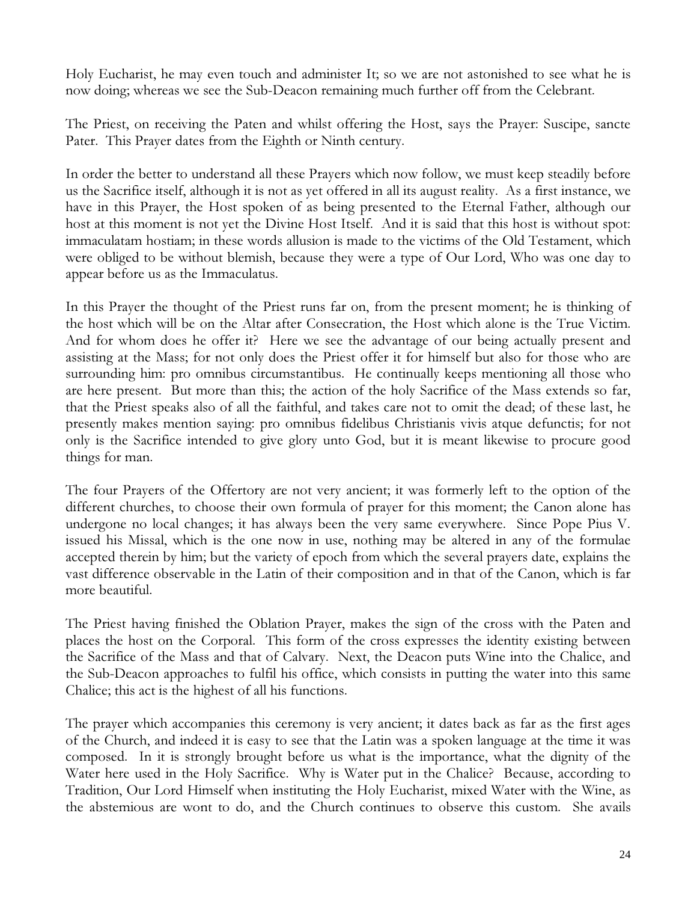Holy Eucharist, he may even touch and administer It; so we are not astonished to see what he is now doing; whereas we see the Sub-Deacon remaining much further off from the Celebrant.

The Priest, on receiving the Paten and whilst offering the Host, says the Prayer: Suscipe, sancte Pater. This Prayer dates from the Eighth or Ninth century.

In order the better to understand all these Prayers which now follow, we must keep steadily before us the Sacrifice itself, although it is not as yet offered in all its august reality. As a first instance, we have in this Prayer, the Host spoken of as being presented to the Eternal Father, although our host at this moment is not yet the Divine Host Itself. And it is said that this host is without spot: immaculatam hostiam; in these words allusion is made to the victims of the Old Testament, which were obliged to be without blemish, because they were a type of Our Lord, Who was one day to appear before us as the Immaculatus.

In this Prayer the thought of the Priest runs far on, from the present moment; he is thinking of the host which will be on the Altar after Consecration, the Host which alone is the True Victim. And for whom does he offer it? Here we see the advantage of our being actually present and assisting at the Mass; for not only does the Priest offer it for himself but also for those who are surrounding him: pro omnibus circumstantibus. He continually keeps mentioning all those who are here present. But more than this; the action of the holy Sacrifice of the Mass extends so far, that the Priest speaks also of all the faithful, and takes care not to omit the dead; of these last, he presently makes mention saying: pro omnibus fidelibus Christianis vivis atque defunctis; for not only is the Sacrifice intended to give glory unto God, but it is meant likewise to procure good things for man.

The four Prayers of the Offertory are not very ancient; it was formerly left to the option of the different churches, to choose their own formula of prayer for this moment; the Canon alone has undergone no local changes; it has always been the very same everywhere. Since Pope Pius V. issued his Missal, which is the one now in use, nothing may be altered in any of the formulae accepted therein by him; but the variety of epoch from which the several prayers date, explains the vast difference observable in the Latin of their composition and in that of the Canon, which is far more beautiful.

The Priest having finished the Oblation Prayer, makes the sign of the cross with the Paten and places the host on the Corporal. This form of the cross expresses the identity existing between the Sacrifice of the Mass and that of Calvary. Next, the Deacon puts Wine into the Chalice, and the Sub-Deacon approaches to fulfil his office, which consists in putting the water into this same Chalice; this act is the highest of all his functions.

The prayer which accompanies this ceremony is very ancient; it dates back as far as the first ages of the Church, and indeed it is easy to see that the Latin was a spoken language at the time it was composed. In it is strongly brought before us what is the importance, what the dignity of the Water here used in the Holy Sacrifice. Why is Water put in the Chalice? Because, according to Tradition, Our Lord Himself when instituting the Holy Eucharist, mixed Water with the Wine, as the abstemious are wont to do, and the Church continues to observe this custom. She avails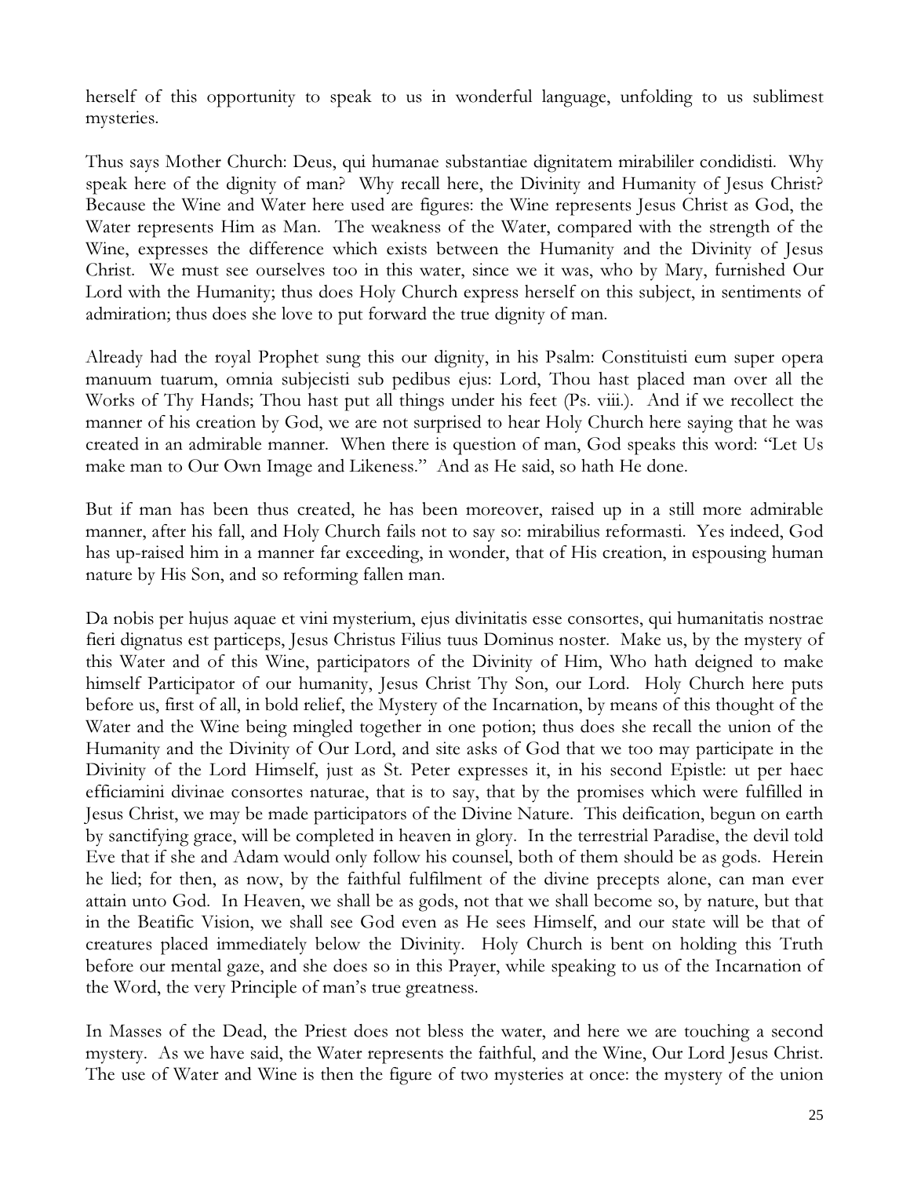herself of this opportunity to speak to us in wonderful language, unfolding to us sublimest mysteries.

Thus says Mother Church: Deus, qui humanae substantiae dignitatem mirabililer condidisti. Why speak here of the dignity of man? Why recall here, the Divinity and Humanity of Jesus Christ? Because the Wine and Water here used are figures: the Wine represents Jesus Christ as God, the Water represents Him as Man. The weakness of the Water, compared with the strength of the Wine, expresses the difference which exists between the Humanity and the Divinity of Jesus Christ. We must see ourselves too in this water, since we it was, who by Mary, furnished Our Lord with the Humanity; thus does Holy Church express herself on this subject, in sentiments of admiration; thus does she love to put forward the true dignity of man.

Already had the royal Prophet sung this our dignity, in his Psalm: Constituisti eum super opera manuum tuarum, omnia subjecisti sub pedibus ejus: Lord, Thou hast placed man over all the Works of Thy Hands; Thou hast put all things under his feet (Ps. viii.). And if we recollect the manner of his creation by God, we are not surprised to hear Holy Church here saying that he was created in an admirable manner. When there is question of man, God speaks this word: "Let Us make man to Our Own Image and Likeness." And as He said, so hath He done.

But if man has been thus created, he has been moreover, raised up in a still more admirable manner, after his fall, and Holy Church fails not to say so: mirabilius reformasti. Yes indeed, God has up-raised him in a manner far exceeding, in wonder, that of His creation, in espousing human nature by His Son, and so reforming fallen man.

Da nobis per hujus aquae et vini mysterium, ejus divinitatis esse consortes, qui humanitatis nostrae fieri dignatus est particeps, Jesus Christus Filius tuus Dominus noster. Make us, by the mystery of this Water and of this Wine, participators of the Divinity of Him, Who hath deigned to make himself Participator of our humanity, Jesus Christ Thy Son, our Lord. Holy Church here puts before us, first of all, in bold relief, the Mystery of the Incarnation, by means of this thought of the Water and the Wine being mingled together in one potion; thus does she recall the union of the Humanity and the Divinity of Our Lord, and site asks of God that we too may participate in the Divinity of the Lord Himself, just as St. Peter expresses it, in his second Epistle: ut per haec efficiamini divinae consortes naturae, that is to say, that by the promises which were fulfilled in Jesus Christ, we may be made participators of the Divine Nature. This deification, begun on earth by sanctifying grace, will be completed in heaven in glory. In the terrestrial Paradise, the devil told Eve that if she and Adam would only follow his counsel, both of them should be as gods. Herein he lied; for then, as now, by the faithful fulfilment of the divine precepts alone, can man ever attain unto God. In Heaven, we shall be as gods, not that we shall become so, by nature, but that in the Beatific Vision, we shall see God even as He sees Himself, and our state will be that of creatures placed immediately below the Divinity. Holy Church is bent on holding this Truth before our mental gaze, and she does so in this Prayer, while speaking to us of the Incarnation of the Word, the very Principle of man's true greatness.

In Masses of the Dead, the Priest does not bless the water, and here we are touching a second mystery. As we have said, the Water represents the faithful, and the Wine, Our Lord Jesus Christ. The use of Water and Wine is then the figure of two mysteries at once: the mystery of the union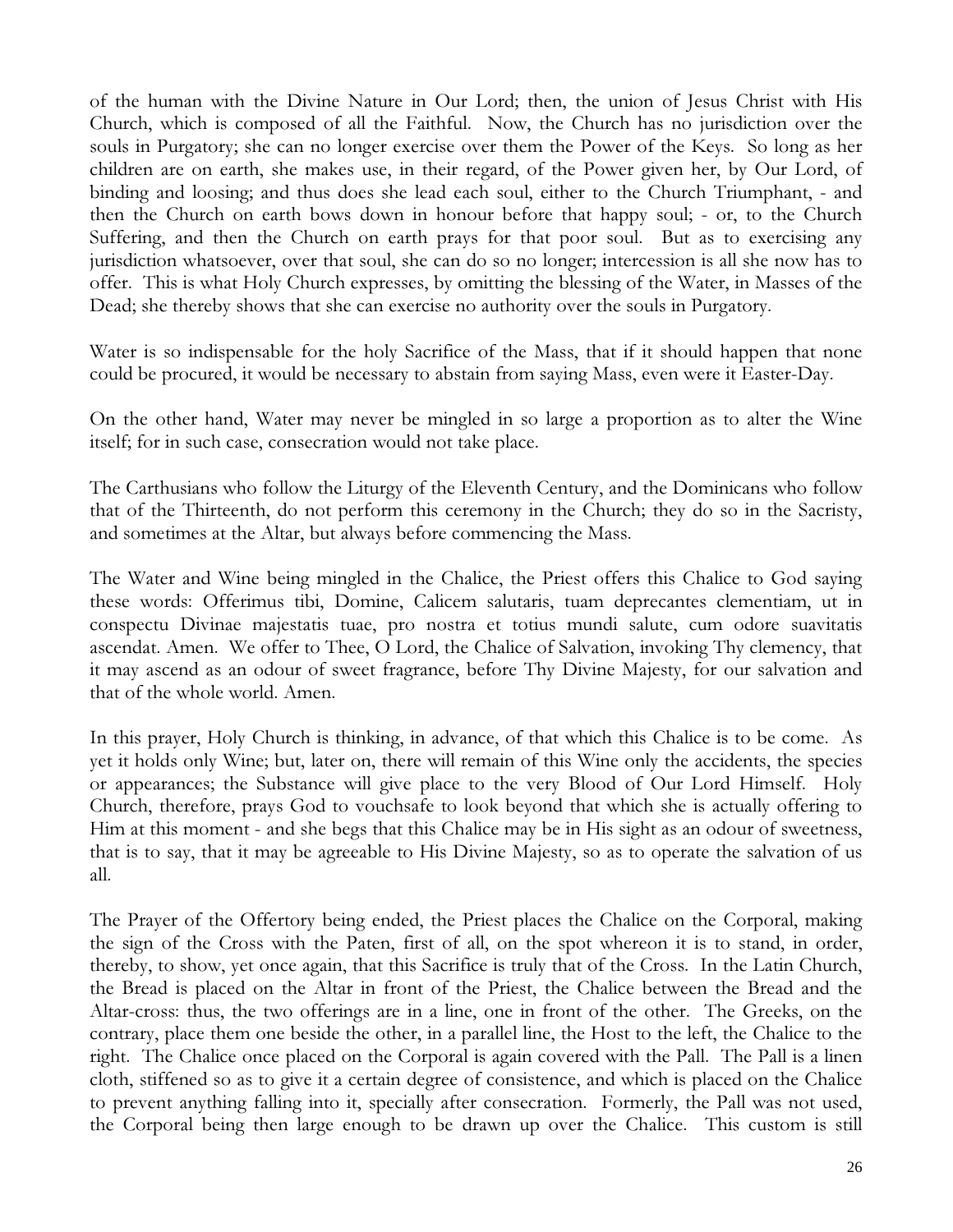of the human with the Divine Nature in Our Lord; then, the union of Jesus Christ with His Church, which is composed of all the Faithful. Now, the Church has no jurisdiction over the souls in Purgatory; she can no longer exercise over them the Power of the Keys. So long as her children are on earth, she makes use, in their regard, of the Power given her, by Our Lord, of binding and loosing; and thus does she lead each soul, either to the Church Triumphant, - and then the Church on earth bows down in honour before that happy soul; - or, to the Church Suffering, and then the Church on earth prays for that poor soul. But as to exercising any jurisdiction whatsoever, over that soul, she can do so no longer; intercession is all she now has to offer. This is what Holy Church expresses, by omitting the blessing of the Water, in Masses of the Dead; she thereby shows that she can exercise no authority over the souls in Purgatory.

Water is so indispensable for the holy Sacrifice of the Mass, that if it should happen that none could be procured, it would be necessary to abstain from saying Mass, even were it Easter-Day.

On the other hand, Water may never be mingled in so large a proportion as to alter the Wine itself; for in such case, consecration would not take place.

The Carthusians who follow the Liturgy of the Eleventh Century, and the Dominicans who follow that of the Thirteenth, do not perform this ceremony in the Church; they do so in the Sacristy, and sometimes at the Altar, but always before commencing the Mass.

The Water and Wine being mingled in the Chalice, the Priest offers this Chalice to God saying these words: Offerimus tibi, Domine, Calicem salutaris, tuam deprecantes clementiam, ut in conspectu Divinae majestatis tuae, pro nostra et totius mundi salute, cum odore suavitatis ascendat. Amen. We offer to Thee, O Lord, the Chalice of Salvation, invoking Thy clemency, that it may ascend as an odour of sweet fragrance, before Thy Divine Majesty, for our salvation and that of the whole world. Amen.

In this prayer, Holy Church is thinking, in advance, of that which this Chalice is to be come. As yet it holds only Wine; but, later on, there will remain of this Wine only the accidents, the species or appearances; the Substance will give place to the very Blood of Our Lord Himself. Holy Church, therefore, prays God to vouchsafe to look beyond that which she is actually offering to Him at this moment - and she begs that this Chalice may be in His sight as an odour of sweetness, that is to say, that it may be agreeable to His Divine Majesty, so as to operate the salvation of us all.

The Prayer of the Offertory being ended, the Priest places the Chalice on the Corporal, making the sign of the Cross with the Paten, first of all, on the spot whereon it is to stand, in order, thereby, to show, yet once again, that this Sacrifice is truly that of the Cross. In the Latin Church, the Bread is placed on the Altar in front of the Priest, the Chalice between the Bread and the Altar-cross: thus, the two offerings are in a line, one in front of the other. The Greeks, on the contrary, place them one beside the other, in a parallel line, the Host to the left, the Chalice to the right. The Chalice once placed on the Corporal is again covered with the Pall. The Pall is a linen cloth, stiffened so as to give it a certain degree of consistence, and which is placed on the Chalice to prevent anything falling into it, specially after consecration. Formerly, the Pall was not used, the Corporal being then large enough to be drawn up over the Chalice. This custom is still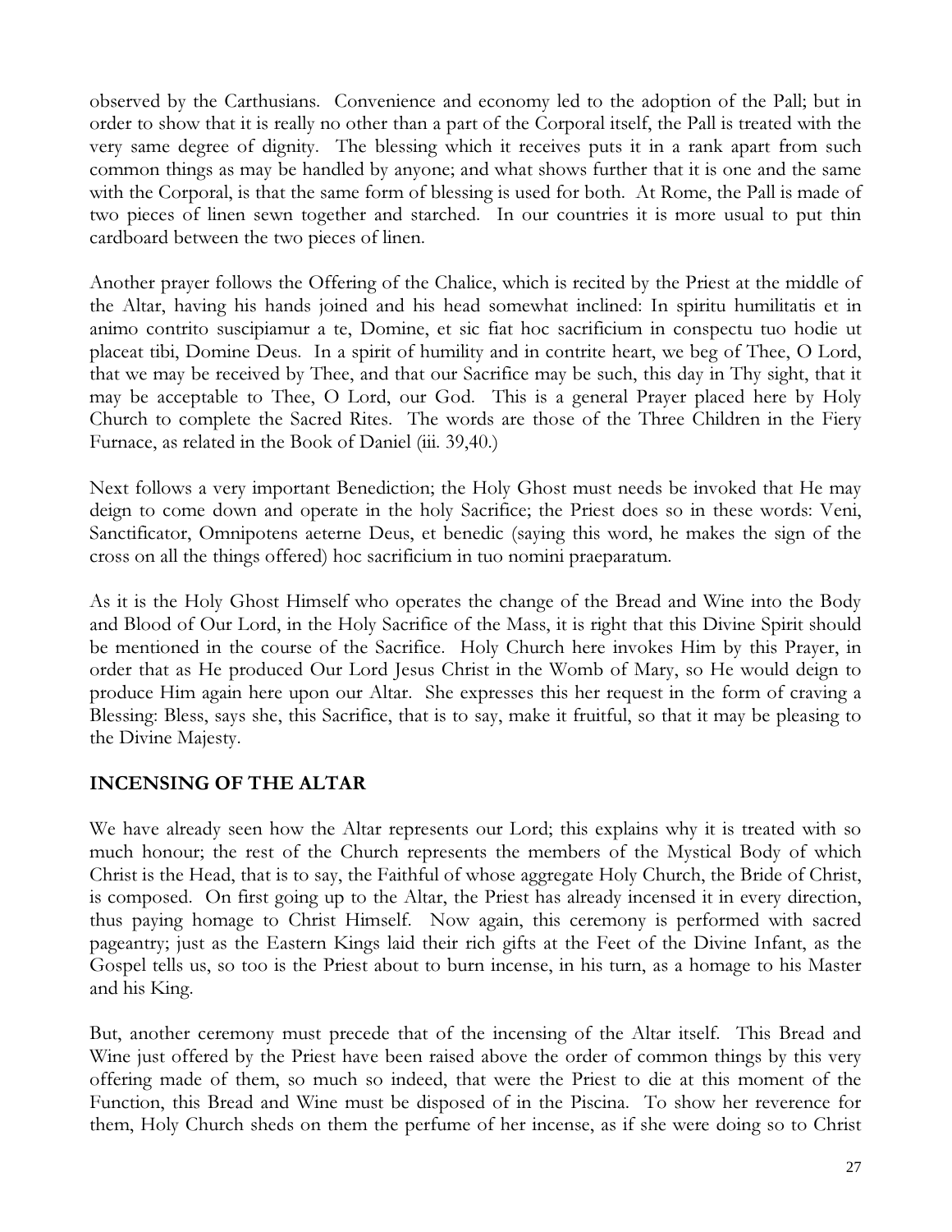observed by the Carthusians. Convenience and economy led to the adoption of the Pall; but in order to show that it is really no other than a part of the Corporal itself, the Pall is treated with the very same degree of dignity. The blessing which it receives puts it in a rank apart from such common things as may be handled by anyone; and what shows further that it is one and the same with the Corporal, is that the same form of blessing is used for both. At Rome, the Pall is made of two pieces of linen sewn together and starched. In our countries it is more usual to put thin cardboard between the two pieces of linen.

Another prayer follows the Offering of the Chalice, which is recited by the Priest at the middle of the Altar, having his hands joined and his head somewhat inclined: In spiritu humilitatis et in animo contrito suscipiamur a te, Domine, et sic fiat hoc sacrificium in conspectu tuo hodie ut placeat tibi, Domine Deus. In a spirit of humility and in contrite heart, we beg of Thee, O Lord, that we may be received by Thee, and that our Sacrifice may be such, this day in Thy sight, that it may be acceptable to Thee, O Lord, our God. This is a general Prayer placed here by Holy Church to complete the Sacred Rites. The words are those of the Three Children in the Fiery Furnace, as related in the Book of Daniel (iii. 39,40.)

Next follows a very important Benediction; the Holy Ghost must needs be invoked that He may deign to come down and operate in the holy Sacrifice; the Priest does so in these words: Veni, Sanctificator, Omnipotens aeterne Deus, et benedic (saying this word, he makes the sign of the cross on all the things offered) hoc sacrificium in tuo nomini praeparatum.

As it is the Holy Ghost Himself who operates the change of the Bread and Wine into the Body and Blood of Our Lord, in the Holy Sacrifice of the Mass, it is right that this Divine Spirit should be mentioned in the course of the Sacrifice. Holy Church here invokes Him by this Prayer, in order that as He produced Our Lord Jesus Christ in the Womb of Mary, so He would deign to produce Him again here upon our Altar. She expresses this her request in the form of craving a Blessing: Bless, says she, this Sacrifice, that is to say, make it fruitful, so that it may be pleasing to the Divine Majesty.

## INCENSING OF THE ALTAR

We have already seen how the Altar represents our Lord; this explains why it is treated with so much honour; the rest of the Church represents the members of the Mystical Body of which Christ is the Head, that is to say, the Faithful of whose aggregate Holy Church, the Bride of Christ, is composed. On first going up to the Altar, the Priest has already incensed it in every direction, thus paying homage to Christ Himself. Now again, this ceremony is performed with sacred pageantry; just as the Eastern Kings laid their rich gifts at the Feet of the Divine Infant, as the Gospel tells us, so too is the Priest about to burn incense, in his turn, as a homage to his Master and his King.

But, another ceremony must precede that of the incensing of the Altar itself. This Bread and Wine just offered by the Priest have been raised above the order of common things by this very offering made of them, so much so indeed, that were the Priest to die at this moment of the Function, this Bread and Wine must be disposed of in the Piscina. To show her reverence for them, Holy Church sheds on them the perfume of her incense, as if she were doing so to Christ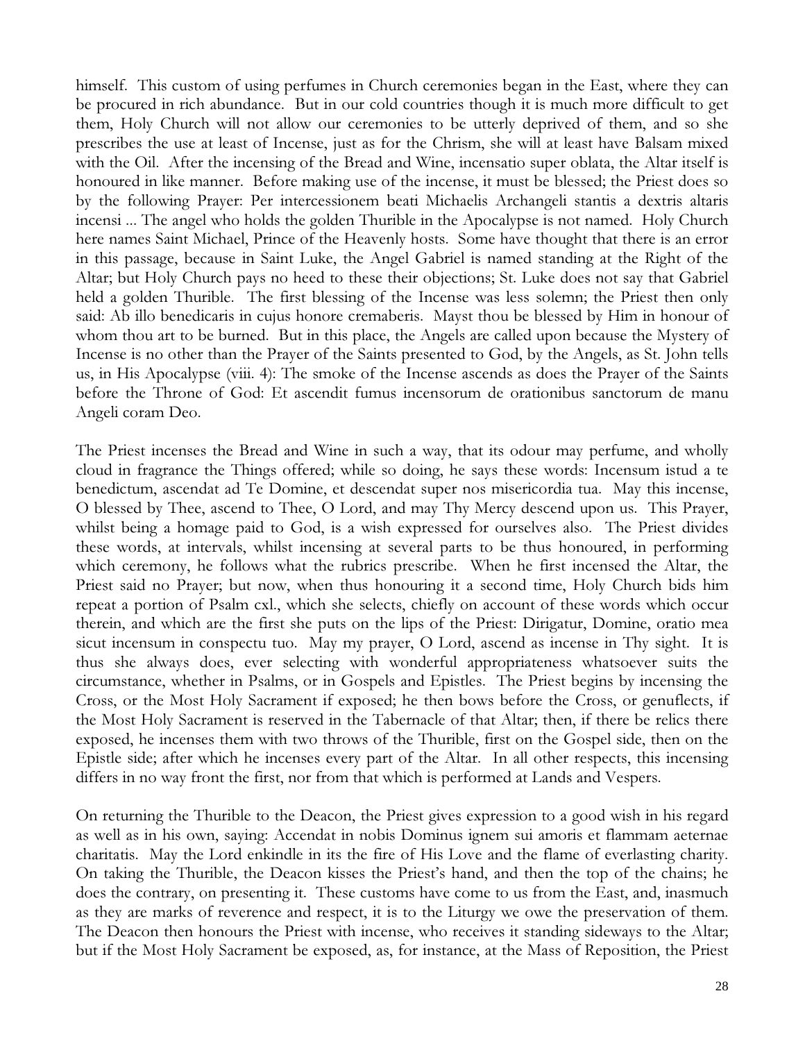himself. This custom of using perfumes in Church ceremonies began in the East, where they can be procured in rich abundance. But in our cold countries though it is much more difficult to get them, Holy Church will not allow our ceremonies to be utterly deprived of them, and so she prescribes the use at least of Incense, just as for the Chrism, she will at least have Balsam mixed with the Oil. After the incensing of the Bread and Wine, incensatio super oblata, the Altar itself is honoured in like manner. Before making use of the incense, it must be blessed; the Priest does so by the following Prayer: Per intercessionem beati Michaelis Archangeli stantis a dextris altaris incensi ... The angel who holds the golden Thurible in the Apocalypse is not named. Holy Church here names Saint Michael, Prince of the Heavenly hosts. Some have thought that there is an error in this passage, because in Saint Luke, the Angel Gabriel is named standing at the Right of the Altar; but Holy Church pays no heed to these their objections; St. Luke does not say that Gabriel held a golden Thurible. The first blessing of the Incense was less solemn; the Priest then only said: Ab illo benedicaris in cujus honore cremaberis. Mayst thou be blessed by Him in honour of whom thou art to be burned. But in this place, the Angels are called upon because the Mystery of Incense is no other than the Prayer of the Saints presented to God, by the Angels, as St. John tells us, in His Apocalypse (viii. 4): The smoke of the Incense ascends as does the Prayer of the Saints before the Throne of God: Et ascendit fumus incensorum de orationibus sanctorum de manu Angeli coram Deo.

The Priest incenses the Bread and Wine in such a way, that its odour may perfume, and wholly cloud in fragrance the Things offered; while so doing, he says these words: Incensum istud a te benedictum, ascendat ad Te Domine, et descendat super nos misericordia tua. May this incense, O blessed by Thee, ascend to Thee, O Lord, and may Thy Mercy descend upon us. This Prayer, whilst being a homage paid to God, is a wish expressed for ourselves also. The Priest divides these words, at intervals, whilst incensing at several parts to be thus honoured, in performing which ceremony, he follows what the rubrics prescribe. When he first incensed the Altar, the Priest said no Prayer; but now, when thus honouring it a second time, Holy Church bids him repeat a portion of Psalm cxl., which she selects, chiefly on account of these words which occur therein, and which are the first she puts on the lips of the Priest: Dirigatur, Domine, oratio mea sicut incensum in conspectu tuo. May my prayer, O Lord, ascend as incense in Thy sight. It is thus she always does, ever selecting with wonderful appropriateness whatsoever suits the circumstance, whether in Psalms, or in Gospels and Epistles. The Priest begins by incensing the Cross, or the Most Holy Sacrament if exposed; he then bows before the Cross, or genuflects, if the Most Holy Sacrament is reserved in the Tabernacle of that Altar; then, if there be relics there exposed, he incenses them with two throws of the Thurible, first on the Gospel side, then on the Epistle side; after which he incenses every part of the Altar. In all other respects, this incensing differs in no way front the first, nor from that which is performed at Lands and Vespers.

On returning the Thurible to the Deacon, the Priest gives expression to a good wish in his regard as well as in his own, saying: Accendat in nobis Dominus ignem sui amoris et flammam aeternae charitatis. May the Lord enkindle in its the fire of His Love and the flame of everlasting charity. On taking the Thurible, the Deacon kisses the Priest's hand, and then the top of the chains; he does the contrary, on presenting it. These customs have come to us from the East, and, inasmuch as they are marks of reverence and respect, it is to the Liturgy we owe the preservation of them. The Deacon then honours the Priest with incense, who receives it standing sideways to the Altar; but if the Most Holy Sacrament be exposed, as, for instance, at the Mass of Reposition, the Priest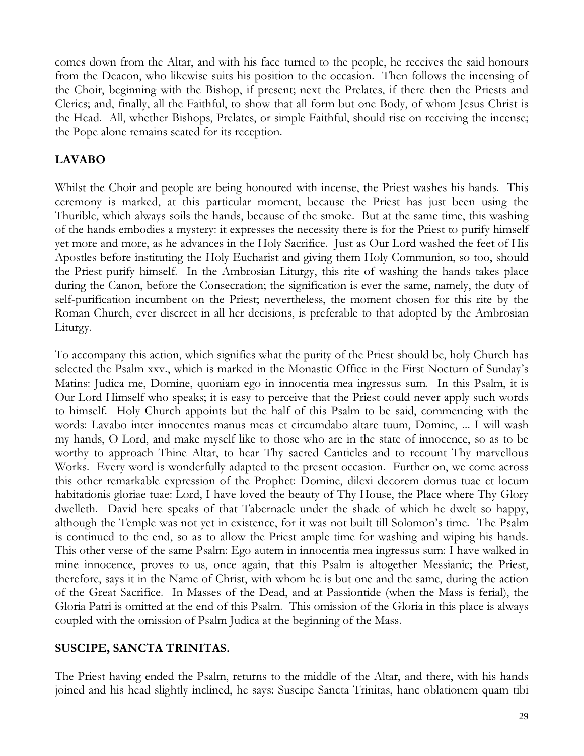comes down from the Altar, and with his face turned to the people, he receives the said honours from the Deacon, who likewise suits his position to the occasion. Then follows the incensing of the Choir, beginning with the Bishop, if present; next the Prelates, if there then the Priests and Clerics; and, finally, all the Faithful, to show that all form but one Body, of whom Jesus Christ is the Head. All, whether Bishops, Prelates, or simple Faithful, should rise on receiving the incense; the Pope alone remains seated for its reception.

## LAVABO

Whilst the Choir and people are being honoured with incense, the Priest washes his hands. This ceremony is marked, at this particular moment, because the Priest has just been using the Thurible, which always soils the hands, because of the smoke. But at the same time, this washing of the hands embodies a mystery: it expresses the necessity there is for the Priest to purify himself yet more and more, as he advances in the Holy Sacrifice. Just as Our Lord washed the feet of His Apostles before instituting the Holy Eucharist and giving them Holy Communion, so too, should the Priest purify himself. In the Ambrosian Liturgy, this rite of washing the hands takes place during the Canon, before the Consecration; the signification is ever the same, namely, the duty of self-purification incumbent on the Priest; nevertheless, the moment chosen for this rite by the Roman Church, ever discreet in all her decisions, is preferable to that adopted by the Ambrosian Liturgy.

To accompany this action, which signifies what the purity of the Priest should be, holy Church has selected the Psalm xxv., which is marked in the Monastic Office in the First Nocturn of Sunday's Matins: Judica me, Domine, quoniam ego in innocentia mea ingressus sum. In this Psalm, it is Our Lord Himself who speaks; it is easy to perceive that the Priest could never apply such words to himself. Holy Church appoints but the half of this Psalm to be said, commencing with the words: Lavabo inter innocentes manus meas et circumdabo altare tuum, Domine, ... I will wash my hands, O Lord, and make myself like to those who are in the state of innocence, so as to be worthy to approach Thine Altar, to hear Thy sacred Canticles and to recount Thy marvellous Works. Every word is wonderfully adapted to the present occasion. Further on, we come across this other remarkable expression of the Prophet: Domine, dilexi decorem domus tuae et locum habitationis gloriae tuae: Lord, I have loved the beauty of Thy House, the Place where Thy Glory dwelleth. David here speaks of that Tabernacle under the shade of which he dwelt so happy, although the Temple was not yet in existence, for it was not built till Solomon's time. The Psalm is continued to the end, so as to allow the Priest ample time for washing and wiping his hands. This other verse of the same Psalm: Ego autem in innocentia mea ingressus sum: I have walked in mine innocence, proves to us, once again, that this Psalm is altogether Messianic; the Priest, therefore, says it in the Name of Christ, with whom he is but one and the same, during the action of the Great Sacrifice. In Masses of the Dead, and at Passiontide (when the Mass is ferial), the Gloria Patri is omitted at the end of this Psalm. This omission of the Gloria in this place is always coupled with the omission of Psalm Judica at the beginning of the Mass.

## SUSCIPE, SANCTA TRINITAS.

The Priest having ended the Psalm, returns to the middle of the Altar, and there, with his hands joined and his head slightly inclined, he says: Suscipe Sancta Trinitas, hanc oblationem quam tibi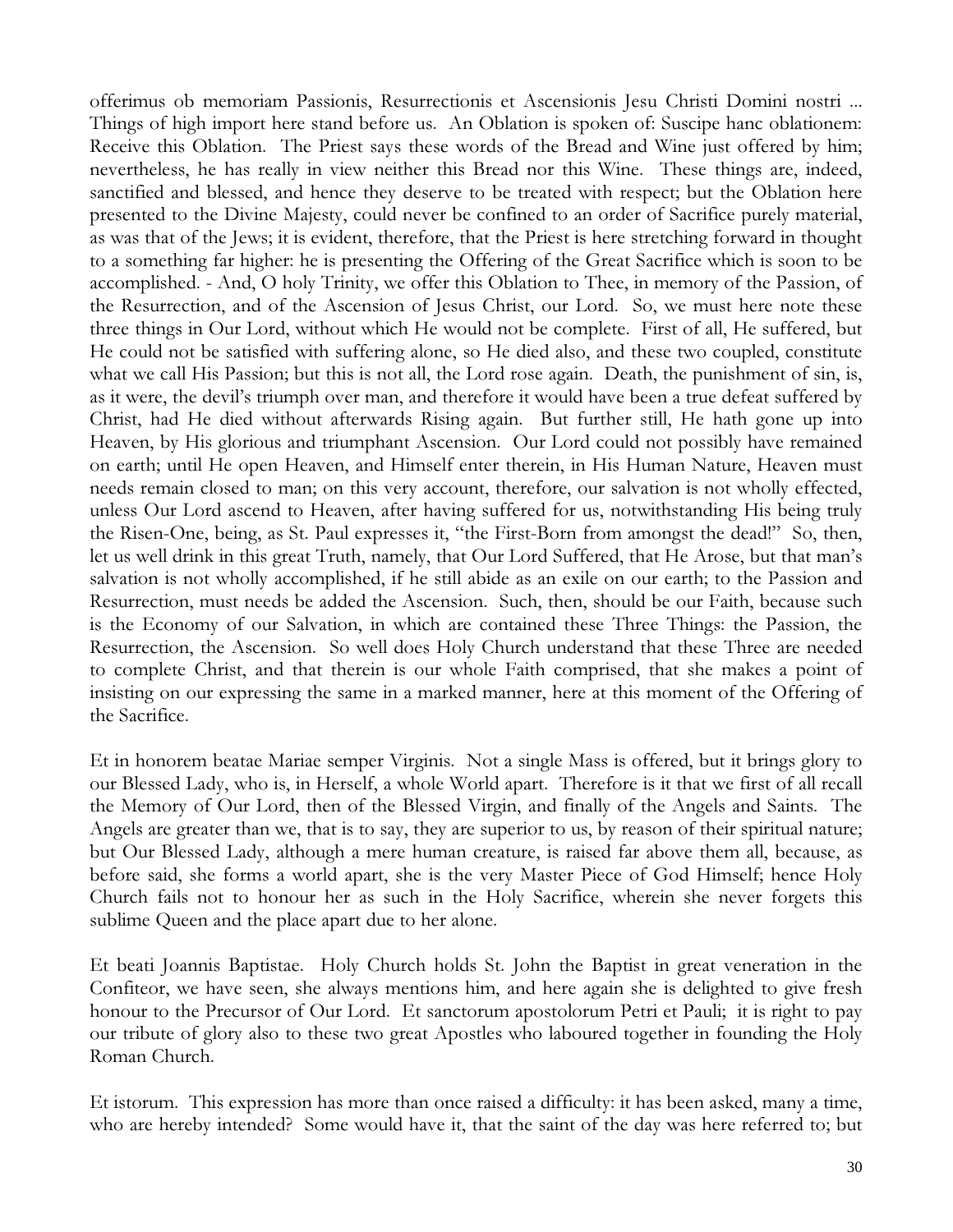offerimus ob memoriam Passionis, Resurrectionis et Ascensionis Jesu Christi Domini nostri ... Things of high import here stand before us. An Oblation is spoken of: Suscipe hanc oblationem: Receive this Oblation. The Priest says these words of the Bread and Wine just offered by him; nevertheless, he has really in view neither this Bread nor this Wine. These things are, indeed, sanctified and blessed, and hence they deserve to be treated with respect; but the Oblation here presented to the Divine Majesty, could never be confined to an order of Sacrifice purely material, as was that of the Jews; it is evident, therefore, that the Priest is here stretching forward in thought to a something far higher: he is presenting the Offering of the Great Sacrifice which is soon to be accomplished. - And, O holy Trinity, we offer this Oblation to Thee, in memory of the Passion, of the Resurrection, and of the Ascension of Jesus Christ, our Lord. So, we must here note these three things in Our Lord, without which He would not be complete. First of all, He suffered, but He could not be satisfied with suffering alone, so He died also, and these two coupled, constitute what we call His Passion; but this is not all, the Lord rose again. Death, the punishment of sin, is, as it were, the devil's triumph over man, and therefore it would have been a true defeat suffered by Christ, had He died without afterwards Rising again. But further still, He hath gone up into Heaven, by His glorious and triumphant Ascension. Our Lord could not possibly have remained on earth; until He open Heaven, and Himself enter therein, in His Human Nature, Heaven must needs remain closed to man; on this very account, therefore, our salvation is not wholly effected, unless Our Lord ascend to Heaven, after having suffered for us, notwithstanding His being truly the Risen-One, being, as St. Paul expresses it, "the First-Born from amongst the dead!" So, then, let us well drink in this great Truth, namely, that Our Lord Suffered, that He Arose, but that man's salvation is not wholly accomplished, if he still abide as an exile on our earth; to the Passion and Resurrection, must needs be added the Ascension. Such, then, should be our Faith, because such is the Economy of our Salvation, in which are contained these Three Things: the Passion, the Resurrection, the Ascension. So well does Holy Church understand that these Three are needed to complete Christ, and that therein is our whole Faith comprised, that she makes a point of insisting on our expressing the same in a marked manner, here at this moment of the Offering of the Sacrifice.

Et in honorem beatae Mariae semper Virginis. Not a single Mass is offered, but it brings glory to our Blessed Lady, who is, in Herself, a whole World apart. Therefore is it that we first of all recall the Memory of Our Lord, then of the Blessed Virgin, and finally of the Angels and Saints. The Angels are greater than we, that is to say, they are superior to us, by reason of their spiritual nature; but Our Blessed Lady, although a mere human creature, is raised far above them all, because, as before said, she forms a world apart, she is the very Master Piece of God Himself; hence Holy Church fails not to honour her as such in the Holy Sacrifice, wherein she never forgets this sublime Queen and the place apart due to her alone.

Et beati Joannis Baptistae. Holy Church holds St. John the Baptist in great veneration in the Confiteor, we have seen, she always mentions him, and here again she is delighted to give fresh honour to the Precursor of Our Lord. Et sanctorum apostolorum Petri et Pauli; it is right to pay our tribute of glory also to these two great Apostles who laboured together in founding the Holy Roman Church.

Et istorum. This expression has more than once raised a difficulty: it has been asked, many a time, who are hereby intended? Some would have it, that the saint of the day was here referred to; but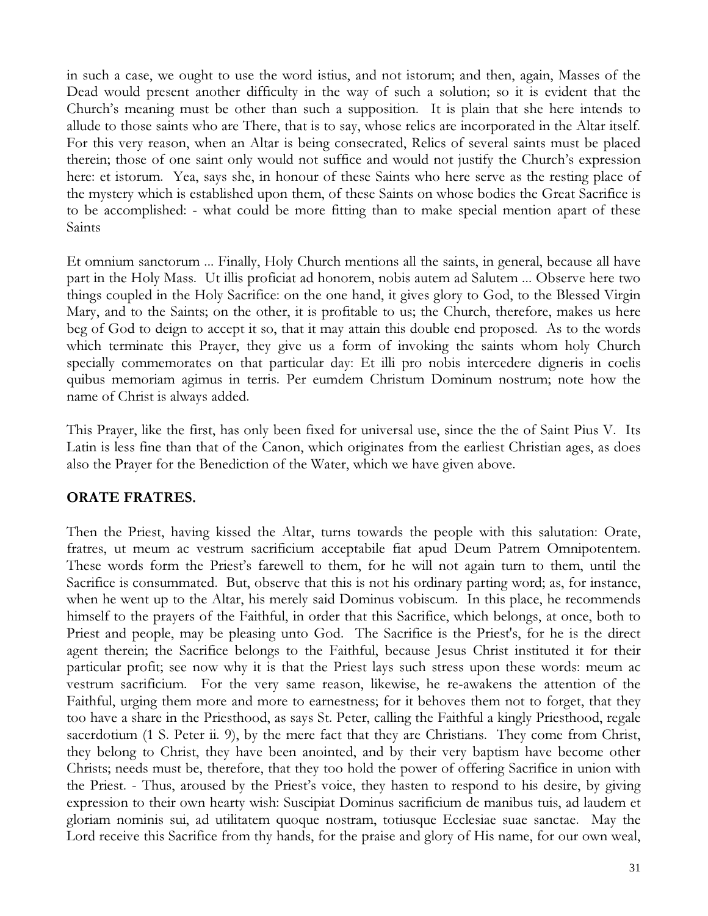in such a case, we ought to use the word istius, and not istorum; and then, again, Masses of the Dead would present another difficulty in the way of such a solution; so it is evident that the Church's meaning must be other than such a supposition. It is plain that she here intends to allude to those saints who are There, that is to say, whose relics are incorporated in the Altar itself. For this very reason, when an Altar is being consecrated, Relics of several saints must be placed therein; those of one saint only would not suffice and would not justify the Church's expression here: et istorum. Yea, says she, in honour of these Saints who here serve as the resting place of the mystery which is established upon them, of these Saints on whose bodies the Great Sacrifice is to be accomplished: - what could be more fitting than to make special mention apart of these Saints

Et omnium sanctorum ... Finally, Holy Church mentions all the saints, in general, because all have part in the Holy Mass. Ut illis proficiat ad honorem, nobis autem ad Salutem ... Observe here two things coupled in the Holy Sacrifice: on the one hand, it gives glory to God, to the Blessed Virgin Mary, and to the Saints; on the other, it is profitable to us; the Church, therefore, makes us here beg of God to deign to accept it so, that it may attain this double end proposed. As to the words which terminate this Prayer, they give us a form of invoking the saints whom holy Church specially commemorates on that particular day: Et illi pro nobis intercedere digneris in coelis quibus memoriam agimus in terris. Per eumdem Christum Dominum nostrum; note how the name of Christ is always added.

This Prayer, like the first, has only been fixed for universal use, since the the of Saint Pius V. Its Latin is less fine than that of the Canon, which originates from the earliest Christian ages, as does also the Prayer for the Benediction of the Water, which we have given above.

## ORATE FRATRES.

Then the Priest, having kissed the Altar, turns towards the people with this salutation: Orate, fratres, ut meum ac vestrum sacrificium acceptabile fiat apud Deum Patrem Omnipotentem. These words form the Priest's farewell to them, for he will not again turn to them, until the Sacrifice is consummated. But, observe that this is not his ordinary parting word; as, for instance, when he went up to the Altar, his merely said Dominus vobiscum. In this place, he recommends himself to the prayers of the Faithful, in order that this Sacrifice, which belongs, at once, both to Priest and people, may be pleasing unto God. The Sacrifice is the Priest's, for he is the direct agent therein; the Sacrifice belongs to the Faithful, because Jesus Christ instituted it for their particular profit; see now why it is that the Priest lays such stress upon these words: meum ac vestrum sacrificium. For the very same reason, likewise, he re-awakens the attention of the Faithful, urging them more and more to earnestness; for it behoves them not to forget, that they too have a share in the Priesthood, as says St. Peter, calling the Faithful a kingly Priesthood, regale sacerdotium (1 S. Peter ii. 9), by the mere fact that they are Christians. They come from Christ, they belong to Christ, they have been anointed, and by their very baptism have become other Christs; needs must be, therefore, that they too hold the power of offering Sacrifice in union with the Priest. - Thus, aroused by the Priest's voice, they hasten to respond to his desire, by giving expression to their own hearty wish: Suscipiat Dominus sacrificium de manibus tuis, ad laudem et gloriam nominis sui, ad utilitatem quoque nostram, totiusque Ecclesiae suae sanctae. May the Lord receive this Sacrifice from thy hands, for the praise and glory of His name, for our own weal,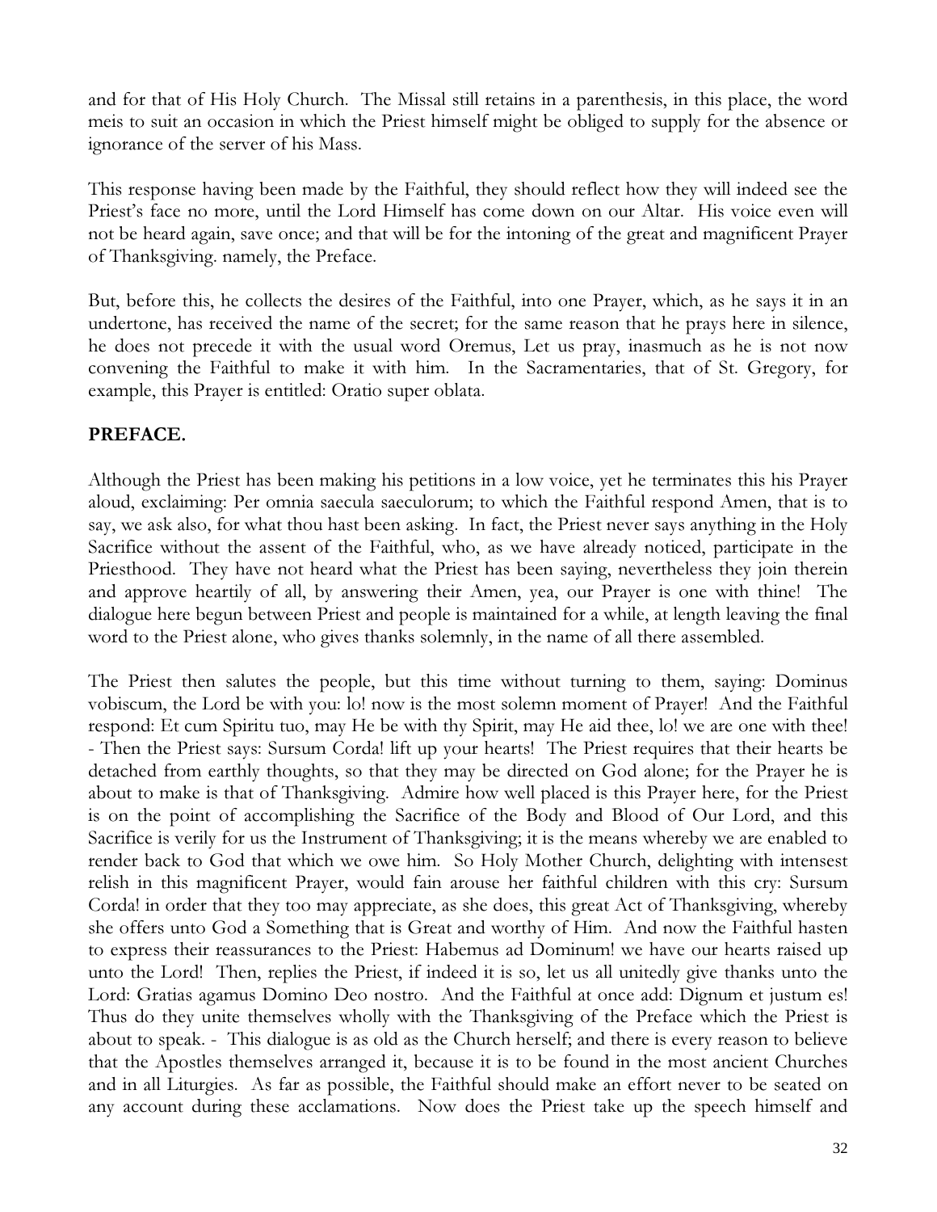and for that of His Holy Church. The Missal still retains in a parenthesis, in this place, the word meis to suit an occasion in which the Priest himself might be obliged to supply for the absence or ignorance of the server of his Mass.

This response having been made by the Faithful, they should reflect how they will indeed see the Priest's face no more, until the Lord Himself has come down on our Altar. His voice even will not be heard again, save once; and that will be for the intoning of the great and magnificent Prayer of Thanksgiving. namely, the Preface.

But, before this, he collects the desires of the Faithful, into one Prayer, which, as he says it in an undertone, has received the name of the secret; for the same reason that he prays here in silence, he does not precede it with the usual word Oremus, Let us pray, inasmuch as he is not now convening the Faithful to make it with him. In the Sacramentaries, that of St. Gregory, for example, this Prayer is entitled: Oratio super oblata.

## PREFACE.

Although the Priest has been making his petitions in a low voice, yet he terminates this his Prayer aloud, exclaiming: Per omnia saecula saeculorum; to which the Faithful respond Amen, that is to say, we ask also, for what thou hast been asking. In fact, the Priest never says anything in the Holy Sacrifice without the assent of the Faithful, who, as we have already noticed, participate in the Priesthood. They have not heard what the Priest has been saying, nevertheless they join therein and approve heartily of all, by answering their Amen, yea, our Prayer is one with thine! The dialogue here begun between Priest and people is maintained for a while, at length leaving the final word to the Priest alone, who gives thanks solemnly, in the name of all there assembled.

The Priest then salutes the people, but this time without turning to them, saying: Dominus vobiscum, the Lord be with you: lo! now is the most solemn moment of Prayer! And the Faithful respond: Et cum Spiritu tuo, may He be with thy Spirit, may He aid thee, lo! we are one with thee! - Then the Priest says: Sursum Corda! lift up your hearts! The Priest requires that their hearts be detached from earthly thoughts, so that they may be directed on God alone; for the Prayer he is about to make is that of Thanksgiving. Admire how well placed is this Prayer here, for the Priest is on the point of accomplishing the Sacrifice of the Body and Blood of Our Lord, and this Sacrifice is verily for us the Instrument of Thanksgiving; it is the means whereby we are enabled to render back to God that which we owe him. So Holy Mother Church, delighting with intensest relish in this magnificent Prayer, would fain arouse her faithful children with this cry: Sursum Corda! in order that they too may appreciate, as she does, this great Act of Thanksgiving, whereby she offers unto God a Something that is Great and worthy of Him. And now the Faithful hasten to express their reassurances to the Priest: Habemus ad Dominum! we have our hearts raised up unto the Lord! Then, replies the Priest, if indeed it is so, let us all unitedly give thanks unto the Lord: Gratias agamus Domino Deo nostro. And the Faithful at once add: Dignum et justum es! Thus do they unite themselves wholly with the Thanksgiving of the Preface which the Priest is about to speak. - This dialogue is as old as the Church herself; and there is every reason to believe that the Apostles themselves arranged it, because it is to be found in the most ancient Churches and in all Liturgies. As far as possible, the Faithful should make an effort never to be seated on any account during these acclamations. Now does the Priest take up the speech himself and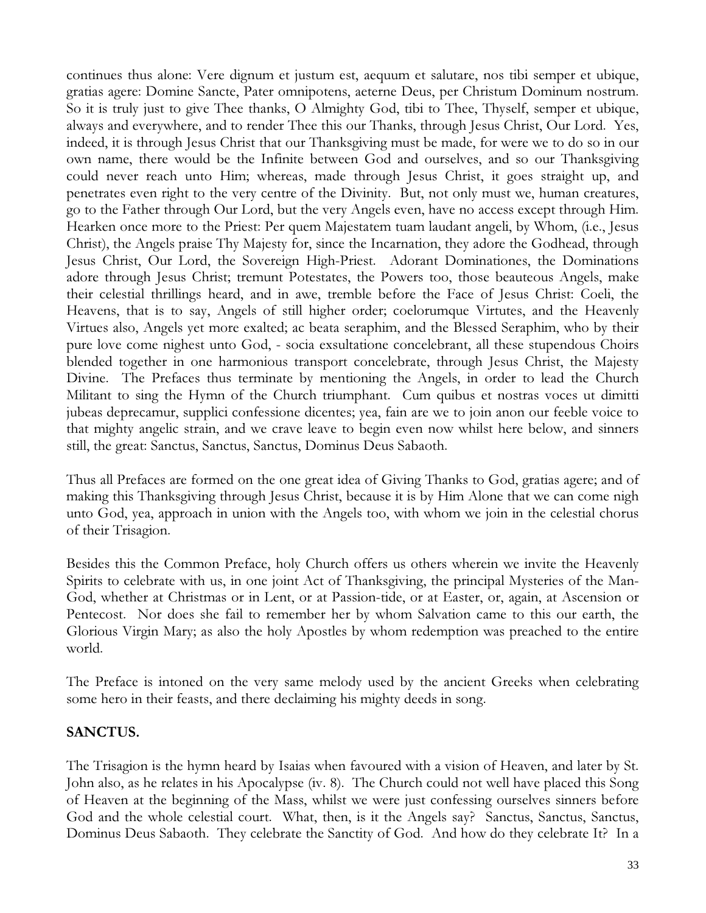continues thus alone: Vere dignum et justum est, aequum et salutare, nos tibi semper et ubique, gratias agere: Domine Sancte, Pater omnipotens, aeterne Deus, per Christum Dominum nostrum. So it is truly just to give Thee thanks, O Almighty God, tibi to Thee, Thyself, semper et ubique, always and everywhere, and to render Thee this our Thanks, through Jesus Christ, Our Lord. Yes, indeed, it is through Jesus Christ that our Thanksgiving must be made, for were we to do so in our own name, there would be the Infinite between God and ourselves, and so our Thanksgiving could never reach unto Him; whereas, made through Jesus Christ, it goes straight up, and penetrates even right to the very centre of the Divinity. But, not only must we, human creatures, go to the Father through Our Lord, but the very Angels even, have no access except through Him. Hearken once more to the Priest: Per quem Majestatem tuam laudant angeli, by Whom, (i.e., Jesus Christ), the Angels praise Thy Majesty for, since the Incarnation, they adore the Godhead, through Jesus Christ, Our Lord, the Sovereign High-Priest. Adorant Dominationes, the Dominations adore through Jesus Christ; tremunt Potestates, the Powers too, those beauteous Angels, make their celestial thrillings heard, and in awe, tremble before the Face of Jesus Christ: Coeli, the Heavens, that is to say, Angels of still higher order; coelorumque Virtutes, and the Heavenly Virtues also, Angels yet more exalted; ac beata seraphim, and the Blessed Seraphim, who by their pure love come nighest unto God, - socia exsultatione concelebrant, all these stupendous Choirs blended together in one harmonious transport concelebrate, through Jesus Christ, the Majesty Divine. The Prefaces thus terminate by mentioning the Angels, in order to lead the Church Militant to sing the Hymn of the Church triumphant. Cum quibus et nostras voces ut dimitti jubeas deprecamur, supplici confessione dicentes; yea, fain are we to join anon our feeble voice to that mighty angelic strain, and we crave leave to begin even now whilst here below, and sinners still, the great: Sanctus, Sanctus, Sanctus, Dominus Deus Sabaoth.

Thus all Prefaces are formed on the one great idea of Giving Thanks to God, gratias agere; and of making this Thanksgiving through Jesus Christ, because it is by Him Alone that we can come nigh unto God, yea, approach in union with the Angels too, with whom we join in the celestial chorus of their Trisagion.

Besides this the Common Preface, holy Church offers us others wherein we invite the Heavenly Spirits to celebrate with us, in one joint Act of Thanksgiving, the principal Mysteries of the Man-God, whether at Christmas or in Lent, or at Passion-tide, or at Easter, or, again, at Ascension or Pentecost. Nor does she fail to remember her by whom Salvation came to this our earth, the Glorious Virgin Mary; as also the holy Apostles by whom redemption was preached to the entire world.

The Preface is intoned on the very same melody used by the ancient Greeks when celebrating some hero in their feasts, and there declaiming his mighty deeds in song.

## SANCTUS.

The Trisagion is the hymn heard by Isaias when favoured with a vision of Heaven, and later by St. John also, as he relates in his Apocalypse (iv. 8). The Church could not well have placed this Song of Heaven at the beginning of the Mass, whilst we were just confessing ourselves sinners before God and the whole celestial court. What, then, is it the Angels say? Sanctus, Sanctus, Sanctus, Dominus Deus Sabaoth. They celebrate the Sanctity of God. And how do they celebrate It? In a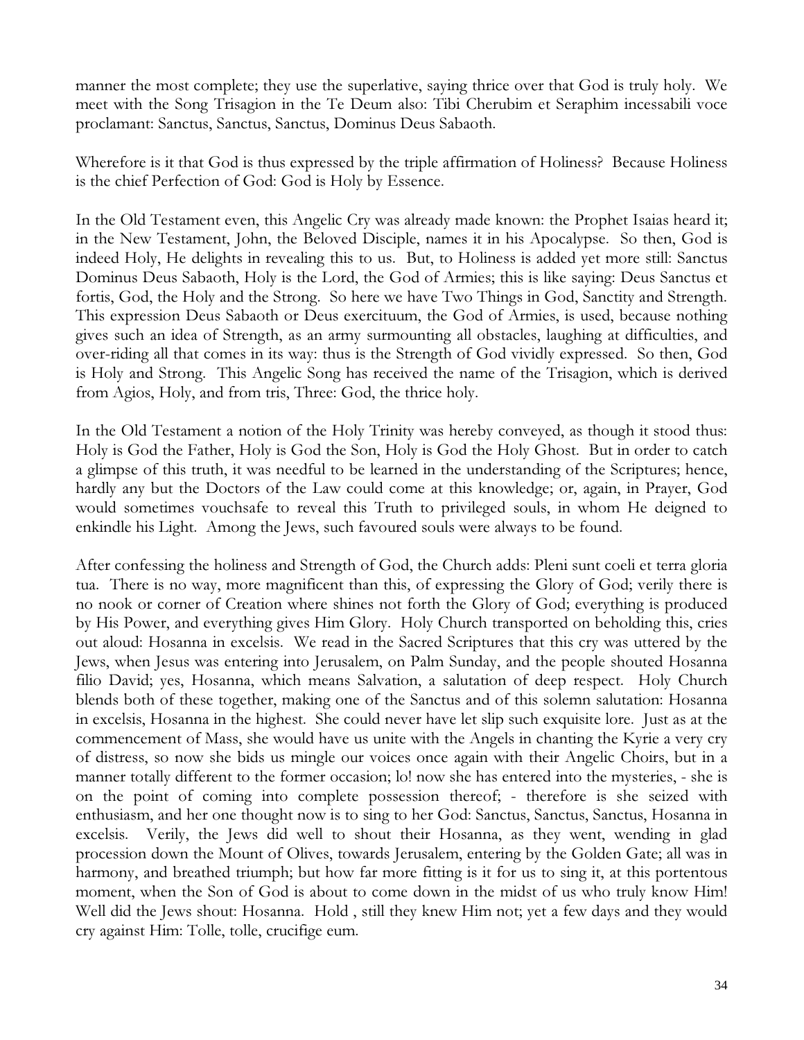manner the most complete; they use the superlative, saying thrice over that God is truly holy. We meet with the Song Trisagion in the Te Deum also: Tibi Cherubim et Seraphim incessabili voce proclamant: Sanctus, Sanctus, Sanctus, Dominus Deus Sabaoth.

Wherefore is it that God is thus expressed by the triple affirmation of Holiness? Because Holiness is the chief Perfection of God: God is Holy by Essence.

In the Old Testament even, this Angelic Cry was already made known: the Prophet Isaias heard it; in the New Testament, John, the Beloved Disciple, names it in his Apocalypse. So then, God is indeed Holy, He delights in revealing this to us. But, to Holiness is added yet more still: Sanctus Dominus Deus Sabaoth, Holy is the Lord, the God of Armies; this is like saying: Deus Sanctus et fortis, God, the Holy and the Strong. So here we have Two Things in God, Sanctity and Strength. This expression Deus Sabaoth or Deus exercituum, the God of Armies, is used, because nothing gives such an idea of Strength, as an army surmounting all obstacles, laughing at difficulties, and over-riding all that comes in its way: thus is the Strength of God vividly expressed. So then, God is Holy and Strong. This Angelic Song has received the name of the Trisagion, which is derived from Agios, Holy, and from tris, Three: God, the thrice holy.

In the Old Testament a notion of the Holy Trinity was hereby conveyed, as though it stood thus: Holy is God the Father, Holy is God the Son, Holy is God the Holy Ghost. But in order to catch a glimpse of this truth, it was needful to be learned in the understanding of the Scriptures; hence, hardly any but the Doctors of the Law could come at this knowledge; or, again, in Prayer, God would sometimes vouchsafe to reveal this Truth to privileged souls, in whom He deigned to enkindle his Light. Among the Jews, such favoured souls were always to be found.

After confessing the holiness and Strength of God, the Church adds: Pleni sunt coeli et terra gloria tua. There is no way, more magnificent than this, of expressing the Glory of God; verily there is no nook or corner of Creation where shines not forth the Glory of God; everything is produced by His Power, and everything gives Him Glory. Holy Church transported on beholding this, cries out aloud: Hosanna in excelsis. We read in the Sacred Scriptures that this cry was uttered by the Jews, when Jesus was entering into Jerusalem, on Palm Sunday, and the people shouted Hosanna filio David; yes, Hosanna, which means Salvation, a salutation of deep respect. Holy Church blends both of these together, making one of the Sanctus and of this solemn salutation: Hosanna in excelsis, Hosanna in the highest. She could never have let slip such exquisite lore. Just as at the commencement of Mass, she would have us unite with the Angels in chanting the Kyrie a very cry of distress, so now she bids us mingle our voices once again with their Angelic Choirs, but in a manner totally different to the former occasion; lo! now she has entered into the mysteries, - she is on the point of coming into complete possession thereof; - therefore is she seized with enthusiasm, and her one thought now is to sing to her God: Sanctus, Sanctus, Sanctus, Hosanna in excelsis. Verily, the Jews did well to shout their Hosanna, as they went, wending in glad procession down the Mount of Olives, towards Jerusalem, entering by the Golden Gate; all was in harmony, and breathed triumph; but how far more fitting is it for us to sing it, at this portentous moment, when the Son of God is about to come down in the midst of us who truly know Him! Well did the Jews shout: Hosanna. Hold , still they knew Him not; yet a few days and they would cry against Him: Tolle, tolle, crucifige eum.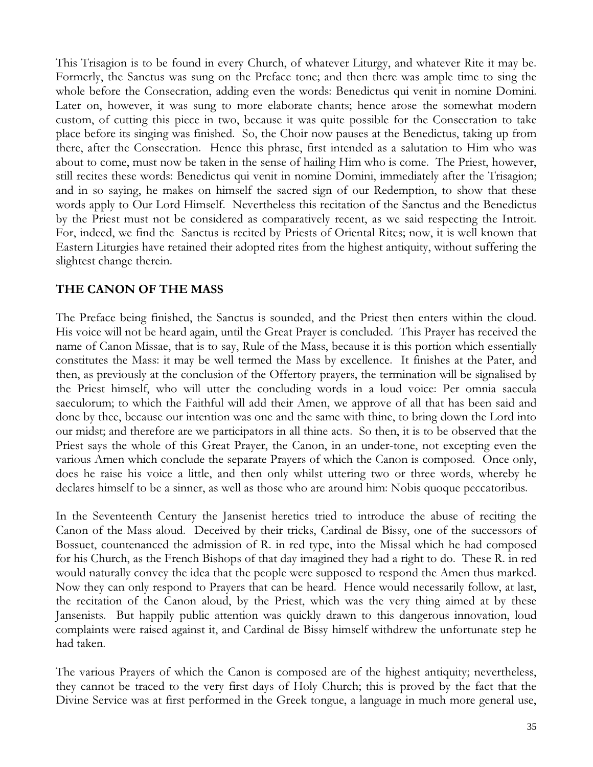This Trisagion is to be found in every Church, of whatever Liturgy, and whatever Rite it may be. Formerly, the Sanctus was sung on the Preface tone; and then there was ample time to sing the whole before the Consecration, adding even the words: Benedictus qui venit in nomine Domini. Later on, however, it was sung to more elaborate chants; hence arose the somewhat modern custom, of cutting this piece in two, because it was quite possible for the Consecration to take place before its singing was finished. So, the Choir now pauses at the Benedictus, taking up from there, after the Consecration. Hence this phrase, first intended as a salutation to Him who was about to come, must now be taken in the sense of hailing Him who is come. The Priest, however, still recites these words: Benedictus qui venit in nomine Domini, immediately after the Trisagion; and in so saying, he makes on himself the sacred sign of our Redemption, to show that these words apply to Our Lord Himself. Nevertheless this recitation of the Sanctus and the Benedictus by the Priest must not be considered as comparatively recent, as we said respecting the Introit. For, indeed, we find the Sanctus is recited by Priests of Oriental Rites; now, it is well known that Eastern Liturgies have retained their adopted rites from the highest antiquity, without suffering the slightest change therein.

## THE CANON OF THE MASS

The Preface being finished, the Sanctus is sounded, and the Priest then enters within the cloud. His voice will not be heard again, until the Great Prayer is concluded. This Prayer has received the name of Canon Missae, that is to say, Rule of the Mass, because it is this portion which essentially constitutes the Mass: it may be well termed the Mass by excellence. It finishes at the Pater, and then, as previously at the conclusion of the Offertory prayers, the termination will be signalised by the Priest himself, who will utter the concluding words in a loud voice: Per omnia saecula saeculorum; to which the Faithful will add their Amen, we approve of all that has been said and done by thee, because our intention was one and the same with thine, to bring down the Lord into our midst; and therefore are we participators in all thine acts. So then, it is to be observed that the Priest says the whole of this Great Prayer, the Canon, in an under-tone, not excepting even the various Amen which conclude the separate Prayers of which the Canon is composed. Once only, does he raise his voice a little, and then only whilst uttering two or three words, whereby he declares himself to be a sinner, as well as those who are around him: Nobis quoque peccatoribus.

In the Seventeenth Century the Jansenist heretics tried to introduce the abuse of reciting the Canon of the Mass aloud. Deceived by their tricks, Cardinal de Bissy, one of the successors of Bossuet, countenanced the admission of R. in red type, into the Missal which he had composed for his Church, as the French Bishops of that day imagined they had a right to do. These R. in red would naturally convey the idea that the people were supposed to respond the Amen thus marked. Now they can only respond to Prayers that can be heard. Hence would necessarily follow, at last, the recitation of the Canon aloud, by the Priest, which was the very thing aimed at by these Jansenists. But happily public attention was quickly drawn to this dangerous innovation, loud complaints were raised against it, and Cardinal de Bissy himself withdrew the unfortunate step he had taken.

The various Prayers of which the Canon is composed are of the highest antiquity; nevertheless, they cannot be traced to the very first days of Holy Church; this is proved by the fact that the Divine Service was at first performed in the Greek tongue, a language in much more general use,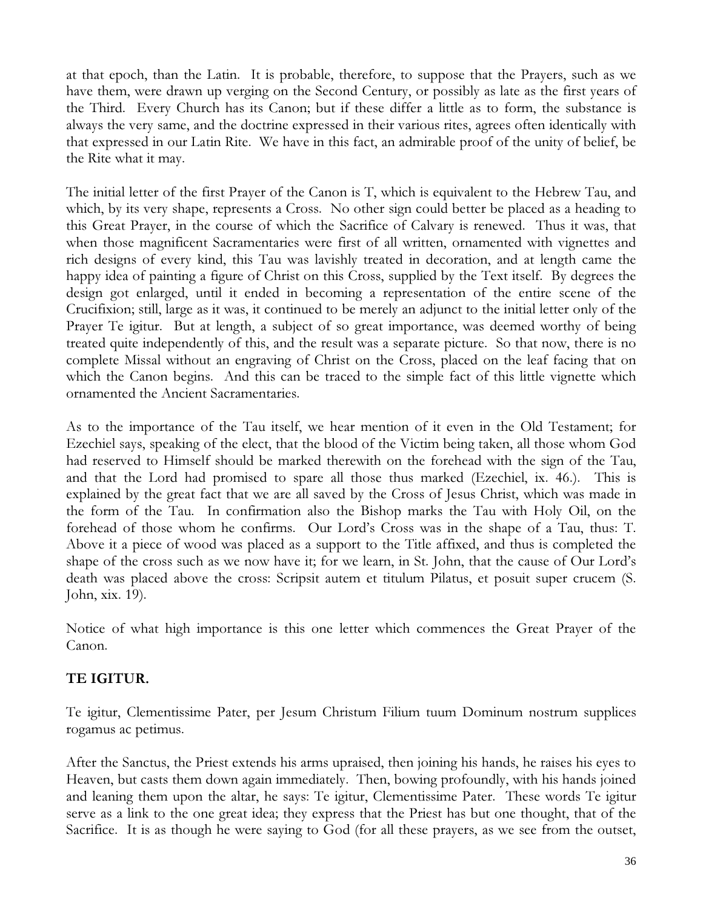at that epoch, than the Latin. It is probable, therefore, to suppose that the Prayers, such as we have them, were drawn up verging on the Second Century, or possibly as late as the first years of the Third. Every Church has its Canon; but if these differ a little as to form, the substance is always the very same, and the doctrine expressed in their various rites, agrees often identically with that expressed in our Latin Rite. We have in this fact, an admirable proof of the unity of belief, be the Rite what it may.

The initial letter of the first Prayer of the Canon is T, which is equivalent to the Hebrew Tau, and which, by its very shape, represents a Cross. No other sign could better be placed as a heading to this Great Prayer, in the course of which the Sacrifice of Calvary is renewed. Thus it was, that when those magnificent Sacramentaries were first of all written, ornamented with vignettes and rich designs of every kind, this Tau was lavishly treated in decoration, and at length came the happy idea of painting a figure of Christ on this Cross, supplied by the Text itself. By degrees the design got enlarged, until it ended in becoming a representation of the entire scene of the Crucifixion; still, large as it was, it continued to be merely an adjunct to the initial letter only of the Prayer Te igitur. But at length, a subject of so great importance, was deemed worthy of being treated quite independently of this, and the result was a separate picture. So that now, there is no complete Missal without an engraving of Christ on the Cross, placed on the leaf facing that on which the Canon begins. And this can be traced to the simple fact of this little vignette which ornamented the Ancient Sacramentaries.

As to the importance of the Tau itself, we hear mention of it even in the Old Testament; for Ezechiel says, speaking of the elect, that the blood of the Victim being taken, all those whom God had reserved to Himself should be marked therewith on the forehead with the sign of the Tau, and that the Lord had promised to spare all those thus marked (Ezechiel, ix. 46.). This is explained by the great fact that we are all saved by the Cross of Jesus Christ, which was made in the form of the Tau. In confirmation also the Bishop marks the Tau with Holy Oil, on the forehead of those whom he confirms. Our Lord's Cross was in the shape of a Tau, thus: T. Above it a piece of wood was placed as a support to the Title affixed, and thus is completed the shape of the cross such as we now have it; for we learn, in St. John, that the cause of Our Lord's death was placed above the cross: Scripsit autem et titulum Pilatus, et posuit super crucem (S. John, xix. 19).

Notice of what high importance is this one letter which commences the Great Prayer of the Canon.

## TE IGITUR.

Te igitur, Clementissime Pater, per Jesum Christum Filium tuum Dominum nostrum supplices rogamus ac petimus.

After the Sanctus, the Priest extends his arms upraised, then joining his hands, he raises his eyes to Heaven, but casts them down again immediately. Then, bowing profoundly, with his hands joined and leaning them upon the altar, he says: Te igitur, Clementissime Pater. These words Te igitur serve as a link to the one great idea; they express that the Priest has but one thought, that of the Sacrifice. It is as though he were saying to God (for all these prayers, as we see from the outset,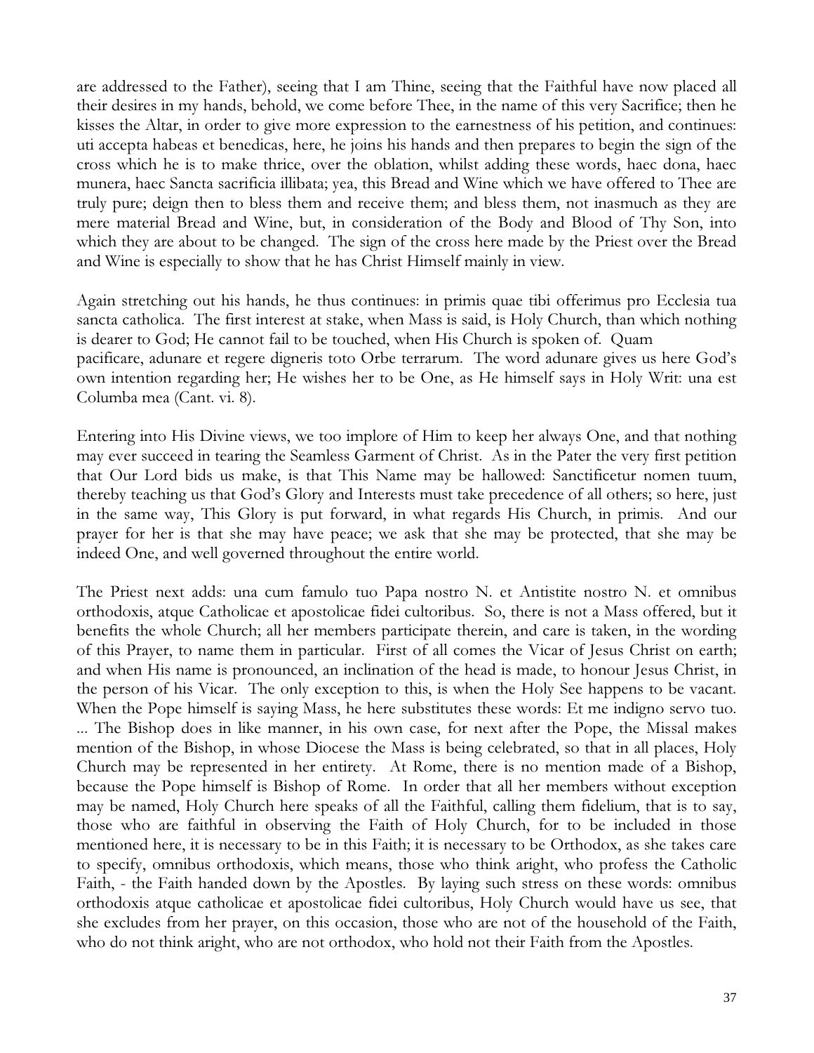are addressed to the Father), seeing that I am Thine, seeing that the Faithful have now placed all their desires in my hands, behold, we come before Thee, in the name of this very Sacrifice; then he kisses the Altar, in order to give more expression to the earnestness of his petition, and continues: uti accepta habeas et benedicas, here, he joins his hands and then prepares to begin the sign of the cross which he is to make thrice, over the oblation, whilst adding these words, haec dona, haec munera, haec Sancta sacrificia illibata; yea, this Bread and Wine which we have offered to Thee are truly pure; deign then to bless them and receive them; and bless them, not inasmuch as they are mere material Bread and Wine, but, in consideration of the Body and Blood of Thy Son, into which they are about to be changed. The sign of the cross here made by the Priest over the Bread and Wine is especially to show that he has Christ Himself mainly in view.

Again stretching out his hands, he thus continues: in primis quae tibi offerimus pro Ecclesia tua sancta catholica. The first interest at stake, when Mass is said, is Holy Church, than which nothing is dearer to God; He cannot fail to be touched, when His Church is spoken of. Quam pacificare, adunare et regere digneris toto Orbe terrarum. The word adunare gives us here God's own intention regarding her; He wishes her to be One, as He himself says in Holy Writ: una est Columba mea (Cant. vi. 8).

Entering into His Divine views, we too implore of Him to keep her always One, and that nothing may ever succeed in tearing the Seamless Garment of Christ. As in the Pater the very first petition that Our Lord bids us make, is that This Name may be hallowed: Sanctificetur nomen tuum, thereby teaching us that God's Glory and Interests must take precedence of all others; so here, just in the same way, This Glory is put forward, in what regards His Church, in primis. And our prayer for her is that she may have peace; we ask that she may be protected, that she may be indeed One, and well governed throughout the entire world.

The Priest next adds: una cum famulo tuo Papa nostro N. et Antistite nostro N. et omnibus orthodoxis, atque Catholicae et apostolicae fidei cultoribus. So, there is not a Mass offered, but it benefits the whole Church; all her members participate therein, and care is taken, in the wording of this Prayer, to name them in particular. First of all comes the Vicar of Jesus Christ on earth; and when His name is pronounced, an inclination of the head is made, to honour Jesus Christ, in the person of his Vicar. The only exception to this, is when the Holy See happens to be vacant. When the Pope himself is saying Mass, he here substitutes these words: Et me indigno servo tuo. ... The Bishop does in like manner, in his own case, for next after the Pope, the Missal makes mention of the Bishop, in whose Diocese the Mass is being celebrated, so that in all places, Holy Church may be represented in her entirety. At Rome, there is no mention made of a Bishop, because the Pope himself is Bishop of Rome. In order that all her members without exception may be named, Holy Church here speaks of all the Faithful, calling them fidelium, that is to say, those who are faithful in observing the Faith of Holy Church, for to be included in those mentioned here, it is necessary to be in this Faith; it is necessary to be Orthodox, as she takes care to specify, omnibus orthodoxis, which means, those who think aright, who profess the Catholic Faith, - the Faith handed down by the Apostles. By laying such stress on these words: omnibus orthodoxis atque catholicae et apostolicae fidei cultoribus, Holy Church would have us see, that she excludes from her prayer, on this occasion, those who are not of the household of the Faith, who do not think aright, who are not orthodox, who hold not their Faith from the Apostles.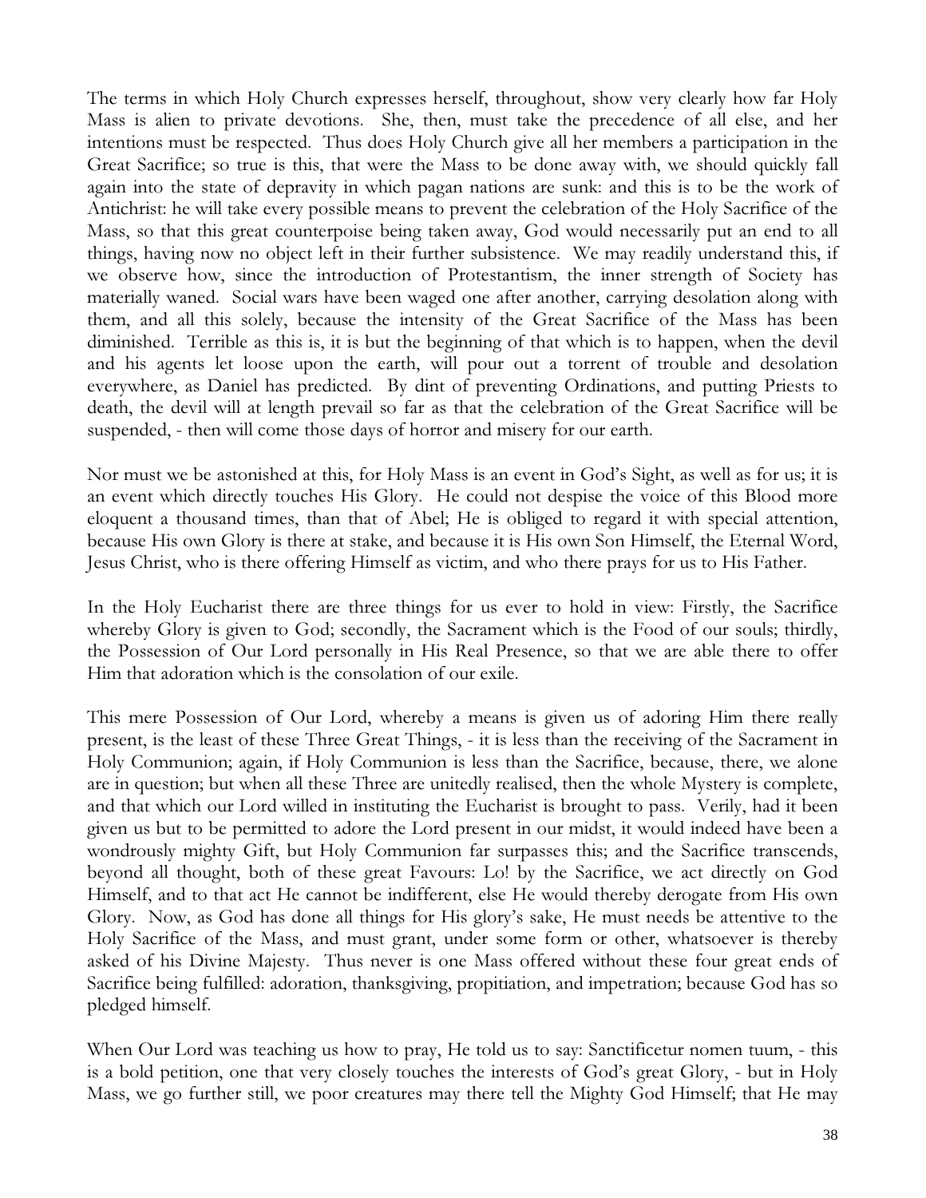The terms in which Holy Church expresses herself, throughout, show very clearly how far Holy Mass is alien to private devotions. She, then, must take the precedence of all else, and her intentions must be respected. Thus does Holy Church give all her members a participation in the Great Sacrifice; so true is this, that were the Mass to be done away with, we should quickly fall again into the state of depravity in which pagan nations are sunk: and this is to be the work of Antichrist: he will take every possible means to prevent the celebration of the Holy Sacrifice of the Mass, so that this great counterpoise being taken away, God would necessarily put an end to all things, having now no object left in their further subsistence. We may readily understand this, if we observe how, since the introduction of Protestantism, the inner strength of Society has materially waned. Social wars have been waged one after another, carrying desolation along with them, and all this solely, because the intensity of the Great Sacrifice of the Mass has been diminished. Terrible as this is, it is but the beginning of that which is to happen, when the devil and his agents let loose upon the earth, will pour out a torrent of trouble and desolation everywhere, as Daniel has predicted. By dint of preventing Ordinations, and putting Priests to death, the devil will at length prevail so far as that the celebration of the Great Sacrifice will be suspended, - then will come those days of horror and misery for our earth.

Nor must we be astonished at this, for Holy Mass is an event in God's Sight, as well as for us; it is an event which directly touches His Glory. He could not despise the voice of this Blood more eloquent a thousand times, than that of Abel; He is obliged to regard it with special attention, because His own Glory is there at stake, and because it is His own Son Himself, the Eternal Word, Jesus Christ, who is there offering Himself as victim, and who there prays for us to His Father.

In the Holy Eucharist there are three things for us ever to hold in view: Firstly, the Sacrifice whereby Glory is given to God; secondly, the Sacrament which is the Food of our souls; thirdly, the Possession of Our Lord personally in His Real Presence, so that we are able there to offer Him that adoration which is the consolation of our exile.

This mere Possession of Our Lord, whereby a means is given us of adoring Him there really present, is the least of these Three Great Things, - it is less than the receiving of the Sacrament in Holy Communion; again, if Holy Communion is less than the Sacrifice, because, there, we alone are in question; but when all these Three are unitedly realised, then the whole Mystery is complete, and that which our Lord willed in instituting the Eucharist is brought to pass. Verily, had it been given us but to be permitted to adore the Lord present in our midst, it would indeed have been a wondrously mighty Gift, but Holy Communion far surpasses this; and the Sacrifice transcends, beyond all thought, both of these great Favours: Lo! by the Sacrifice, we act directly on God Himself, and to that act He cannot be indifferent, else He would thereby derogate from His own Glory. Now, as God has done all things for His glory's sake, He must needs be attentive to the Holy Sacrifice of the Mass, and must grant, under some form or other, whatsoever is thereby asked of his Divine Majesty. Thus never is one Mass offered without these four great ends of Sacrifice being fulfilled: adoration, thanksgiving, propitiation, and impetration; because God has so pledged himself.

When Our Lord was teaching us how to pray, He told us to say: Sanctificetur nomen tuum, - this is a bold petition, one that very closely touches the interests of God's great Glory, - but in Holy Mass, we go further still, we poor creatures may there tell the Mighty God Himself; that He may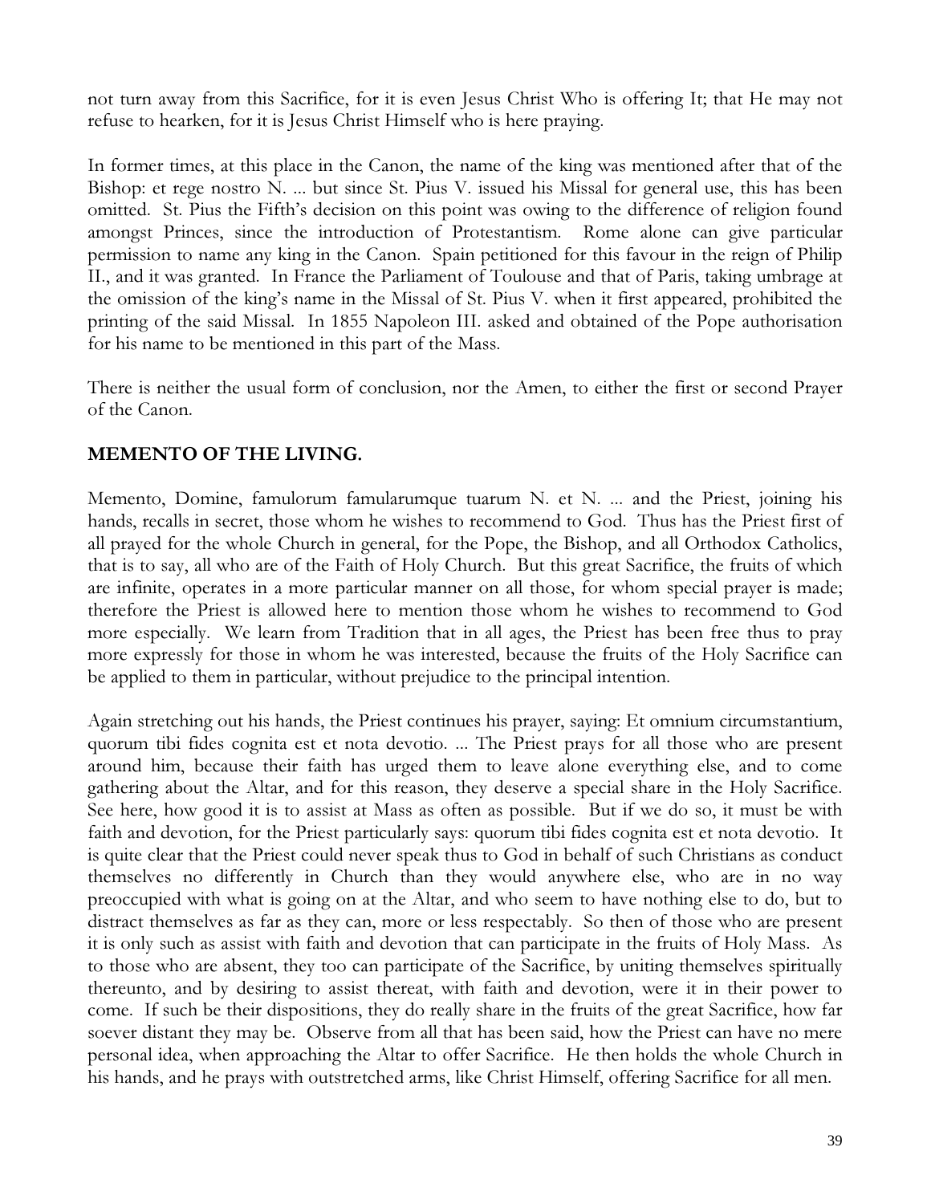not turn away from this Sacrifice, for it is even Jesus Christ Who is offering It; that He may not refuse to hearken, for it is Jesus Christ Himself who is here praying.

In former times, at this place in the Canon, the name of the king was mentioned after that of the Bishop: et rege nostro N. ... but since St. Pius V. issued his Missal for general use, this has been omitted. St. Pius the Fifth's decision on this point was owing to the difference of religion found amongst Princes, since the introduction of Protestantism. Rome alone can give particular permission to name any king in the Canon. Spain petitioned for this favour in the reign of Philip II., and it was granted. In France the Parliament of Toulouse and that of Paris, taking umbrage at the omission of the king's name in the Missal of St. Pius V. when it first appeared, prohibited the printing of the said Missal. In 1855 Napoleon III. asked and obtained of the Pope authorisation for his name to be mentioned in this part of the Mass.

There is neither the usual form of conclusion, nor the Amen, to either the first or second Prayer of the Canon.

## MEMENTO OF THE LIVING.

Memento, Domine, famulorum famularumque tuarum N. et N. ... and the Priest, joining his hands, recalls in secret, those whom he wishes to recommend to God. Thus has the Priest first of all prayed for the whole Church in general, for the Pope, the Bishop, and all Orthodox Catholics, that is to say, all who are of the Faith of Holy Church. But this great Sacrifice, the fruits of which are infinite, operates in a more particular manner on all those, for whom special prayer is made; therefore the Priest is allowed here to mention those whom he wishes to recommend to God more especially. We learn from Tradition that in all ages, the Priest has been free thus to pray more expressly for those in whom he was interested, because the fruits of the Holy Sacrifice can be applied to them in particular, without prejudice to the principal intention.

Again stretching out his hands, the Priest continues his prayer, saying: Et omnium circumstantium, quorum tibi fides cognita est et nota devotio. ... The Priest prays for all those who are present around him, because their faith has urged them to leave alone everything else, and to come gathering about the Altar, and for this reason, they deserve a special share in the Holy Sacrifice. See here, how good it is to assist at Mass as often as possible. But if we do so, it must be with faith and devotion, for the Priest particularly says: quorum tibi fides cognita est et nota devotio. It is quite clear that the Priest could never speak thus to God in behalf of such Christians as conduct themselves no differently in Church than they would anywhere else, who are in no way preoccupied with what is going on at the Altar, and who seem to have nothing else to do, but to distract themselves as far as they can, more or less respectably. So then of those who are present it is only such as assist with faith and devotion that can participate in the fruits of Holy Mass. As to those who are absent, they too can participate of the Sacrifice, by uniting themselves spiritually thereunto, and by desiring to assist thereat, with faith and devotion, were it in their power to come. If such be their dispositions, they do really share in the fruits of the great Sacrifice, how far soever distant they may be. Observe from all that has been said, how the Priest can have no mere personal idea, when approaching the Altar to offer Sacrifice. He then holds the whole Church in his hands, and he prays with outstretched arms, like Christ Himself, offering Sacrifice for all men.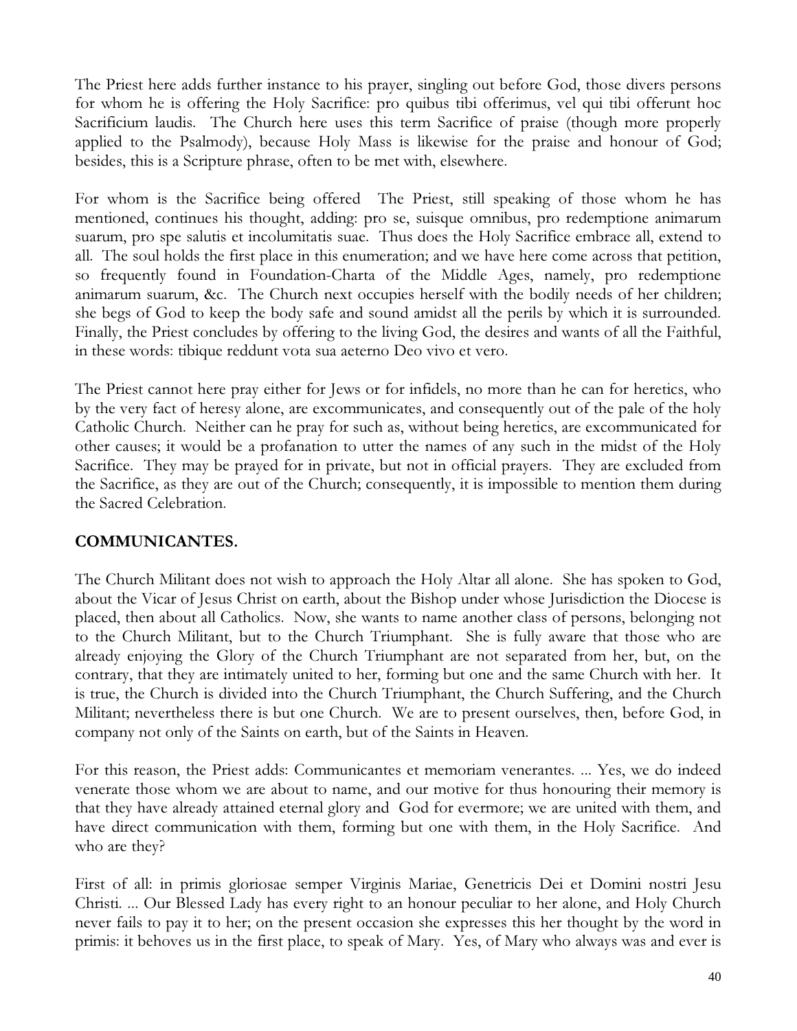The Priest here adds further instance to his prayer, singling out before God, those divers persons for whom he is offering the Holy Sacrifice: pro quibus tibi offerimus, vel qui tibi offerunt hoc Sacrificium laudis. The Church here uses this term Sacrifice of praise (though more properly applied to the Psalmody), because Holy Mass is likewise for the praise and honour of God; besides, this is a Scripture phrase, often to be met with, elsewhere.

For whom is the Sacrifice being offered The Priest, still speaking of those whom he has mentioned, continues his thought, adding: pro se, suisque omnibus, pro redemptione animarum suarum, pro spe salutis et incolumitatis suae. Thus does the Holy Sacrifice embrace all, extend to all. The soul holds the first place in this enumeration; and we have here come across that petition, so frequently found in Foundation-Charta of the Middle Ages, namely, pro redemptione animarum suarum, &c. The Church next occupies herself with the bodily needs of her children; she begs of God to keep the body safe and sound amidst all the perils by which it is surrounded. Finally, the Priest concludes by offering to the living God, the desires and wants of all the Faithful, in these words: tibique reddunt vota sua aeterno Deo vivo et vero.

The Priest cannot here pray either for Jews or for infidels, no more than he can for heretics, who by the very fact of heresy alone, are excommunicates, and consequently out of the pale of the holy Catholic Church. Neither can he pray for such as, without being heretics, are excommunicated for other causes; it would be a profanation to utter the names of any such in the midst of the Holy Sacrifice. They may be prayed for in private, but not in official prayers. They are excluded from the Sacrifice, as they are out of the Church; consequently, it is impossible to mention them during the Sacred Celebration.

## COMMUNICANTES.

The Church Militant does not wish to approach the Holy Altar all alone. She has spoken to God, about the Vicar of Jesus Christ on earth, about the Bishop under whose Jurisdiction the Diocese is placed, then about all Catholics. Now, she wants to name another class of persons, belonging not to the Church Militant, but to the Church Triumphant. She is fully aware that those who are already enjoying the Glory of the Church Triumphant are not separated from her, but, on the contrary, that they are intimately united to her, forming but one and the same Church with her. It is true, the Church is divided into the Church Triumphant, the Church Suffering, and the Church Militant; nevertheless there is but one Church. We are to present ourselves, then, before God, in company not only of the Saints on earth, but of the Saints in Heaven.

For this reason, the Priest adds: Communicantes et memoriam venerantes. ... Yes, we do indeed venerate those whom we are about to name, and our motive for thus honouring their memory is that they have already attained eternal glory and God for evermore; we are united with them, and have direct communication with them, forming but one with them, in the Holy Sacrifice. And who are they?

First of all: in primis gloriosae semper Virginis Mariae, Genetricis Dei et Domini nostri Jesu Christi. ... Our Blessed Lady has every right to an honour peculiar to her alone, and Holy Church never fails to pay it to her; on the present occasion she expresses this her thought by the word in primis: it behoves us in the first place, to speak of Mary. Yes, of Mary who always was and ever is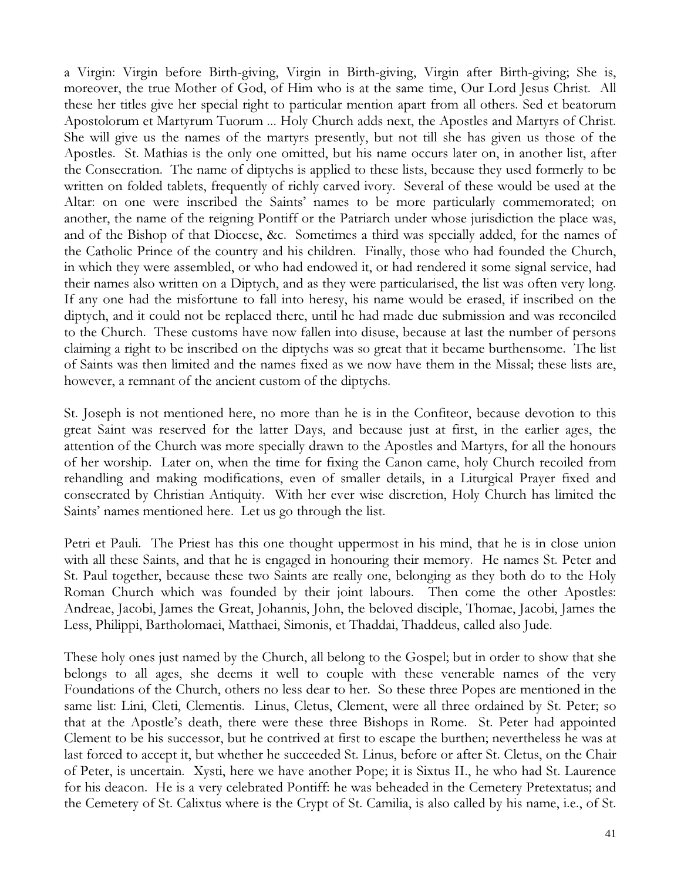a Virgin: Virgin before Birth-giving, Virgin in Birth-giving, Virgin after Birth-giving; She is, moreover, the true Mother of God, of Him who is at the same time, Our Lord Jesus Christ. All these her titles give her special right to particular mention apart from all others. Sed et beatorum Apostolorum et Martyrum Tuorum ... Holy Church adds next, the Apostles and Martyrs of Christ. She will give us the names of the martyrs presently, but not till she has given us those of the Apostles. St. Mathias is the only one omitted, but his name occurs later on, in another list, after the Consecration. The name of diptychs is applied to these lists, because they used formerly to be written on folded tablets, frequently of richly carved ivory. Several of these would be used at the Altar: on one were inscribed the Saints' names to be more particularly commemorated; on another, the name of the reigning Pontiff or the Patriarch under whose jurisdiction the place was, and of the Bishop of that Diocese, &c. Sometimes a third was specially added, for the names of the Catholic Prince of the country and his children. Finally, those who had founded the Church, in which they were assembled, or who had endowed it, or had rendered it some signal service, had their names also written on a Diptych, and as they were particularised, the list was often very long. If any one had the misfortune to fall into heresy, his name would be erased, if inscribed on the diptych, and it could not be replaced there, until he had made due submission and was reconciled to the Church. These customs have now fallen into disuse, because at last the number of persons claiming a right to be inscribed on the diptychs was so great that it became burthensome. The list of Saints was then limited and the names fixed as we now have them in the Missal; these lists are, however, a remnant of the ancient custom of the diptychs.

St. Joseph is not mentioned here, no more than he is in the Confiteor, because devotion to this great Saint was reserved for the latter Days, and because just at first, in the earlier ages, the attention of the Church was more specially drawn to the Apostles and Martyrs, for all the honours of her worship. Later on, when the time for fixing the Canon came, holy Church recoiled from rehandling and making modifications, even of smaller details, in a Liturgical Prayer fixed and consecrated by Christian Antiquity. With her ever wise discretion, Holy Church has limited the Saints' names mentioned here. Let us go through the list.

Petri et Pauli. The Priest has this one thought uppermost in his mind, that he is in close union with all these Saints, and that he is engaged in honouring their memory. He names St. Peter and St. Paul together, because these two Saints are really one, belonging as they both do to the Holy Roman Church which was founded by their joint labours. Then come the other Apostles: Andreae, Jacobi, James the Great, Johannis, John, the beloved disciple, Thomae, Jacobi, James the Less, Philippi, Bartholomaei, Matthaei, Simonis, et Thaddai, Thaddeus, called also Jude.

These holy ones just named by the Church, all belong to the Gospel; but in order to show that she belongs to all ages, she deems it well to couple with these venerable names of the very Foundations of the Church, others no less dear to her. So these three Popes are mentioned in the same list: Lini, Cleti, Clementis. Linus, Cletus, Clement, were all three ordained by St. Peter; so that at the Apostle's death, there were these three Bishops in Rome. St. Peter had appointed Clement to be his successor, but he contrived at first to escape the burthen; nevertheless he was at last forced to accept it, but whether he succeeded St. Linus, before or after St. Cletus, on the Chair of Peter, is uncertain. Xysti, here we have another Pope; it is Sixtus II., he who had St. Laurence for his deacon. He is a very celebrated Pontiff: he was beheaded in the Cemetery Pretextatus; and the Cemetery of St. Calixtus where is the Crypt of St. Camilia, is also called by his name, i.e., of St.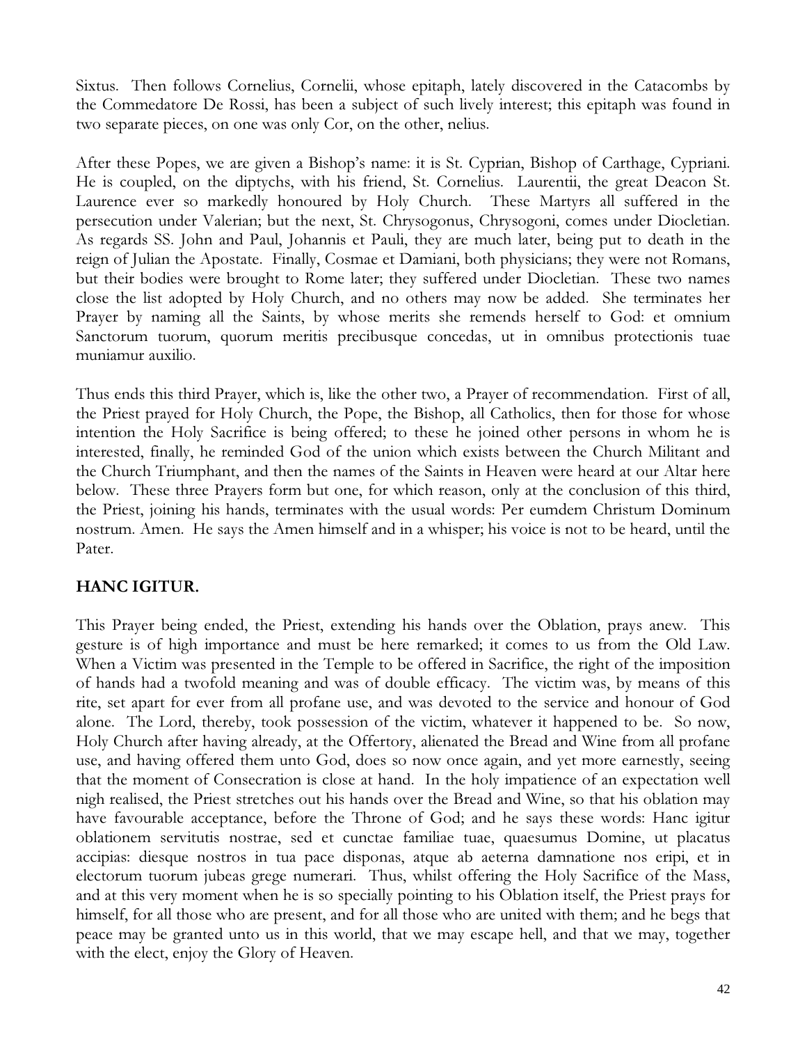Sixtus. Then follows Cornelius, Cornelii, whose epitaph, lately discovered in the Catacombs by the Commedatore De Rossi, has been a subject of such lively interest; this epitaph was found in two separate pieces, on one was only Cor, on the other, nelius.

After these Popes, we are given a Bishop's name: it is St. Cyprian, Bishop of Carthage, Cypriani. He is coupled, on the diptychs, with his friend, St. Cornelius. Laurentii, the great Deacon St. Laurence ever so markedly honoured by Holy Church. These Martyrs all suffered in the persecution under Valerian; but the next, St. Chrysogonus, Chrysogoni, comes under Diocletian. As regards SS. John and Paul, Johannis et Pauli, they are much later, being put to death in the reign of Julian the Apostate. Finally, Cosmae et Damiani, both physicians; they were not Romans, but their bodies were brought to Rome later; they suffered under Diocletian. These two names close the list adopted by Holy Church, and no others may now be added. She terminates her Prayer by naming all the Saints, by whose merits she remends herself to God: et omnium Sanctorum tuorum, quorum meritis precibusque concedas, ut in omnibus protectionis tuae muniamur auxilio.

Thus ends this third Prayer, which is, like the other two, a Prayer of recommendation. First of all, the Priest prayed for Holy Church, the Pope, the Bishop, all Catholics, then for those for whose intention the Holy Sacrifice is being offered; to these he joined other persons in whom he is interested, finally, he reminded God of the union which exists between the Church Militant and the Church Triumphant, and then the names of the Saints in Heaven were heard at our Altar here below. These three Prayers form but one, for which reason, only at the conclusion of this third, the Priest, joining his hands, terminates with the usual words: Per eumdem Christum Dominum nostrum. Amen. He says the Amen himself and in a whisper; his voice is not to be heard, until the Pater.

## HANC IGITUR.

This Prayer being ended, the Priest, extending his hands over the Oblation, prays anew. This gesture is of high importance and must be here remarked; it comes to us from the Old Law. When a Victim was presented in the Temple to be offered in Sacrifice, the right of the imposition of hands had a twofold meaning and was of double efficacy. The victim was, by means of this rite, set apart for ever from all profane use, and was devoted to the service and honour of God alone. The Lord, thereby, took possession of the victim, whatever it happened to be. So now, Holy Church after having already, at the Offertory, alienated the Bread and Wine from all profane use, and having offered them unto God, does so now once again, and yet more earnestly, seeing that the moment of Consecration is close at hand. In the holy impatience of an expectation well nigh realised, the Priest stretches out his hands over the Bread and Wine, so that his oblation may have favourable acceptance, before the Throne of God; and he says these words: Hanc igitur oblationem servitutis nostrae, sed et cunctae familiae tuae, quaesumus Domine, ut placatus accipias: diesque nostros in tua pace disponas, atque ab aeterna damnatione nos eripi, et in electorum tuorum jubeas grege numerari. Thus, whilst offering the Holy Sacrifice of the Mass, and at this very moment when he is so specially pointing to his Oblation itself, the Priest prays for himself, for all those who are present, and for all those who are united with them; and he begs that peace may be granted unto us in this world, that we may escape hell, and that we may, together with the elect, enjoy the Glory of Heaven.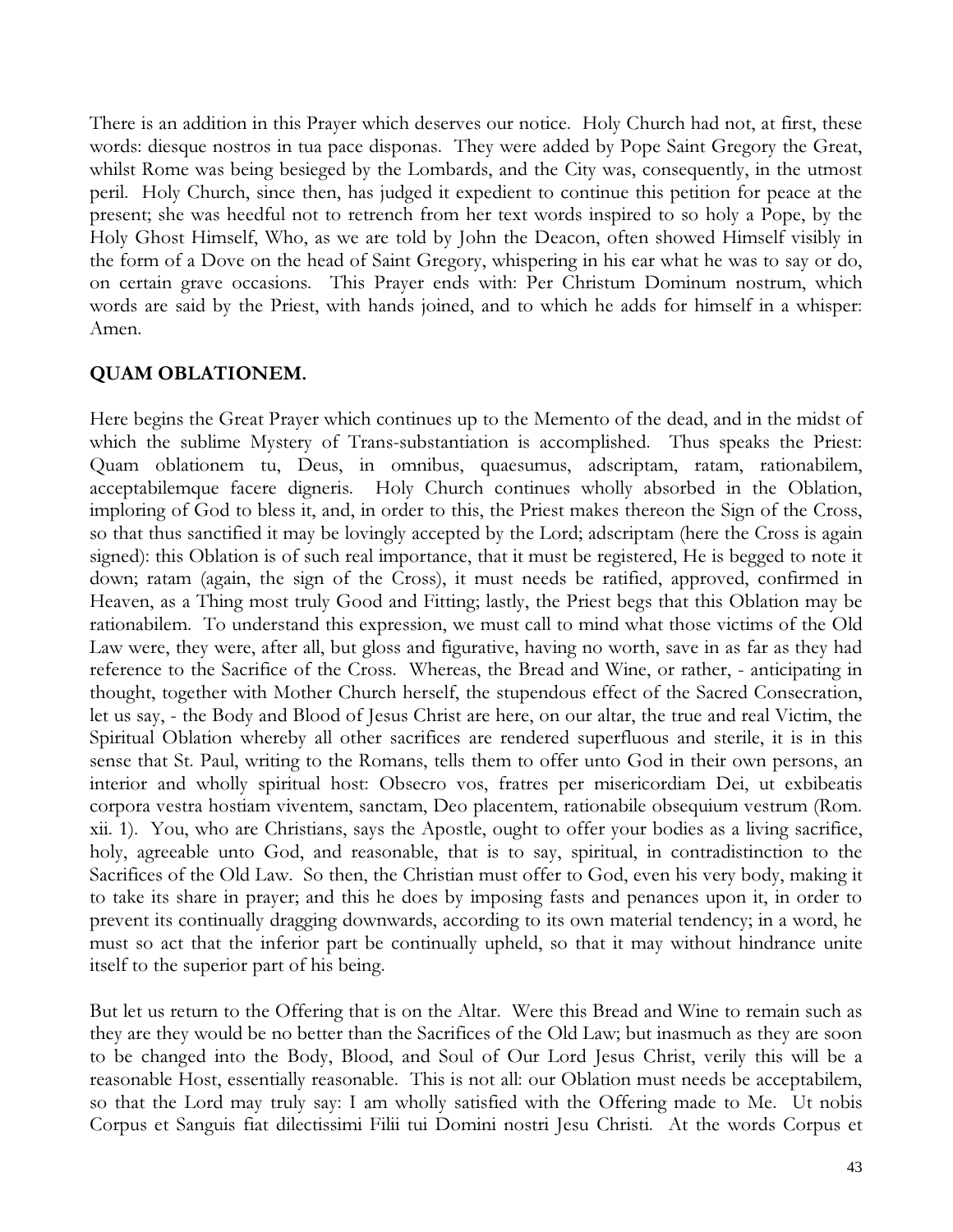There is an addition in this Prayer which deserves our notice. Holy Church had not, at first, these words: diesque nostros in tua pace disponas. They were added by Pope Saint Gregory the Great, whilst Rome was being besieged by the Lombards, and the City was, consequently, in the utmost peril. Holy Church, since then, has judged it expedient to continue this petition for peace at the present; she was heedful not to retrench from her text words inspired to so holy a Pope, by the Holy Ghost Himself, Who, as we are told by John the Deacon, often showed Himself visibly in the form of a Dove on the head of Saint Gregory, whispering in his ear what he was to say or do, on certain grave occasions. This Prayer ends with: Per Christum Dominum nostrum, which words are said by the Priest, with hands joined, and to which he adds for himself in a whisper: Amen.

## QUAM OBLATIONEM.

Here begins the Great Prayer which continues up to the Memento of the dead, and in the midst of which the sublime Mystery of Trans-substantiation is accomplished. Thus speaks the Priest: Quam oblationem tu, Deus, in omnibus, quaesumus, adscriptam, ratam, rationabilem, acceptabilemque facere digneris. Holy Church continues wholly absorbed in the Oblation, imploring of God to bless it, and, in order to this, the Priest makes thereon the Sign of the Cross, so that thus sanctified it may be lovingly accepted by the Lord; adscriptam (here the Cross is again signed): this Oblation is of such real importance, that it must be registered, He is begged to note it down; ratam (again, the sign of the Cross), it must needs be ratified, approved, confirmed in Heaven, as a Thing most truly Good and Fitting; lastly, the Priest begs that this Oblation may be rationabilem. To understand this expression, we must call to mind what those victims of the Old Law were, they were, after all, but gloss and figurative, having no worth, save in as far as they had reference to the Sacrifice of the Cross. Whereas, the Bread and Wine, or rather, - anticipating in thought, together with Mother Church herself, the stupendous effect of the Sacred Consecration, let us say, - the Body and Blood of Jesus Christ are here, on our altar, the true and real Victim, the Spiritual Oblation whereby all other sacrifices are rendered superfluous and sterile, it is in this sense that St. Paul, writing to the Romans, tells them to offer unto God in their own persons, an interior and wholly spiritual host: Obsecro vos, fratres per misericordiam Dei, ut exhibeatis corpora vestra hostiam viventem, sanctam, Deo placentem, rationabile obsequium vestrum (Rom. xii. 1). You, who are Christians, says the Apostle, ought to offer your bodies as a living sacrifice, holy, agreeable unto God, and reasonable, that is to say, spiritual, in contradistinction to the Sacrifices of the Old Law. So then, the Christian must offer to God, even his very body, making it to take its share in prayer; and this he does by imposing fasts and penances upon it, in order to prevent its continually dragging downwards, according to its own material tendency; in a word, he must so act that the inferior part be continually upheld, so that it may without hindrance unite itself to the superior part of his being.

But let us return to the Offering that is on the Altar. Were this Bread and Wine to remain such as they are they would be no better than the Sacrifices of the Old Law; but inasmuch as they are soon to be changed into the Body, Blood, and Soul of Our Lord Jesus Christ, verily this will be a reasonable Host, essentially reasonable. This is not all: our Oblation must needs be acceptabilem, so that the Lord may truly say: I am wholly satisfied with the Offering made to Me. Ut nobis Corpus et Sanguis fiat dilectissimi Filii tui Domini nostri Jesu Christi. At the words Corpus et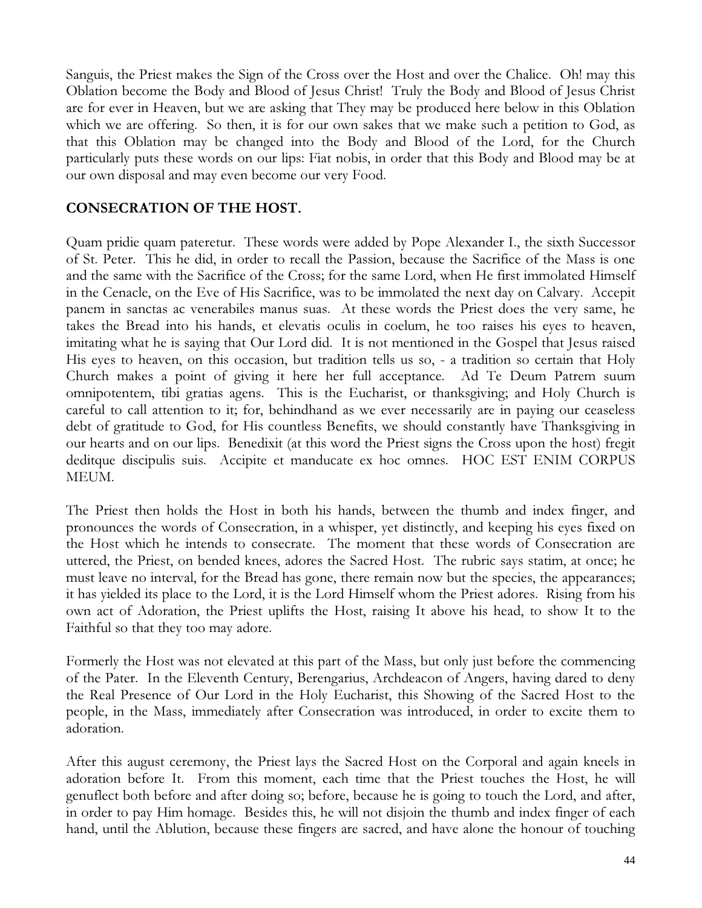Sanguis, the Priest makes the Sign of the Cross over the Host and over the Chalice. Oh! may this Oblation become the Body and Blood of Jesus Christ! Truly the Body and Blood of Jesus Christ are for ever in Heaven, but we are asking that They may be produced here below in this Oblation which we are offering. So then, it is for our own sakes that we make such a petition to God, as that this Oblation may be changed into the Body and Blood of the Lord, for the Church particularly puts these words on our lips: Fiat nobis, in order that this Body and Blood may be at our own disposal and may even become our very Food.

## CONSECRATION OF THE HOST.

Quam pridie quam pateretur. These words were added by Pope Alexander I., the sixth Successor of St. Peter. This he did, in order to recall the Passion, because the Sacrifice of the Mass is one and the same with the Sacrifice of the Cross; for the same Lord, when He first immolated Himself in the Cenacle, on the Eve of His Sacrifice, was to be immolated the next day on Calvary. Accepit panem in sanctas ac venerabiles manus suas. At these words the Priest does the very same, he takes the Bread into his hands, et elevatis oculis in coelum, he too raises his eyes to heaven, imitating what he is saying that Our Lord did. It is not mentioned in the Gospel that Jesus raised His eyes to heaven, on this occasion, but tradition tells us so, - a tradition so certain that Holy Church makes a point of giving it here her full acceptance. Ad Te Deum Patrem suum omnipotentem, tibi gratias agens. This is the Eucharist, or thanksgiving; and Holy Church is careful to call attention to it; for, behindhand as we ever necessarily are in paying our ceaseless debt of gratitude to God, for His countless Benefits, we should constantly have Thanksgiving in our hearts and on our lips. Benedixit (at this word the Priest signs the Cross upon the host) fregit deditque discipulis suis. Accipite et manducate ex hoc omnes. HOC EST ENIM CORPUS MEUM.

The Priest then holds the Host in both his hands, between the thumb and index finger, and pronounces the words of Consecration, in a whisper, yet distinctly, and keeping his eyes fixed on the Host which he intends to consecrate. The moment that these words of Consecration are uttered, the Priest, on bended knees, adores the Sacred Host. The rubric says statim, at once; he must leave no interval, for the Bread has gone, there remain now but the species, the appearances; it has yielded its place to the Lord, it is the Lord Himself whom the Priest adores. Rising from his own act of Adoration, the Priest uplifts the Host, raising It above his head, to show It to the Faithful so that they too may adore.

Formerly the Host was not elevated at this part of the Mass, but only just before the commencing of the Pater. In the Eleventh Century, Berengarius, Archdeacon of Angers, having dared to deny the Real Presence of Our Lord in the Holy Eucharist, this Showing of the Sacred Host to the people, in the Mass, immediately after Consecration was introduced, in order to excite them to adoration.

After this august ceremony, the Priest lays the Sacred Host on the Corporal and again kneels in adoration before It. From this moment, each time that the Priest touches the Host, he will genuflect both before and after doing so; before, because he is going to touch the Lord, and after, in order to pay Him homage. Besides this, he will not disjoin the thumb and index finger of each hand, until the Ablution, because these fingers are sacred, and have alone the honour of touching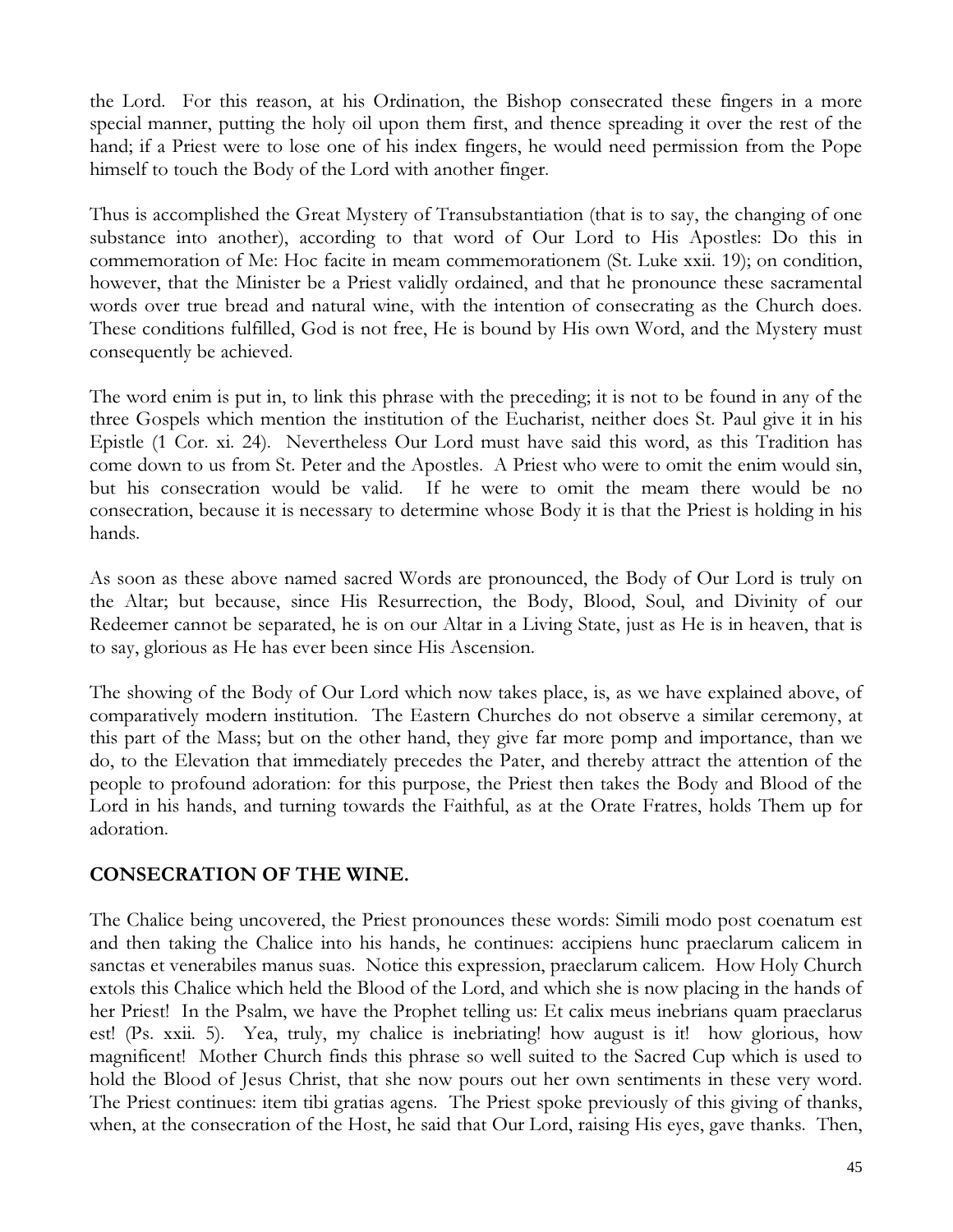the Lord. For this reason, at his Ordination, the Bishop consecrated these fingers in a more special manner, putting the holy oil upon them first, and thence spreading it over the rest of the hand; if a Priest were to lose one of his index fingers, he would need permission from the Pope himself to touch the Body of the Lord with another finger.

Thus is accomplished the Great Mystery of Transubstantiation (that is to say, the changing of one substance into another), according to that word of Our Lord to His Apostles: Do this in commemoration of Me: Hoc facite in meam commemorationem (St. Luke xxii. 19); on condition, however, that the Minister be a Priest validly ordained, and that he pronounce these sacramental words over true bread and natural wine, with the intention of consecrating as the Church does. These conditions fulfilled, God is not free, He is bound by His own Word, and the Mystery must consequently be achieved.

The word enim is put in, to link this phrase with the preceding; it is not to be found in any of the three Gospels which mention the institution of the Eucharist, neither does St. Paul give it in his Epistle (1 Cor. xi. 24). Nevertheless Our Lord must have said this word, as this Tradition has come down to us from St. Peter and the Apostles. A Priest who were to omit the enim would sin, but his consecration would be valid. If he were to omit the meam there would be no consecration, because it is necessary to determine whose Body it is that the Priest is holding in his hands.

As soon as these above named sacred Words are pronounced, the Body of Our Lord is truly on the Altar; but because, since His Resurrection, the Body, Blood, Soul, and Divinity of our Redeemer cannot be separated, he is on our Altar in a Living State, just as He is in heaven, that is to say, glorious as He has ever been since His Ascension.

The showing of the Body of Our Lord which now takes place, is, as we have explained above, of comparatively modern institution. The Eastern Churches do not observe a similar ceremony, at this part of the Mass; but on the other hand, they give far more pomp and importance, than we do, to the Elevation that immediately precedes the Pater, and thereby attract the attention of the people to profound adoration: for this purpose, the Priest then takes the Body and Blood of the Lord in his hands, and turning towards the Faithful, as at the Orate Fratres, holds Them up for adoration.

## CONSECRATION OF THE WINE.

The Chalice being uncovered, the Priest pronounces these words: Simili modo post coenatum est and then taking the Chalice into his hands, he continues: accipiens hunc praeclarum calicem in sanctas et venerabiles manus suas. Notice this expression, praeclarum calicem. How Holy Church extols this Chalice which held the Blood of the Lord, and which she is now placing in the hands of her Priest! In the Psalm, we have the Prophet telling us: Et calix meus inebrians quam praeclarus est! (Ps. xxii. 5). Yea, truly, my chalice is inebriating! how august is it! how glorious, how magnificent! Mother Church finds this phrase so well suited to the Sacred Cup which is used to hold the Blood of Jesus Christ, that she now pours out her own sentiments in these very word. The Priest continues: item tibi gratias agens. The Priest spoke previously of this giving of thanks, when, at the consecration of the Host, he said that Our Lord, raising His eyes, gave thanks. Then,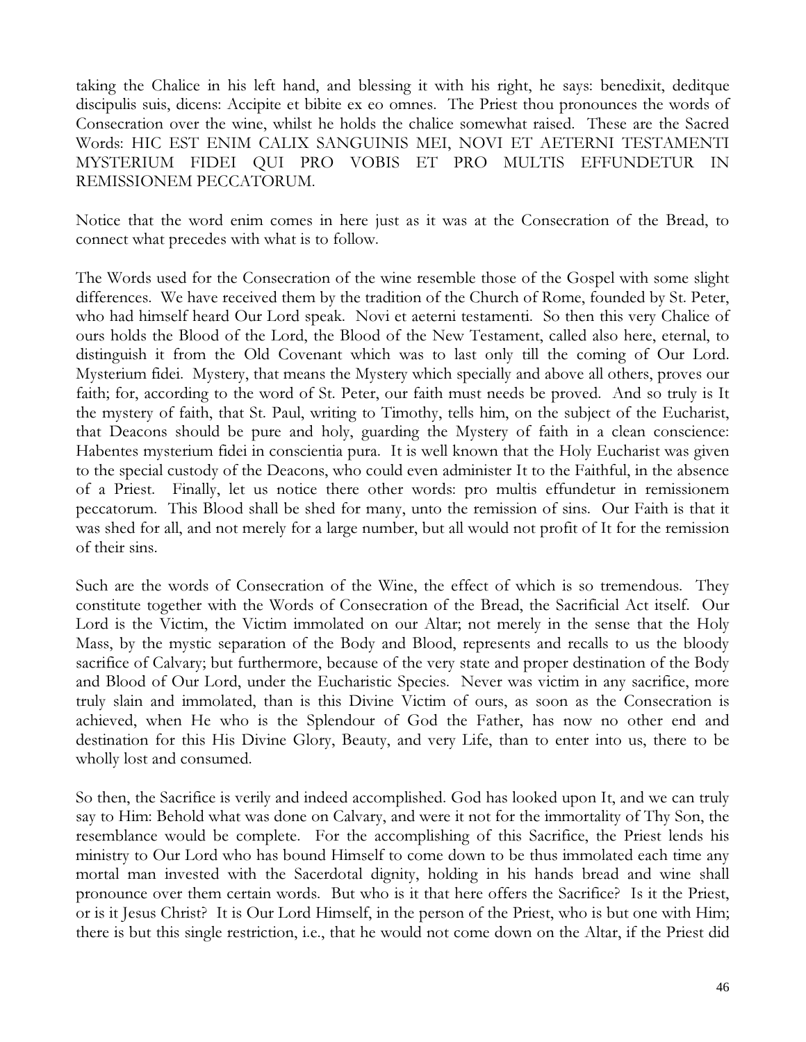taking the Chalice in his left hand, and blessing it with his right, he says: benedixit, deditque discipulis suis, dicens: Accipite et bibite ex eo omnes. The Priest thou pronounces the words of Consecration over the wine, whilst he holds the chalice somewhat raised. These are the Sacred Words: HIC EST ENIM CALIX SANGUINIS MEI, NOVI ET AETERNI TESTAMENTI MYSTERIUM FIDEI QUI PRO VOBIS ET PRO MULTIS EFFUNDETUR IN REMISSIONEM PECCATORUM.

Notice that the word enim comes in here just as it was at the Consecration of the Bread, to connect what precedes with what is to follow.

The Words used for the Consecration of the wine resemble those of the Gospel with some slight differences. We have received them by the tradition of the Church of Rome, founded by St. Peter, who had himself heard Our Lord speak. Novi et aeterni testamenti. So then this very Chalice of ours holds the Blood of the Lord, the Blood of the New Testament, called also here, eternal, to distinguish it from the Old Covenant which was to last only till the coming of Our Lord. Mysterium fidei. Mystery, that means the Mystery which specially and above all others, proves our faith; for, according to the word of St. Peter, our faith must needs be proved. And so truly is It the mystery of faith, that St. Paul, writing to Timothy, tells him, on the subject of the Eucharist, that Deacons should be pure and holy, guarding the Mystery of faith in a clean conscience: Habentes mysterium fidei in conscientia pura. It is well known that the Holy Eucharist was given to the special custody of the Deacons, who could even administer It to the Faithful, in the absence of a Priest. Finally, let us notice there other words: pro multis effundetur in remissionem peccatorum. This Blood shall be shed for many, unto the remission of sins. Our Faith is that it was shed for all, and not merely for a large number, but all would not profit of It for the remission of their sins.

Such are the words of Consecration of the Wine, the effect of which is so tremendous. They constitute together with the Words of Consecration of the Bread, the Sacrificial Act itself. Our Lord is the Victim, the Victim immolated on our Altar; not merely in the sense that the Holy Mass, by the mystic separation of the Body and Blood, represents and recalls to us the bloody sacrifice of Calvary; but furthermore, because of the very state and proper destination of the Body and Blood of Our Lord, under the Eucharistic Species. Never was victim in any sacrifice, more truly slain and immolated, than is this Divine Victim of ours, as soon as the Consecration is achieved, when He who is the Splendour of God the Father, has now no other end and destination for this His Divine Glory, Beauty, and very Life, than to enter into us, there to be wholly lost and consumed.

So then, the Sacrifice is verily and indeed accomplished. God has looked upon It, and we can truly say to Him: Behold what was done on Calvary, and were it not for the immortality of Thy Son, the resemblance would be complete. For the accomplishing of this Sacrifice, the Priest lends his ministry to Our Lord who has bound Himself to come down to be thus immolated each time any mortal man invested with the Sacerdotal dignity, holding in his hands bread and wine shall pronounce over them certain words. But who is it that here offers the Sacrifice? Is it the Priest, or is it Jesus Christ? It is Our Lord Himself, in the person of the Priest, who is but one with Him; there is but this single restriction, i.e., that he would not come down on the Altar, if the Priest did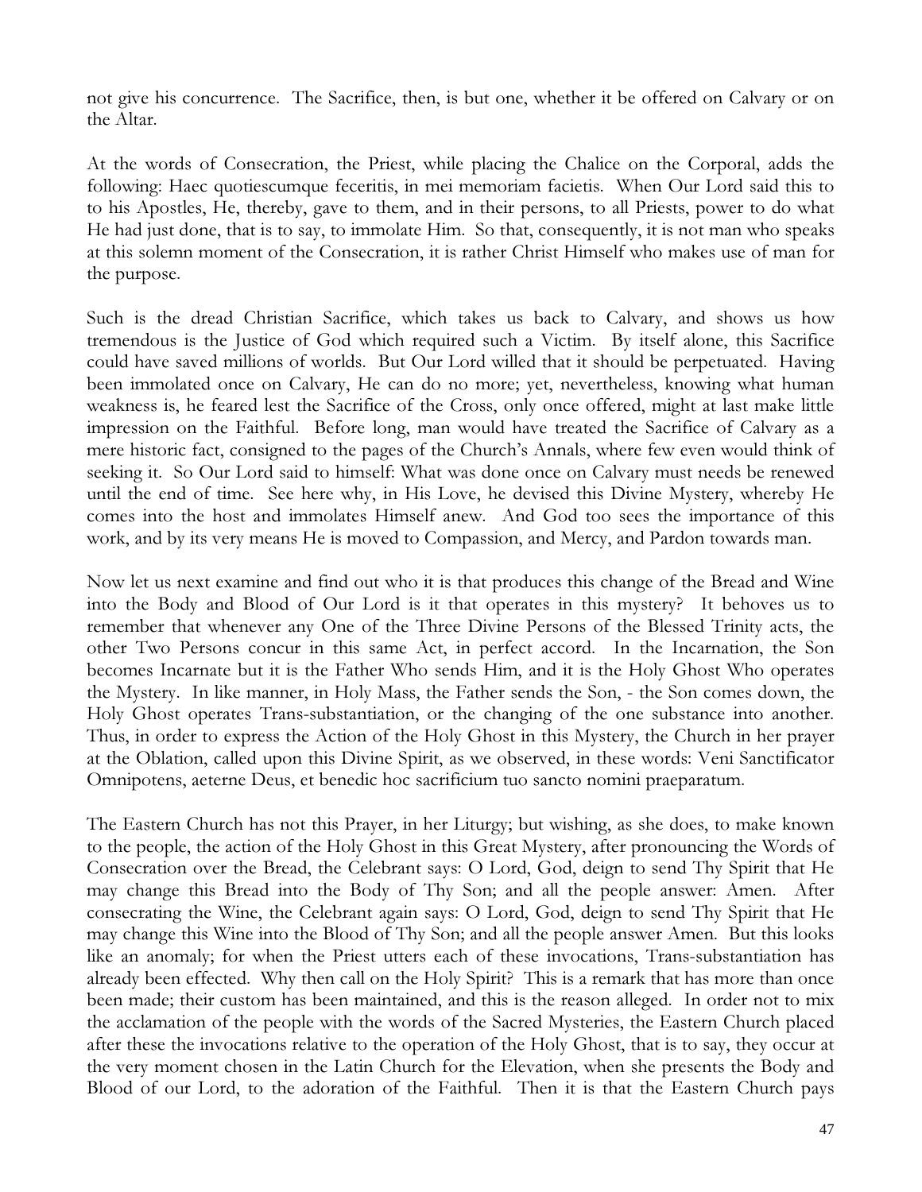not give his concurrence. The Sacrifice, then, is but one, whether it be offered on Calvary or on the Altar.

At the words of Consecration, the Priest, while placing the Chalice on the Corporal, adds the following: Haec quotiescumque feceritis, in mei memoriam facietis. When Our Lord said this to to his Apostles, He, thereby, gave to them, and in their persons, to all Priests, power to do what He had just done, that is to say, to immolate Him. So that, consequently, it is not man who speaks at this solemn moment of the Consecration, it is rather Christ Himself who makes use of man for the purpose.

Such is the dread Christian Sacrifice, which takes us back to Calvary, and shows us how tremendous is the Justice of God which required such a Victim. By itself alone, this Sacrifice could have saved millions of worlds. But Our Lord willed that it should be perpetuated. Having been immolated once on Calvary, He can do no more; yet, nevertheless, knowing what human weakness is, he feared lest the Sacrifice of the Cross, only once offered, might at last make little impression on the Faithful. Before long, man would have treated the Sacrifice of Calvary as a mere historic fact, consigned to the pages of the Church's Annals, where few even would think of seeking it. So Our Lord said to himself: What was done once on Calvary must needs be renewed until the end of time. See here why, in His Love, he devised this Divine Mystery, whereby He comes into the host and immolates Himself anew. And God too sees the importance of this work, and by its very means He is moved to Compassion, and Mercy, and Pardon towards man.

Now let us next examine and find out who it is that produces this change of the Bread and Wine into the Body and Blood of Our Lord is it that operates in this mystery? It behoves us to remember that whenever any One of the Three Divine Persons of the Blessed Trinity acts, the other Two Persons concur in this same Act, in perfect accord. In the Incarnation, the Son becomes Incarnate but it is the Father Who sends Him, and it is the Holy Ghost Who operates the Mystery. In like manner, in Holy Mass, the Father sends the Son, - the Son comes down, the Holy Ghost operates Trans-substantiation, or the changing of the one substance into another. Thus, in order to express the Action of the Holy Ghost in this Mystery, the Church in her prayer at the Oblation, called upon this Divine Spirit, as we observed, in these words: Veni Sanctificator Omnipotens, aeterne Deus, et benedic hoc sacrificium tuo sancto nomini praeparatum.

The Eastern Church has not this Prayer, in her Liturgy; but wishing, as she does, to make known to the people, the action of the Holy Ghost in this Great Mystery, after pronouncing the Words of Consecration over the Bread, the Celebrant says: O Lord, God, deign to send Thy Spirit that He may change this Bread into the Body of Thy Son; and all the people answer: Amen. After consecrating the Wine, the Celebrant again says: O Lord, God, deign to send Thy Spirit that He may change this Wine into the Blood of Thy Son; and all the people answer Amen. But this looks like an anomaly; for when the Priest utters each of these invocations, Trans-substantiation has already been effected. Why then call on the Holy Spirit? This is a remark that has more than once been made; their custom has been maintained, and this is the reason alleged. In order not to mix the acclamation of the people with the words of the Sacred Mysteries, the Eastern Church placed after these the invocations relative to the operation of the Holy Ghost, that is to say, they occur at the very moment chosen in the Latin Church for the Elevation, when she presents the Body and Blood of our Lord, to the adoration of the Faithful. Then it is that the Eastern Church pays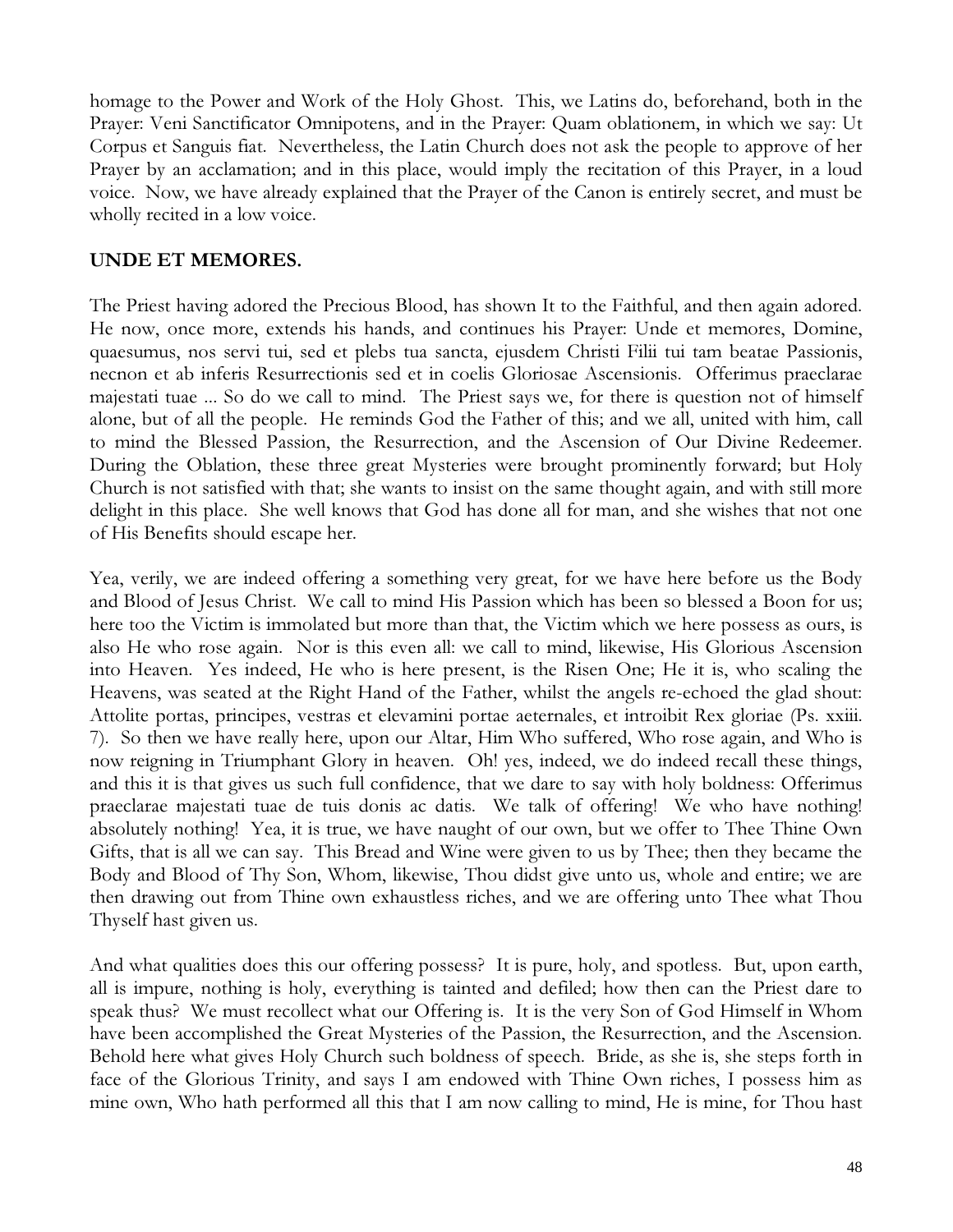homage to the Power and Work of the Holy Ghost. This, we Latins do, beforehand, both in the Prayer: Veni Sanctificator Omnipotens, and in the Prayer: Quam oblationem, in which we say: Ut Corpus et Sanguis fiat. Nevertheless, the Latin Church does not ask the people to approve of her Prayer by an acclamation; and in this place, would imply the recitation of this Prayer, in a loud voice. Now, we have already explained that the Prayer of the Canon is entirely secret, and must be wholly recited in a low voice.

## UNDE ET MEMORES.

The Priest having adored the Precious Blood, has shown It to the Faithful, and then again adored. He now, once more, extends his hands, and continues his Prayer: Unde et memores, Domine, quaesumus, nos servi tui, sed et plebs tua sancta, ejusdem Christi Filii tui tam beatae Passionis, necnon et ab inferis Resurrectionis sed et in coelis Gloriosae Ascensionis. Offerimus praeclarae majestati tuae ... So do we call to mind. The Priest says we, for there is question not of himself alone, but of all the people. He reminds God the Father of this; and we all, united with him, call to mind the Blessed Passion, the Resurrection, and the Ascension of Our Divine Redeemer. During the Oblation, these three great Mysteries were brought prominently forward; but Holy Church is not satisfied with that; she wants to insist on the same thought again, and with still more delight in this place. She well knows that God has done all for man, and she wishes that not one of His Benefits should escape her.

Yea, verily, we are indeed offering a something very great, for we have here before us the Body and Blood of Jesus Christ. We call to mind His Passion which has been so blessed a Boon for us; here too the Victim is immolated but more than that, the Victim which we here possess as ours, is also He who rose again. Nor is this even all: we call to mind, likewise, His Glorious Ascension into Heaven. Yes indeed, He who is here present, is the Risen One; He it is, who scaling the Heavens, was seated at the Right Hand of the Father, whilst the angels re-echoed the glad shout: Attolite portas, principes, vestras et elevamini portae aeternales, et introibit Rex gloriae (Ps. xxiii. 7). So then we have really here, upon our Altar, Him Who suffered, Who rose again, and Who is now reigning in Triumphant Glory in heaven. Oh! yes, indeed, we do indeed recall these things, and this it is that gives us such full confidence, that we dare to say with holy boldness: Offerimus praeclarae majestati tuae de tuis donis ac datis. We talk of offering! We who have nothing! absolutely nothing! Yea, it is true, we have naught of our own, but we offer to Thee Thine Own Gifts, that is all we can say. This Bread and Wine were given to us by Thee; then they became the Body and Blood of Thy Son, Whom, likewise, Thou didst give unto us, whole and entire; we are then drawing out from Thine own exhaustless riches, and we are offering unto Thee what Thou Thyself hast given us.

And what qualities does this our offering possess? It is pure, holy, and spotless. But, upon earth, all is impure, nothing is holy, everything is tainted and defiled; how then can the Priest dare to speak thus? We must recollect what our Offering is. It is the very Son of God Himself in Whom have been accomplished the Great Mysteries of the Passion, the Resurrection, and the Ascension. Behold here what gives Holy Church such boldness of speech. Bride, as she is, she steps forth in face of the Glorious Trinity, and says I am endowed with Thine Own riches, I possess him as mine own, Who hath performed all this that I am now calling to mind, He is mine, for Thou hast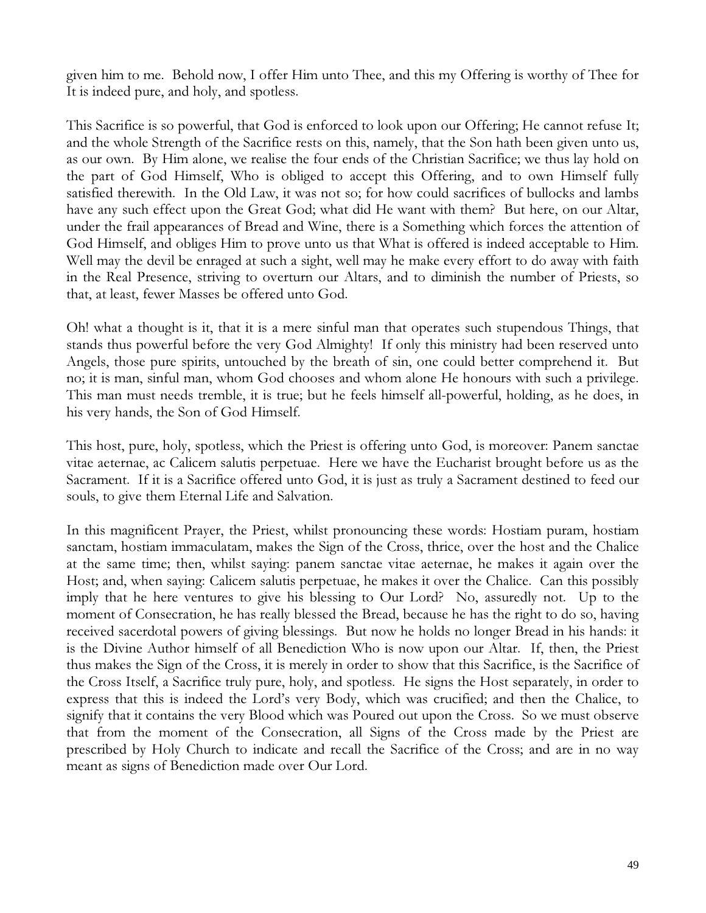given him to me. Behold now, I offer Him unto Thee, and this my Offering is worthy of Thee for It is indeed pure, and holy, and spotless.

This Sacrifice is so powerful, that God is enforced to look upon our Offering; He cannot refuse It; and the whole Strength of the Sacrifice rests on this, namely, that the Son hath been given unto us, as our own. By Him alone, we realise the four ends of the Christian Sacrifice; we thus lay hold on the part of God Himself, Who is obliged to accept this Offering, and to own Himself fully satisfied therewith. In the Old Law, it was not so; for how could sacrifices of bullocks and lambs have any such effect upon the Great God; what did He want with them? But here, on our Altar, under the frail appearances of Bread and Wine, there is a Something which forces the attention of God Himself, and obliges Him to prove unto us that What is offered is indeed acceptable to Him. Well may the devil be enraged at such a sight, well may he make every effort to do away with faith in the Real Presence, striving to overturn our Altars, and to diminish the number of Priests, so that, at least, fewer Masses be offered unto God.

Oh! what a thought is it, that it is a mere sinful man that operates such stupendous Things, that stands thus powerful before the very God Almighty! If only this ministry had been reserved unto Angels, those pure spirits, untouched by the breath of sin, one could better comprehend it. But no; it is man, sinful man, whom God chooses and whom alone He honours with such a privilege. This man must needs tremble, it is true; but he feels himself all-powerful, holding, as he does, in his very hands, the Son of God Himself.

This host, pure, holy, spotless, which the Priest is offering unto God, is moreover: Panem sanctae vitae aeternae, ac Calicem salutis perpetuae. Here we have the Eucharist brought before us as the Sacrament. If it is a Sacrifice offered unto God, it is just as truly a Sacrament destined to feed our souls, to give them Eternal Life and Salvation.

In this magnificent Prayer, the Priest, whilst pronouncing these words: Hostiam puram, hostiam sanctam, hostiam immaculatam, makes the Sign of the Cross, thrice, over the host and the Chalice at the same time; then, whilst saying: panem sanctae vitae aeternae, he makes it again over the Host; and, when saying: Calicem salutis perpetuae, he makes it over the Chalice. Can this possibly imply that he here ventures to give his blessing to Our Lord? No, assuredly not. Up to the moment of Consecration, he has really blessed the Bread, because he has the right to do so, having received sacerdotal powers of giving blessings. But now he holds no longer Bread in his hands: it is the Divine Author himself of all Benediction Who is now upon our Altar. If, then, the Priest thus makes the Sign of the Cross, it is merely in order to show that this Sacrifice, is the Sacrifice of the Cross Itself, a Sacrifice truly pure, holy, and spotless. He signs the Host separately, in order to express that this is indeed the Lord's very Body, which was crucified; and then the Chalice, to signify that it contains the very Blood which was Poured out upon the Cross. So we must observe that from the moment of the Consecration, all Signs of the Cross made by the Priest are prescribed by Holy Church to indicate and recall the Sacrifice of the Cross; and are in no way meant as signs of Benediction made over Our Lord.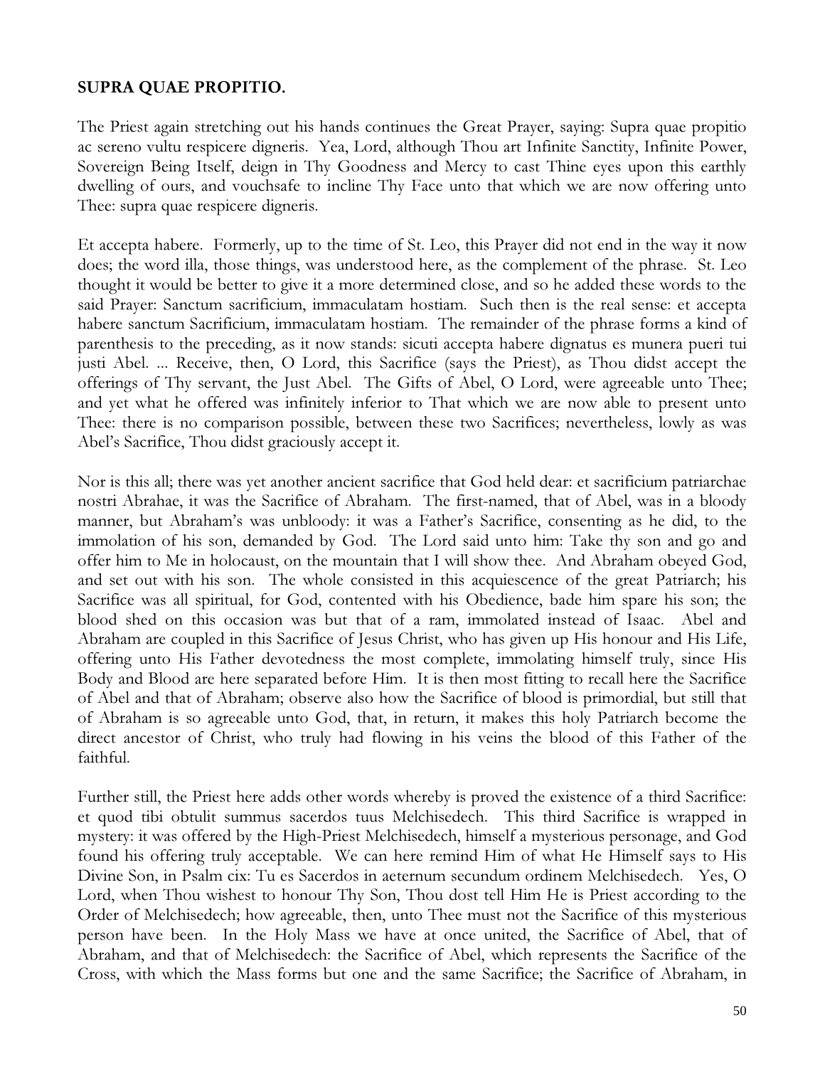**SUPRA QUAE PROPITIO.**

The Priest again stretching out his hands continues the Great Prayer, saying: Supra quae propitio ac sereno vultu respicere digneris. Yea, Lord, although Thou art Infinite Sanctity, Infinite Power, Sovereign Being Itself, deign in Thy Goodness and Mercy to cast Thine eyes upon this earthly dwelling of ours, and vouchsafe to incline Thy Face unto that which we are now offering unto Thee: supra quae respicere digneris.

Et accepta habere. Formerly, up to the time of St. Leo, this Prayer did not end in the way it now does; the word illa, those things, was understood here, as the complement of the phrase. St. Leo thought it would be better to give it a more determined close, and so he added these words to the said Prayer: Sanctum sacrificium, immaculatam hostiam. Such then is the real sense: et accepta habere sanctum Sacrificium, immaculatam hostiam. The remainder of the phrase forms a kind of parenthesis to the preceding, as it now stands: sicuti accepta habere dignatus es munera pueri tui justi Abel. ... Receive, then, O Lord, this Sacrifice (says the Priest), as Thou didst accept the offerings of Thy servant, the Just Abel. The Gifts of Abel, O Lord, were agreeable unto Thee; and yet what he offered was infinitely inferior to That which we are now able to present unto Thee: there is no comparison possible, between these two Sacrifices; nevertheless, lowly as was Abel's Sacrifice, Thou didst graciously accept it.

Nor is this all; there was yet another ancient sacrifice that God held dear: et sacrificium patriarchae nostri Abrahae, it was the Sacrifice of Abraham. The first-named, that of Abel, was in a bloody manner, but Abraham's was unbloody: it was a Father's Sacrifice, consenting as he did, to the immolation of his son, demanded by God. The Lord said unto him: Take thy son and go and offer him to Me in holocaust, on the mountain that I will show thee. And Abraham obeyed God, and set out with his son. The whole consisted in this acquiescence of the great Patriarch; his Sacrifice was all spiritual, for God, contented with his Obedience, bade him spare his son; the blood shed on this occasion was but that of a ram, immolated instead of Isaac. Abel and Abraham are coupled in this Sacrifice of Jesus Christ, who has given up His honour and His Life, offering unto His Father devotedness the most complete, immolating himself truly, since His Body and Blood are here separated before Him. It is then most fitting to recall here the Sacrifice of Abel and that of Abraham; observe also how the Sacrifice of blood is primordial, but still that of Abraham is so agreeable unto God, that, in return, it makes this holy Patriarch become the direct ancestor of Christ, who truly had flowing in his veins the blood of this Father of the faithful.

Further still, the Priest here adds other words whereby is proved the existence of a third Sacrifice: et quod tibi obtulit summus sacerdos tuus Melchisedech. This third Sacrifice is wrapped in mystery: it was offered by the High-Priest Melchisedech, himself a mysterious personage, and God found his offering truly acceptable. We can here remind Him of what He Himself says to His Divine Son, in Psalm cix: Tu es Sacerdos in aeternum secundum ordinem Melchisedech. Yes, O Lord, when Thou wishest to honour Thy Son, Thou dost tell Him He is Priest according to the Order of Melchisedech; how agreeable, then, unto Thee must not the Sacrifice of this mysterious person have been. In the Holy Mass we have at once united, the Sacrifice of Abel, that of Abraham, and that of Melchisedech: the Sacrifice of Abel, which represents the Sacrifice of the Cross, with which the Mass forms but one and the same Sacrifice; the Sacrifice of Abraham, in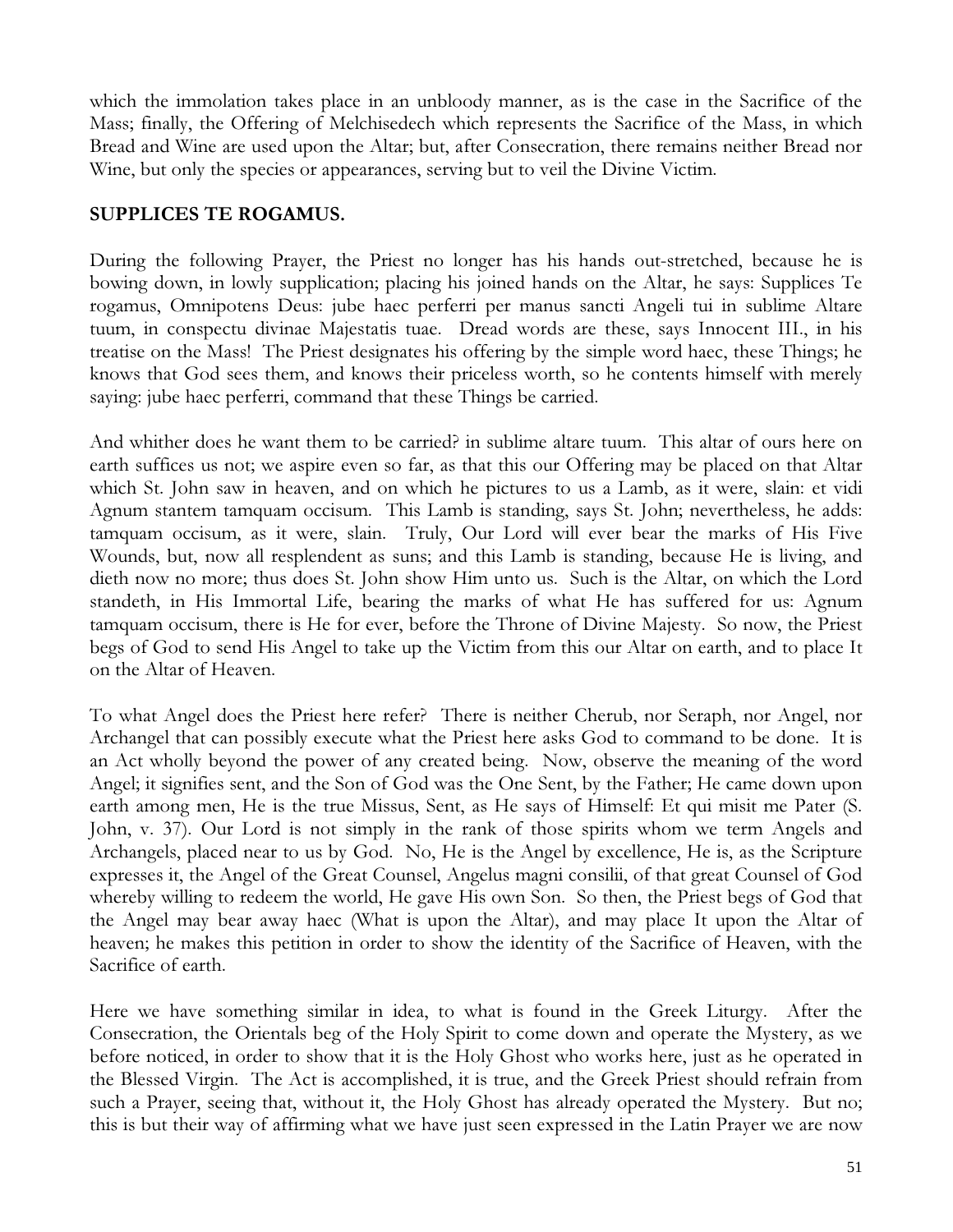which the immolation takes place in an unbloody manner, as is the case in the Sacrifice of the Mass; finally, the Offering of Melchisedech which represents the Sacrifice of the Mass, in which Bread and Wine are used upon the Altar; but, after Consecration, there remains neither Bread nor Wine, but only the species or appearances, serving but to veil the Divine Victim.

## SUPPLICES TE ROGAMUS.

During the following Prayer, the Priest no longer has his hands out-stretched, because he is bowing down, in lowly supplication; placing his joined hands on the Altar, he says: Supplices Te rogamus, Omnipotens Deus: jube haec perferri per manus sancti Angeli tui in sublime Altare tuum, in conspectu divinae Majestatis tuae. Dread words are these, says Innocent III., in his treatise on the Mass! The Priest designates his offering by the simple word haec, these Things; he knows that God sees them, and knows their priceless worth, so he contents himself with merely saying: jube haec perferri, command that these Things be carried.

And whither does he want them to be carried? in sublime altare tuum. This altar of ours here on earth suffices us not; we aspire even so far, as that this our Offering may be placed on that Altar which St. John saw in heaven, and on which he pictures to us a Lamb, as it were, slain: et vidi Agnum stantem tamquam occisum. This Lamb is standing, says St. John; nevertheless, he adds: tamquam occisum, as it were, slain. Truly, Our Lord will ever bear the marks of His Five Wounds, but, now all resplendent as suns; and this Lamb is standing, because He is living, and dieth now no more; thus does St. John show Him unto us. Such is the Altar, on which the Lord standeth, in His Immortal Life, bearing the marks of what He has suffered for us: Agnum tamquam occisum, there is He for ever, before the Throne of Divine Majesty. So now, the Priest begs of God to send His Angel to take up the Victim from this our Altar on earth, and to place It on the Altar of Heaven.

To what Angel does the Priest here refer? There is neither Cherub, nor Seraph, nor Angel, nor Archangel that can possibly execute what the Priest here asks God to command to be done. It is an Act wholly beyond the power of any created being. Now, observe the meaning of the word Angel; it signifies sent, and the Son of God was the One Sent, by the Father; He came down upon earth among men, He is the true Missus, Sent, as He says of Himself: Et qui misit me Pater (S. John, v. 37). Our Lord is not simply in the rank of those spirits whom we term Angels and Archangels, placed near to us by God. No, He is the Angel by excellence, He is, as the Scripture expresses it, the Angel of the Great Counsel, Angelus magni consilii, of that great Counsel of God whereby willing to redeem the world, He gave His own Son. So then, the Priest begs of God that the Angel may bear away haec (What is upon the Altar), and may place It upon the Altar of heaven; he makes this petition in order to show the identity of the Sacrifice of Heaven, with the Sacrifice of earth.

Here we have something similar in idea, to what is found in the Greek Liturgy. After the Consecration, the Orientals beg of the Holy Spirit to come down and operate the Mystery, as we before noticed, in order to show that it is the Holy Ghost who works here, just as he operated in the Blessed Virgin. The Act is accomplished, it is true, and the Greek Priest should refrain from such a Prayer, seeing that, without it, the Holy Ghost has already operated the Mystery. But no; this is but their way of affirming what we have just seen expressed in the Latin Prayer we are now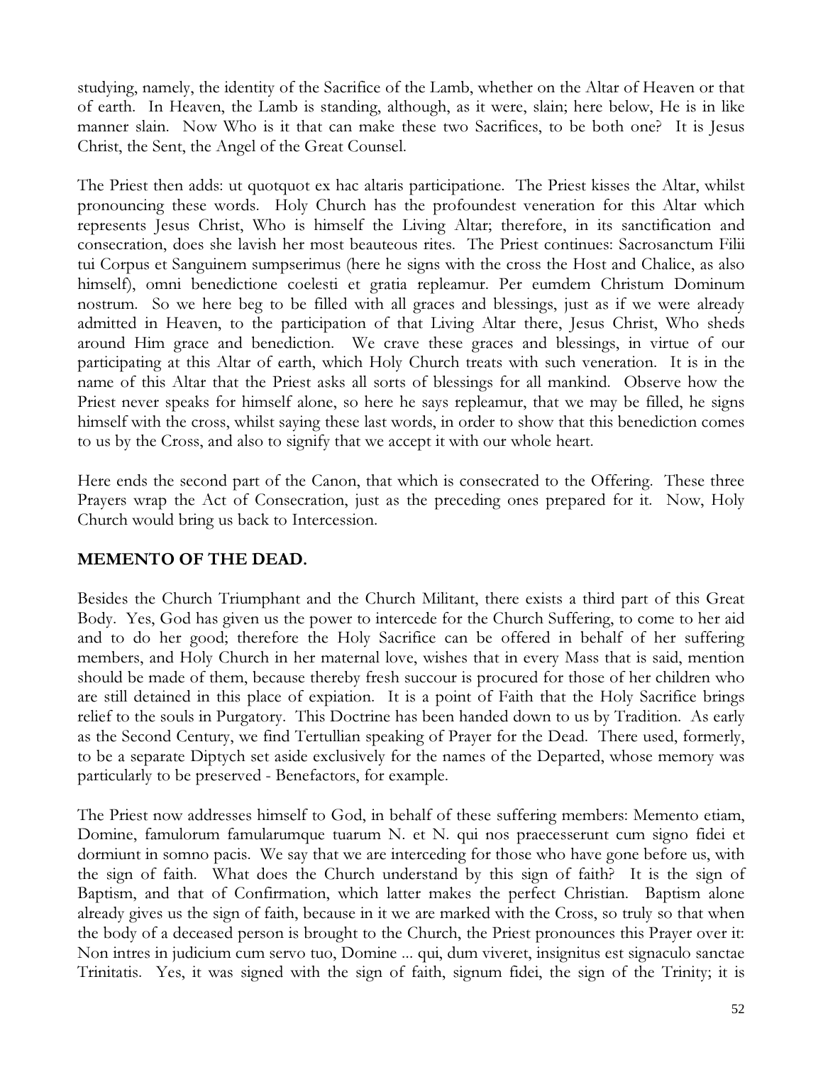studying, namely, the identity of the Sacrifice of the Lamb, whether on the Altar of Heaven or that of earth. In Heaven, the Lamb is standing, although, as it were, slain; here below, He is in like manner slain. Now Who is it that can make these two Sacrifices, to be both one? It is Jesus Christ, the Sent, the Angel of the Great Counsel.

The Priest then adds: ut quotquot ex hac altaris participatione. The Priest kisses the Altar, whilst pronouncing these words. Holy Church has the profoundest veneration for this Altar which represents Jesus Christ, Who is himself the Living Altar; therefore, in its sanctification and consecration, does she lavish her most beauteous rites. The Priest continues: Sacrosanctum Filii tui Corpus et Sanguinem sumpserimus (here he signs with the cross the Host and Chalice, as also himself), omni benedictione coelesti et gratia repleamur. Per eumdem Christum Dominum nostrum. So we here beg to be filled with all graces and blessings, just as if we were already admitted in Heaven, to the participation of that Living Altar there, Jesus Christ, Who sheds around Him grace and benediction. We crave these graces and blessings, in virtue of our participating at this Altar of earth, which Holy Church treats with such veneration. It is in the name of this Altar that the Priest asks all sorts of blessings for all mankind. Observe how the Priest never speaks for himself alone, so here he says repleamur, that we may be filled, he signs himself with the cross, whilst saying these last words, in order to show that this benediction comes to us by the Cross, and also to signify that we accept it with our whole heart.

Here ends the second part of the Canon, that which is consecrated to the Offering. These three Prayers wrap the Act of Consecration, just as the preceding ones prepared for it. Now, Holy Church would bring us back to Intercession.

## MEMENTO OF THE DEAD.

Besides the Church Triumphant and the Church Militant, there exists a third part of this Great Body. Yes, God has given us the power to intercede for the Church Suffering, to come to her aid and to do her good; therefore the Holy Sacrifice can be offered in behalf of her suffering members, and Holy Church in her maternal love, wishes that in every Mass that is said, mention should be made of them, because thereby fresh succour is procured for those of her children who are still detained in this place of expiation. It is a point of Faith that the Holy Sacrifice brings relief to the souls in Purgatory. This Doctrine has been handed down to us by Tradition. As early as the Second Century, we find Tertullian speaking of Prayer for the Dead. There used, formerly, to be a separate Diptych set aside exclusively for the names of the Departed, whose memory was particularly to be preserved - Benefactors, for example.

The Priest now addresses himself to God, in behalf of these suffering members: Memento etiam, Domine, famulorum famularumque tuarum N. et N. qui nos praecesserunt cum signo fidei et dormiunt in somno pacis. We say that we are interceding for those who have gone before us, with the sign of faith. What does the Church understand by this sign of faith? It is the sign of Baptism, and that of Confirmation, which latter makes the perfect Christian. Baptism alone already gives us the sign of faith, because in it we are marked with the Cross, so truly so that when the body of a deceased person is brought to the Church, the Priest pronounces this Prayer over it: Non intres in judicium cum servo tuo, Domine ... qui, dum viveret, insignitus est signaculo sanctae Trinitatis. Yes, it was signed with the sign of faith, signum fidei, the sign of the Trinity; it is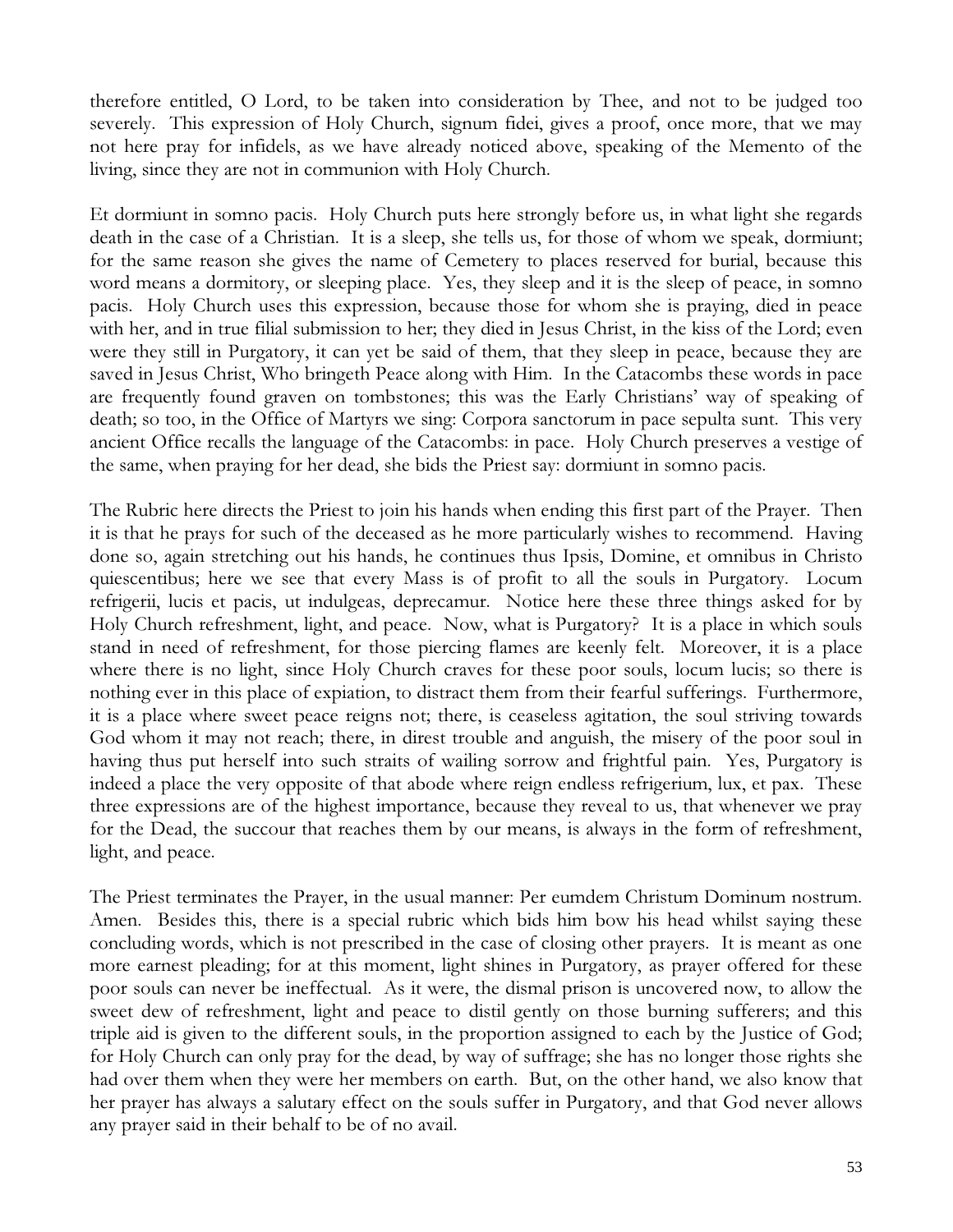therefore entitled, O Lord, to be taken into consideration by Thee, and not to be judged too severely. This expression of Holy Church, signum fidei, gives a proof, once more, that we may not here pray for infidels, as we have already noticed above, speaking of the Memento of the living, since they are not in communion with Holy Church.

Et dormiunt in somno pacis. Holy Church puts here strongly before us, in what light she regards death in the case of a Christian. It is a sleep, she tells us, for those of whom we speak, dormiunt; for the same reason she gives the name of Cemetery to places reserved for burial, because this word means a dormitory, or sleeping place. Yes, they sleep and it is the sleep of peace, in somno pacis. Holy Church uses this expression, because those for whom she is praying, died in peace with her, and in true filial submission to her; they died in Jesus Christ, in the kiss of the Lord; even were they still in Purgatory, it can yet be said of them, that they sleep in peace, because they are saved in Jesus Christ, Who bringeth Peace along with Him. In the Catacombs these words in pace are frequently found graven on tombstones; this was the Early Christians' way of speaking of death; so too, in the Office of Martyrs we sing: Corpora sanctorum in pace sepulta sunt. This very ancient Office recalls the language of the Catacombs: in pace. Holy Church preserves a vestige of the same, when praying for her dead, she bids the Priest say: dormiunt in somno pacis.

The Rubric here directs the Priest to join his hands when ending this first part of the Prayer. Then it is that he prays for such of the deceased as he more particularly wishes to recommend. Having done so, again stretching out his hands, he continues thus Ipsis, Domine, et omnibus in Christo quiescentibus; here we see that every Mass is of profit to all the souls in Purgatory. Locum refrigerii, lucis et pacis, ut indulgeas, deprecamur. Notice here these three things asked for by Holy Church refreshment, light, and peace. Now, what is Purgatory? It is a place in which souls stand in need of refreshment, for those piercing flames are keenly felt. Moreover, it is a place where there is no light, since Holy Church craves for these poor souls, locum lucis; so there is nothing ever in this place of expiation, to distract them from their fearful sufferings. Furthermore, it is a place where sweet peace reigns not; there, is ceaseless agitation, the soul striving towards God whom it may not reach; there, in direst trouble and anguish, the misery of the poor soul in having thus put herself into such straits of wailing sorrow and frightful pain. Yes, Purgatory is indeed a place the very opposite of that abode where reign endless refrigerium, lux, et pax. These three expressions are of the highest importance, because they reveal to us, that whenever we pray for the Dead, the succour that reaches them by our means, is always in the form of refreshment, light, and peace.

The Priest terminates the Prayer, in the usual manner: Per eumdem Christum Dominum nostrum. Amen. Besides this, there is a special rubric which bids him bow his head whilst saying these concluding words, which is not prescribed in the case of closing other prayers. It is meant as one more earnest pleading; for at this moment, light shines in Purgatory, as prayer offered for these poor souls can never be ineffectual. As it were, the dismal prison is uncovered now, to allow the sweet dew of refreshment, light and peace to distil gently on those burning sufferers; and this triple aid is given to the different souls, in the proportion assigned to each by the Justice of God; for Holy Church can only pray for the dead, by way of suffrage; she has no longer those rights she had over them when they were her members on earth. But, on the other hand, we also know that her prayer has always a salutary effect on the souls suffer in Purgatory, and that God never allows any prayer said in their behalf to be of no avail.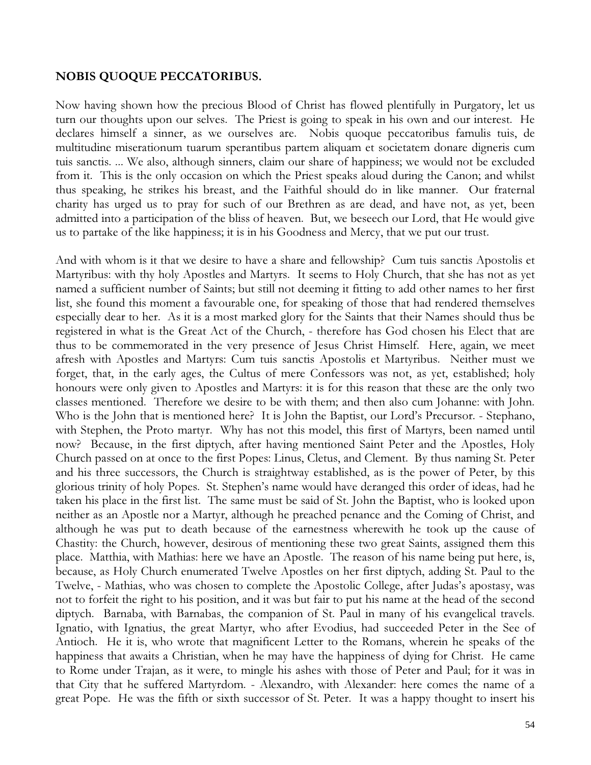**NOBIS QUOQUE PECCATORIBUS.**

Now having shown how the precious Blood of Christ has flowed plentifully in Purgatory, let us turn our thoughts upon our selves. The Priest is going to speak in his own and our interest. He declares himself a sinner, as we ourselves are. Nobis quoque peccatoribus famulis tuis, de multitudine miserationum tuarum sperantibus partem aliquam et societatem donare digneris cum tuis sanctis. ... We also, although sinners, claim our share of happiness; we would not be excluded from it. This is the only occasion on which the Priest speaks aloud during the Canon; and whilst thus speaking, he strikes his breast, and the Faithful should do in like manner. Our fraternal charity has urged us to pray for such of our Brethren as are dead, and have not, as yet, been admitted into a participation of the bliss of heaven. But, we beseech our Lord, that He would give us to partake of the like happiness; it is in his Goodness and Mercy, that we put our trust.

And with whom is it that we desire to have a share and fellowship? Cum tuis sanctis Apostolis et Martyribus: with thy holy Apostles and Martyrs. It seems to Holy Church, that she has not as yet named a sufficient number of Saints; but still not deeming it fitting to add other names to her first list, she found this moment a favourable one, for speaking of those that had rendered themselves especially dear to her. As it is a most marked glory for the Saints that their Names should thus be registered in what is the Great Act of the Church, - therefore has God chosen his Elect that are thus to be commemorated in the very presence of Jesus Christ Himself. Here, again, we meet afresh with Apostles and Martyrs: Cum tuis sanctis Apostolis et Martyribus. Neither must we forget, that, in the early ages, the Cultus of mere Confessors was not, as yet, established; holy honours were only given to Apostles and Martyrs: it is for this reason that these are the only two classes mentioned. Therefore we desire to be with them; and then also cum Johanne: with John. Who is the John that is mentioned here? It is John the Baptist, our Lord's Precursor. - Stephano, with Stephen, the Proto martyr. Why has not this model, this first of Martyrs, been named until now? Because, in the first diptych, after having mentioned Saint Peter and the Apostles, Holy Church passed on at once to the first Popes: Linus, Cletus, and Clement. By thus naming St. Peter and his three successors, the Church is straightway established, as is the power of Peter, by this glorious trinity of holy Popes. St. Stephen's name would have deranged this order of ideas, had he taken his place in the first list. The same must be said of St. John the Baptist, who is looked upon neither as an Apostle nor a Martyr, although he preached penance and the Coming of Christ, and although he was put to death because of the earnestness wherewith he took up the cause of Chastity: the Church, however, desirous of mentioning these two great Saints, assigned them this place. Matthia, with Mathias: here we have an Apostle. The reason of his name being put here, is, because, as Holy Church enumerated Twelve Apostles on her first diptych, adding St. Paul to the Twelve, - Mathias, who was chosen to complete the Apostolic College, after Judas's apostasy, was not to forfeit the right to his position, and it was but fair to put his name at the head of the second diptych. Barnaba, with Barnabas, the companion of St. Paul in many of his evangelical travels. Ignatio, with Ignatius, the great Martyr, who after Evodius, had succeeded Peter in the See of Antioch. He it is, who wrote that magnificent Letter to the Romans, wherein he speaks of the happiness that awaits a Christian, when he may have the happiness of dying for Christ. He came to Rome under Trajan, as it were, to mingle his ashes with those of Peter and Paul; for it was in that City that he suffered Martyrdom. - Alexandro, with Alexander: here comes the name of a great Pope. He was the fifth or sixth successor of St. Peter. It was a happy thought to insert his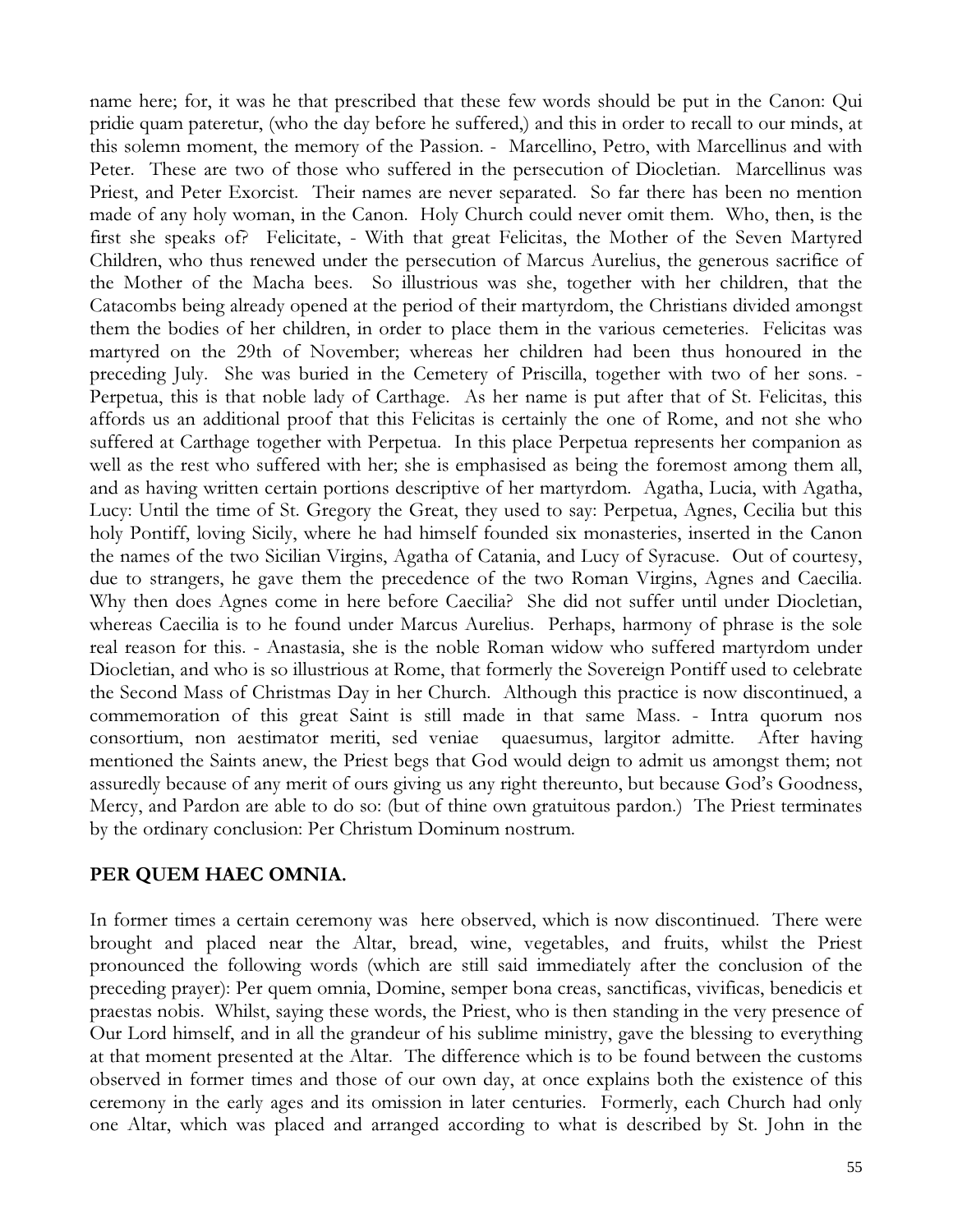name here; for, it was he that prescribed that these few words should be put in the Canon: Qui pridie quam pateretur, (who the day before he suffered,) and this in order to recall to our minds, at this solemn moment, the memory of the Passion. - Marcellino, Petro, with Marcellinus and with Peter. These are two of those who suffered in the persecution of Diocletian. Marcellinus was Priest, and Peter Exorcist. Their names are never separated. So far there has been no mention made of any holy woman, in the Canon. Holy Church could never omit them. Who, then, is the first she speaks of? Felicitate, - With that great Felicitas, the Mother of the Seven Martyred Children, who thus renewed under the persecution of Marcus Aurelius, the generous sacrifice of the Mother of the Macha bees. So illustrious was she, together with her children, that the Catacombs being already opened at the period of their martyrdom, the Christians divided amongst them the bodies of her children, in order to place them in the various cemeteries. Felicitas was martyred on the 29th of November; whereas her children had been thus honoured in the preceding July. She was buried in the Cemetery of Priscilla, together with two of her sons. - Perpetua, this is that noble lady of Carthage. As her name is put after that of St. Felicitas, this affords us an additional proof that this Felicitas is certainly the one of Rome, and not she who suffered at Carthage together with Perpetua. In this place Perpetua represents her companion as well as the rest who suffered with her; she is emphasised as being the foremost among them all, and as having written certain portions descriptive of her martyrdom. Agatha, Lucia, with Agatha, Lucy: Until the time of St. Gregory the Great, they used to say: Perpetua, Agnes, Cecilia but this holy Pontiff, loving Sicily, where he had himself founded six monasteries, inserted in the Canon the names of the two Sicilian Virgins, Agatha of Catania, and Lucy of Syracuse. Out of courtesy, due to strangers, he gave them the precedence of the two Roman Virgins, Agnes and Caecilia. Why then does Agnes come in here before Caecilia? She did not suffer until under Diocletian, whereas Caecilia is to he found under Marcus Aurelius. Perhaps, harmony of phrase is the sole real reason for this. - Anastasia, she is the noble Roman widow who suffered martyrdom under Diocletian, and who is so illustrious at Rome, that formerly the Sovereign Pontiff used to celebrate the Second Mass of Christmas Day in her Church. Although this practice is now discontinued, a commemoration of this great Saint is still made in that same Mass. - Intra quorum nos consortium, non aestimator meriti, sed veniae quaesumus, largitor admitte. After having mentioned the Saints anew, the Priest begs that God would deign to admit us amongst them; not assuredly because of any merit of ours giving us any right thereunto, but because God's Goodness, Mercy, and Pardon are able to do so: (but of thine own gratuitous pardon.) The Priest terminates by the ordinary conclusion: Per Christum Dominum nostrum.

## PER QUEM HAEC OMNIA.

In former times a certain ceremony was here observed, which is now discontinued. There were brought and placed near the Altar, bread, wine, vegetables, and fruits, whilst the Priest pronounced the following words (which are still said immediately after the conclusion of the preceding prayer): Per quem omnia, Domine, semper bona creas, sanctificas, vivificas, benedicis et praestas nobis. Whilst, saying these words, the Priest, who is then standing in the very presence of Our Lord himself, and in all the grandeur of his sublime ministry, gave the blessing to everything at that moment presented at the Altar. The difference which is to be found between the customs observed in former times and those of our own day, at once explains both the existence of this ceremony in the early ages and its omission in later centuries. Formerly, each Church had only one Altar, which was placed and arranged according to what is described by St. John in the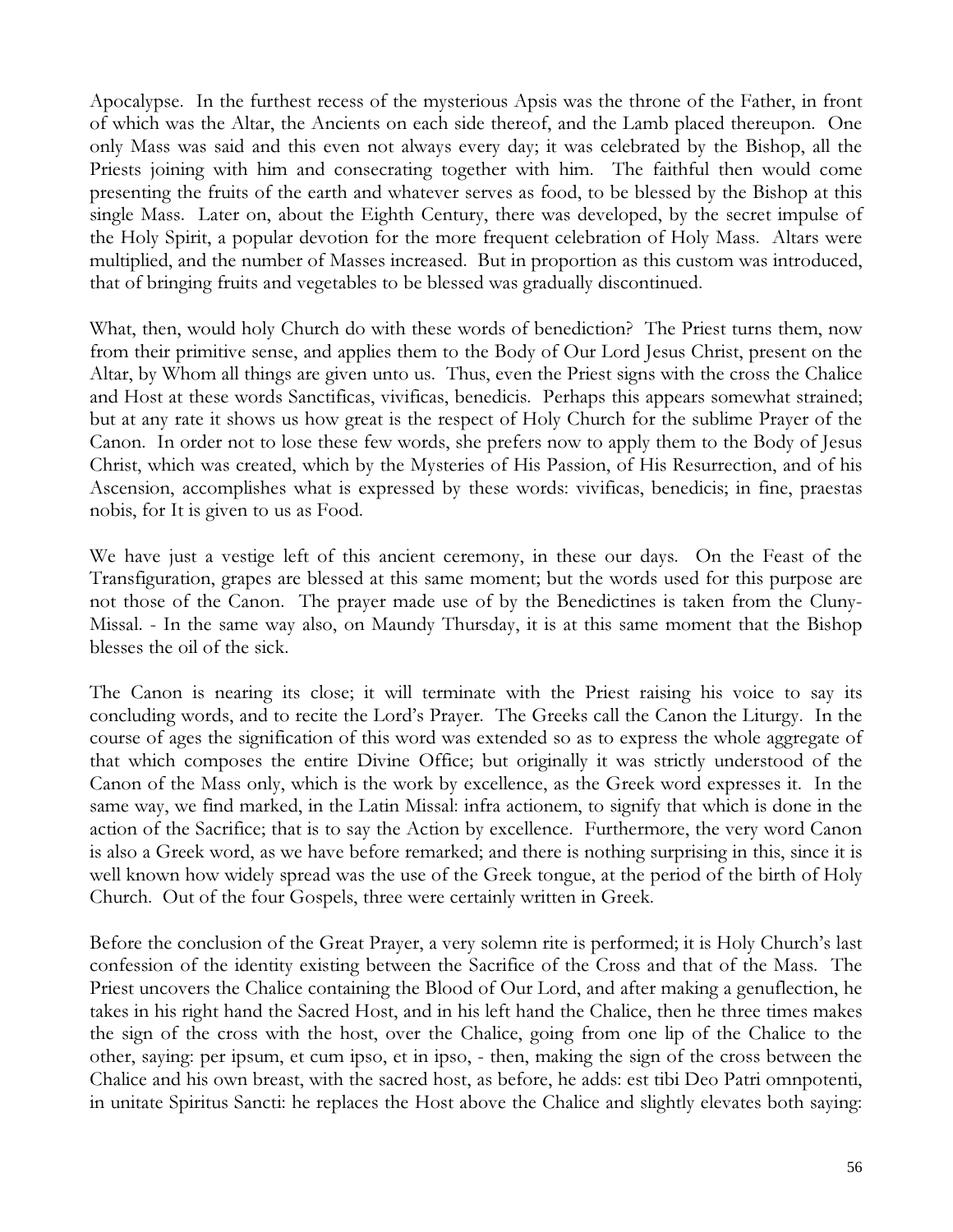Apocalypse. In the furthest recess of the mysterious Apsis was the throne of the Father, in front of which was the Altar, the Ancients on each side thereof, and the Lamb placed thereupon. One only Mass was said and this even not always every day; it was celebrated by the Bishop, all the Priests joining with him and consecrating together with him. The faithful then would come presenting the fruits of the earth and whatever serves as food, to be blessed by the Bishop at this single Mass. Later on, about the Eighth Century, there was developed, by the secret impulse of the Holy Spirit, a popular devotion for the more frequent celebration of Holy Mass. Altars were multiplied, and the number of Masses increased. But in proportion as this custom was introduced, that of bringing fruits and vegetables to be blessed was gradually discontinued.

What, then, would holy Church do with these words of benediction? The Priest turns them, now from their primitive sense, and applies them to the Body of Our Lord Jesus Christ, present on the Altar, by Whom all things are given unto us. Thus, even the Priest signs with the cross the Chalice and Host at these words Sanctificas, vivificas, benedicis. Perhaps this appears somewhat strained; but at any rate it shows us how great is the respect of Holy Church for the sublime Prayer of the Canon. In order not to lose these few words, she prefers now to apply them to the Body of Jesus Christ, which was created, which by the Mysteries of His Passion, of His Resurrection, and of his Ascension, accomplishes what is expressed by these words: vivificas, benedicis; in fine, praestas nobis, for It is given to us as Food.

We have just a vestige left of this ancient ceremony, in these our days. On the Feast of the Transfiguration, grapes are blessed at this same moment; but the words used for this purpose are not those of the Canon. The prayer made use of by the Benedictines is taken from the Cluny-Missal. - In the same way also, on Maundy Thursday, it is at this same moment that the Bishop blesses the oil of the sick.

The Canon is nearing its close; it will terminate with the Priest raising his voice to say its concluding words, and to recite the Lord's Prayer. The Greeks call the Canon the Liturgy. In the course of ages the signification of this word was extended so as to express the whole aggregate of that which composes the entire Divine Office; but originally it was strictly understood of the Canon of the Mass only, which is the work by excellence, as the Greek word expresses it. In the same way, we find marked, in the Latin Missal: infra actionem, to signify that which is done in the action of the Sacrifice; that is to say the Action by excellence. Furthermore, the very word Canon is also a Greek word, as we have before remarked; and there is nothing surprising in this, since it is well known how widely spread was the use of the Greek tongue, at the period of the birth of Holy Church. Out of the four Gospels, three were certainly written in Greek.

Before the conclusion of the Great Prayer, a very solemn rite is performed; it is Holy Church's last confession of the identity existing between the Sacrifice of the Cross and that of the Mass. The Priest uncovers the Chalice containing the Blood of Our Lord, and after making a genuflection, he takes in his right hand the Sacred Host, and in his left hand the Chalice, then he three times makes the sign of the cross with the host, over the Chalice, going from one lip of the Chalice to the other, saying: per ipsum, et cum ipso, et in ipso, - then, making the sign of the cross between the Chalice and his own breast, with the sacred host, as before, he adds: est tibi Deo Patri omnpotenti, in unitate Spiritus Sancti: he replaces the Host above the Chalice and slightly elevates both saying: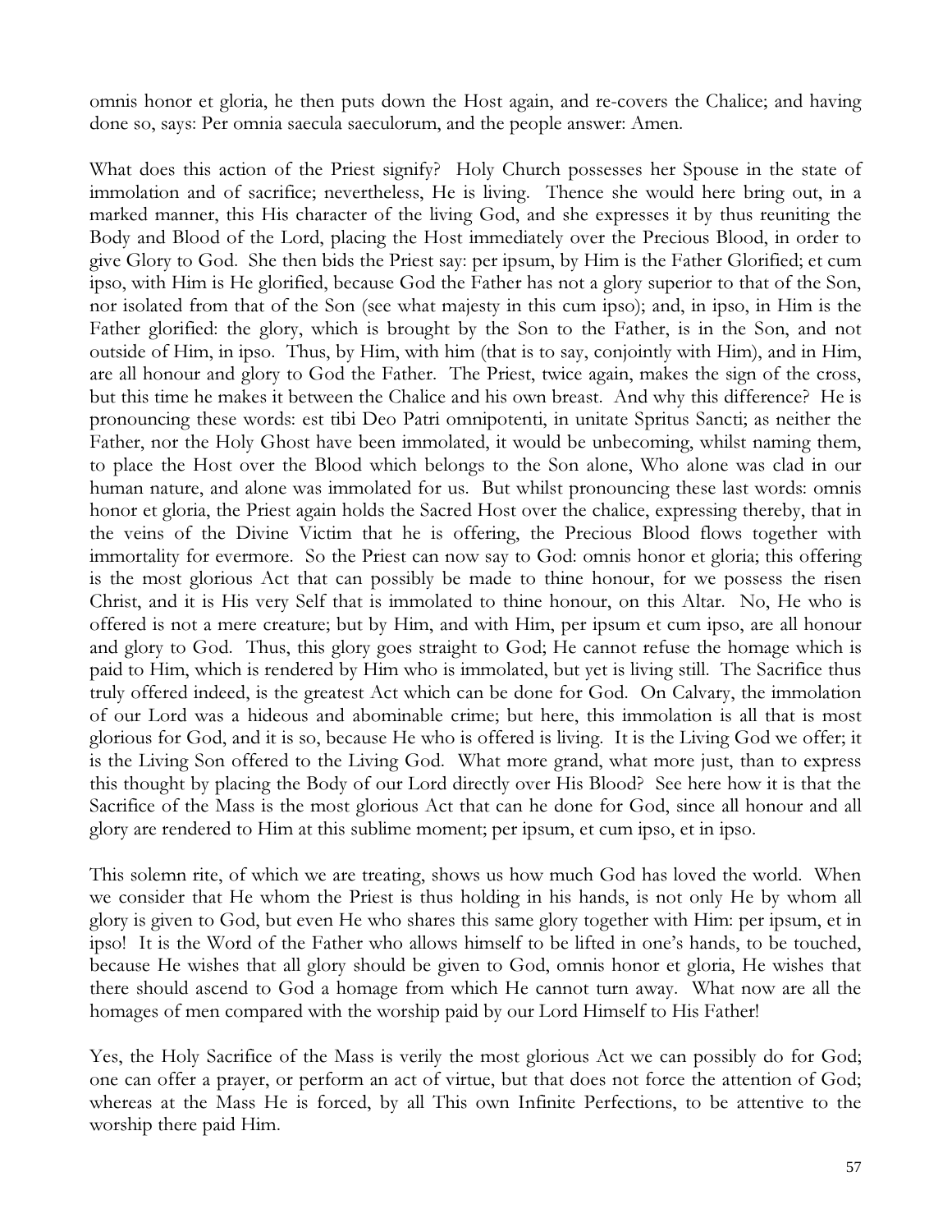omnis honor et gloria, he then puts down the Host again, and re-covers the Chalice; and having done so, says: Per omnia saecula saeculorum, and the people answer: Amen.

What does this action of the Priest signify? Holy Church possesses her Spouse in the state of immolation and of sacrifice; nevertheless, He is living. Thence she would here bring out, in a marked manner, this His character of the living God, and she expresses it by thus reuniting the Body and Blood of the Lord, placing the Host immediately over the Precious Blood, in order to give Glory to God. She then bids the Priest say: per ipsum, by Him is the Father Glorified; et cum ipso, with Him is He glorified, because God the Father has not a glory superior to that of the Son, nor isolated from that of the Son (see what majesty in this cum ipso); and, in ipso, in Him is the Father glorified: the glory, which is brought by the Son to the Father, is in the Son, and not outside of Him, in ipso. Thus, by Him, with him (that is to say, conjointly with Him), and in Him, are all honour and glory to God the Father. The Priest, twice again, makes the sign of the cross, but this time he makes it between the Chalice and his own breast. And why this difference? He is pronouncing these words: est tibi Deo Patri omnipotenti, in unitate Spritus Sancti; as neither the Father, nor the Holy Ghost have been immolated, it would be unbecoming, whilst naming them, to place the Host over the Blood which belongs to the Son alone, Who alone was clad in our human nature, and alone was immolated for us. But whilst pronouncing these last words: omnis honor et gloria, the Priest again holds the Sacred Host over the chalice, expressing thereby, that in the veins of the Divine Victim that he is offering, the Precious Blood flows together with immortality for evermore. So the Priest can now say to God: omnis honor et gloria; this offering is the most glorious Act that can possibly be made to thine honour, for we possess the risen Christ, and it is His very Self that is immolated to thine honour, on this Altar. No, He who is offered is not a mere creature; but by Him, and with Him, per ipsum et cum ipso, are all honour and glory to God. Thus, this glory goes straight to God; He cannot refuse the homage which is paid to Him, which is rendered by Him who is immolated, but yet is living still. The Sacrifice thus truly offered indeed, is the greatest Act which can be done for God. On Calvary, the immolation of our Lord was a hideous and abominable crime; but here, this immolation is all that is most glorious for God, and it is so, because He who is offered is living. It is the Living God we offer; it is the Living Son offered to the Living God. What more grand, what more just, than to express this thought by placing the Body of our Lord directly over His Blood? See here how it is that the Sacrifice of the Mass is the most glorious Act that can he done for God, since all honour and all glory are rendered to Him at this sublime moment; per ipsum, et cum ipso, et in ipso.

This solemn rite, of which we are treating, shows us how much God has loved the world. When we consider that He whom the Priest is thus holding in his hands, is not only He by whom all glory is given to God, but even He who shares this same glory together with Him: per ipsum, et in ipso! It is the Word of the Father who allows himself to be lifted in one's hands, to be touched, because He wishes that all glory should be given to God, omnis honor et gloria, He wishes that there should ascend to God a homage from which He cannot turn away. What now are all the homages of men compared with the worship paid by our Lord Himself to His Father!

Yes, the Holy Sacrifice of the Mass is verily the most glorious Act we can possibly do for God; one can offer a prayer, or perform an act of virtue, but that does not force the attention of God; whereas at the Mass He is forced, by all This own Infinite Perfections, to be attentive to the worship there paid Him.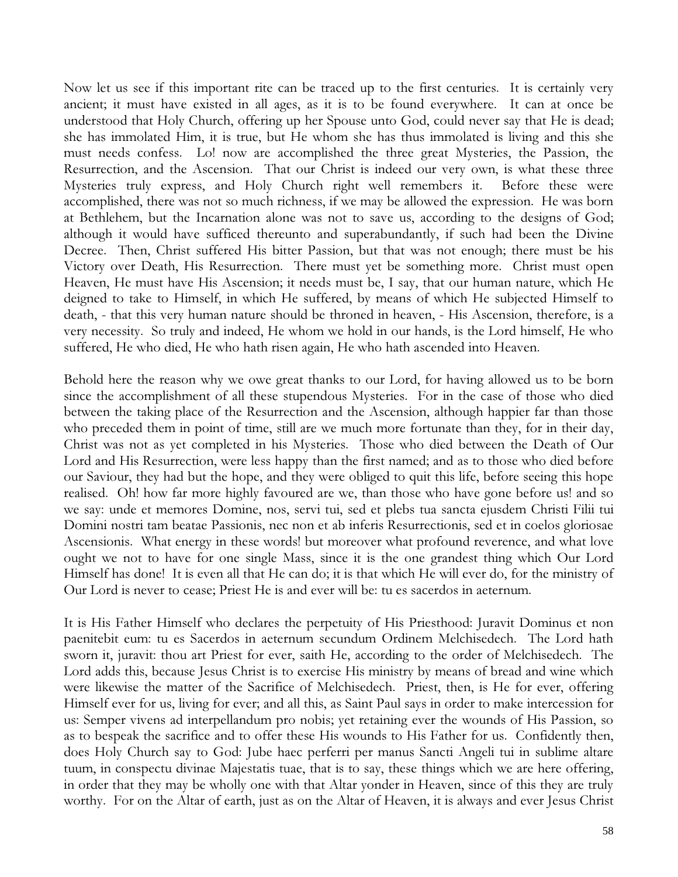Now let us see if this important rite can be traced up to the first centuries. It is certainly very ancient; it must have existed in all ages, as it is to be found everywhere. It can at once be understood that Holy Church, offering up her Spouse unto God, could never say that He is dead; she has immolated Him, it is true, but He whom she has thus immolated is living and this she must needs confess. Lo! now are accomplished the three great Mysteries, the Passion, the Resurrection, and the Ascension. That our Christ is indeed our very own, is what these three Mysteries truly express, and Holy Church right well remembers it. Before these were accomplished, there was not so much richness, if we may be allowed the expression. He was born at Bethlehem, but the Incarnation alone was not to save us, according to the designs of God; although it would have sufficed thereunto and superabundantly, if such had been the Divine Decree. Then, Christ suffered His bitter Passion, but that was not enough; there must be his Victory over Death, His Resurrection. There must yet be something more. Christ must open Heaven, He must have His Ascension; it needs must be, I say, that our human nature, which He deigned to take to Himself, in which He suffered, by means of which He subjected Himself to death, - that this very human nature should be throned in heaven, - His Ascension, therefore, is a very necessity. So truly and indeed, He whom we hold in our hands, is the Lord himself, He who suffered, He who died, He who hath risen again, He who hath ascended into Heaven.

Behold here the reason why we owe great thanks to our Lord, for having allowed us to be born since the accomplishment of all these stupendous Mysteries. For in the case of those who died between the taking place of the Resurrection and the Ascension, although happier far than those who preceded them in point of time, still are we much more fortunate than they, for in their day, Christ was not as yet completed in his Mysteries. Those who died between the Death of Our Lord and His Resurrection, were less happy than the first named; and as to those who died before our Saviour, they had but the hope, and they were obliged to quit this life, before seeing this hope realised. Oh! how far more highly favoured are we, than those who have gone before us! and so we say: unde et memores Domine, nos, servi tui, sed et plebs tua sancta ejusdem Christi Filii tui Domini nostri tam beatae Passionis, nec non et ab inferis Resurrectionis, sed et in coelos gloriosae Ascensionis. What energy in these words! but moreover what profound reverence, and what love ought we not to have for one single Mass, since it is the one grandest thing which Our Lord Himself has done! It is even all that He can do; it is that which He will ever do, for the ministry of Our Lord is never to cease; Priest He is and ever will be: tu es sacerdos in aeternum.

It is His Father Himself who declares the perpetuity of His Priesthood: Juravit Dominus et non paenitebit eum: tu es Sacerdos in aeternum secundum Ordinem Melchisedech. The Lord hath sworn it, juravit: thou art Priest for ever, saith He, according to the order of Melchisedech. The Lord adds this, because Jesus Christ is to exercise His ministry by means of bread and wine which were likewise the matter of the Sacrifice of Melchisedech. Priest, then, is He for ever, offering Himself ever for us, living for ever; and all this, as Saint Paul says in order to make intercession for us: Semper vivens ad interpellandum pro nobis; yet retaining ever the wounds of His Passion, so as to bespeak the sacrifice and to offer these His wounds to His Father for us. Confidently then, does Holy Church say to God: Jube haec perferri per manus Sancti Angeli tui in sublime altare tuum, in conspectu divinae Majestatis tuae, that is to say, these things which we are here offering, in order that they may be wholly one with that Altar yonder in Heaven, since of this they are truly worthy. For on the Altar of earth, just as on the Altar of Heaven, it is always and ever Jesus Christ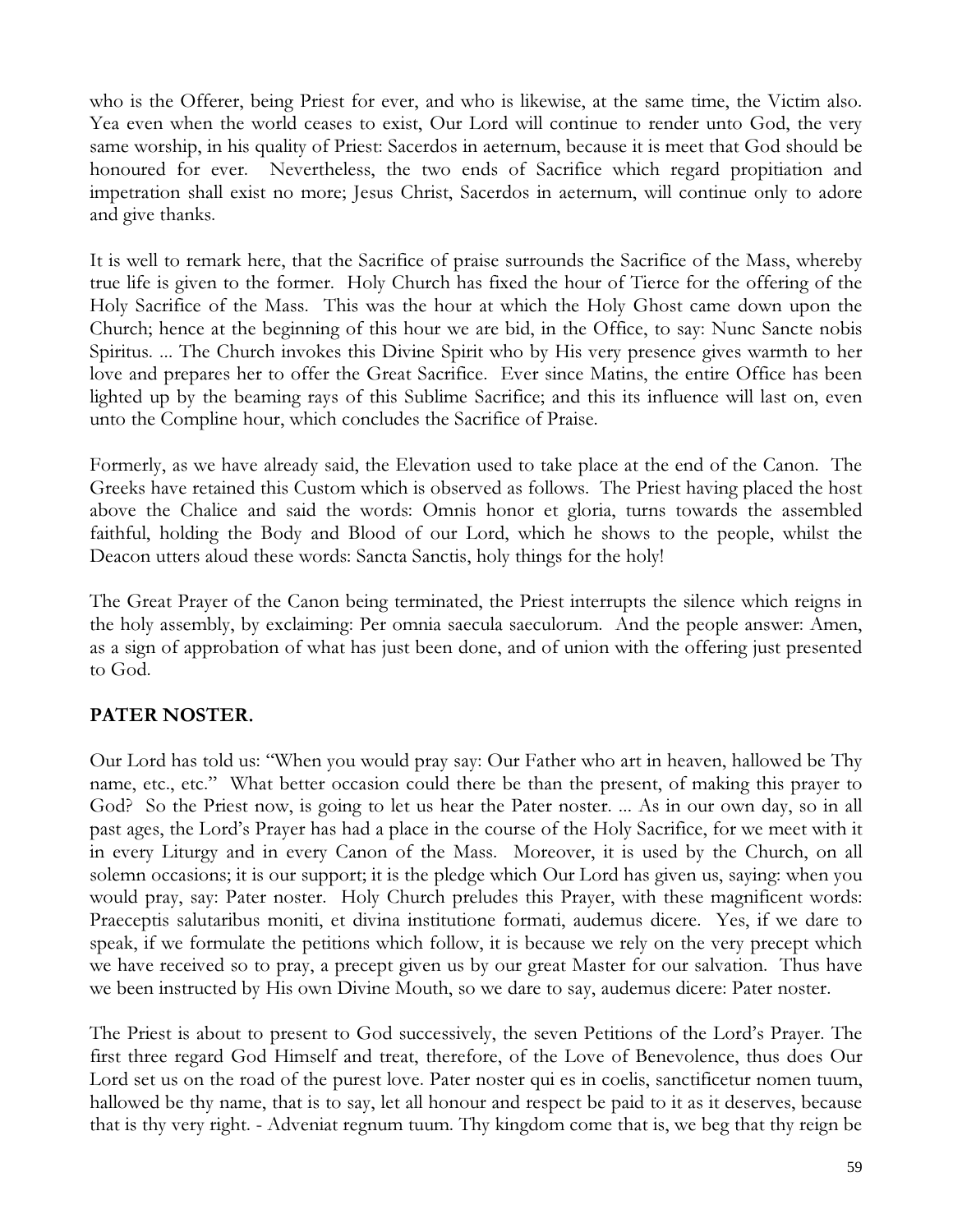who is the Offerer, being Priest for ever, and who is likewise, at the same time, the Victim also. Yea even when the world ceases to exist, Our Lord will continue to render unto God, the very same worship, in his quality of Priest: Sacerdos in aeternum, because it is meet that God should be honoured for ever. Nevertheless, the two ends of Sacrifice which regard propitiation and impetration shall exist no more; Jesus Christ, Sacerdos in aeternum, will continue only to adore and give thanks.

It is well to remark here, that the Sacrifice of praise surrounds the Sacrifice of the Mass, whereby true life is given to the former. Holy Church has fixed the hour of Tierce for the offering of the Holy Sacrifice of the Mass. This was the hour at which the Holy Ghost came down upon the Church; hence at the beginning of this hour we are bid, in the Office, to say: Nunc Sancte nobis Spiritus. ... The Church invokes this Divine Spirit who by His very presence gives warmth to her love and prepares her to offer the Great Sacrifice. Ever since Matins, the entire Office has been lighted up by the beaming rays of this Sublime Sacrifice; and this its influence will last on, even unto the Compline hour, which concludes the Sacrifice of Praise.

Formerly, as we have already said, the Elevation used to take place at the end of the Canon. The Greeks have retained this Custom which is observed as follows. The Priest having placed the host above the Chalice and said the words: Omnis honor et gloria, turns towards the assembled faithful, holding the Body and Blood of our Lord, which he shows to the people, whilst the Deacon utters aloud these words: Sancta Sanctis, holy things for the holy!

The Great Prayer of the Canon being terminated, the Priest interrupts the silence which reigns in the holy assembly, by exclaiming: Per omnia saecula saeculorum. And the people answer: Amen, as a sign of approbation of what has just been done, and of union with the offering just presented to God.

## PATER NOSTER.

Our Lord has told us: "When you would pray say: Our Father who art in heaven, hallowed be Thy name, etc., etc." What better occasion could there be than the present, of making this prayer to God? So the Priest now, is going to let us hear the Pater noster. ... As in our own day, so in all past ages, the Lord's Prayer has had a place in the course of the Holy Sacrifice, for we meet with it in every Liturgy and in every Canon of the Mass. Moreover, it is used by the Church, on all solemn occasions; it is our support; it is the pledge which Our Lord has given us, saying: when you would pray, say: Pater noster. Holy Church preludes this Prayer, with these magnificent words: Praeceptis salutaribus moniti, et divina institutione formati, audemus dicere. Yes, if we dare to speak, if we formulate the petitions which follow, it is because we rely on the very precept which we have received so to pray, a precept given us by our great Master for our salvation. Thus have we been instructed by His own Divine Mouth, so we dare to say, audemus dicere: Pater noster.

The Priest is about to present to God successively, the seven Petitions of the Lord's Prayer. The first three regard God Himself and treat, therefore, of the Love of Benevolence, thus does Our Lord set us on the road of the purest love. Pater noster qui es in coelis, sanctificetur nomen tuum, hallowed be thy name, that is to say, let all honour and respect be paid to it as it deserves, because that is thy very right. - Adveniat regnum tuum. Thy kingdom come that is, we beg that thy reign be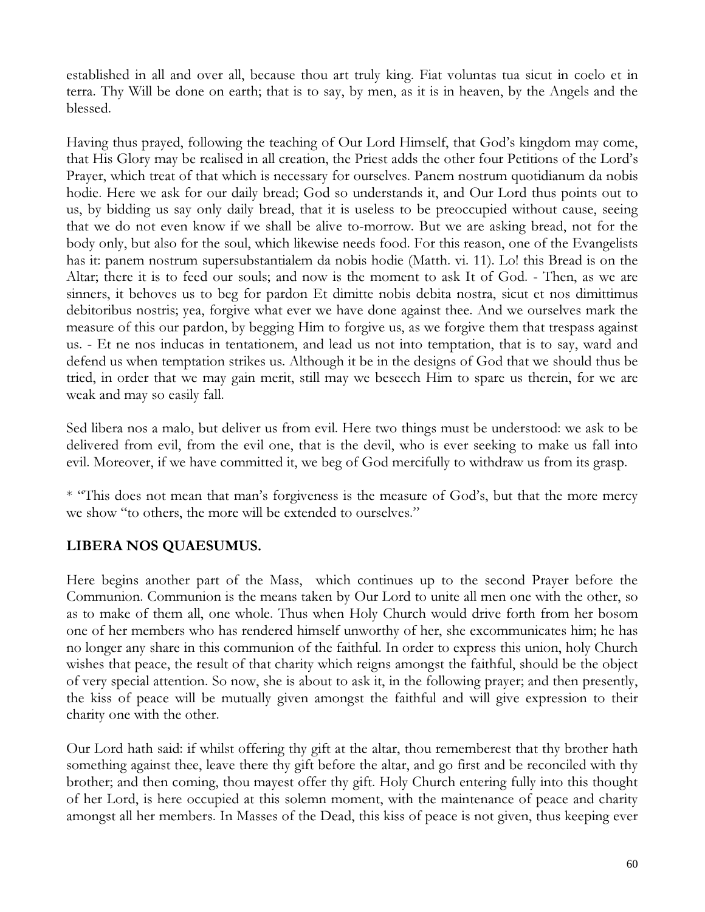established in all and over all, because thou art truly king. Fiat voluntas tua sicut in coelo et in terra. Thy Will be done on earth; that is to say, by men, as it is in heaven, by the Angels and the blessed.

Having thus prayed, following the teaching of Our Lord Himself, that God's kingdom may come, that His Glory may be realised in all creation, the Priest adds the other four Petitions of the Lord's Prayer, which treat of that which is necessary for ourselves. Panem nostrum quotidianum da nobis hodie. Here we ask for our daily bread; God so understands it, and Our Lord thus points out to us, by bidding us say only daily bread, that it is useless to be preoccupied without cause, seeing that we do not even know if we shall be alive to-morrow. But we are asking bread, not for the body only, but also for the soul, which likewise needs food. For this reason, one of the Evangelists has it: panem nostrum supersubstantialem da nobis hodie (Matth. vi. 11). Lo! this Bread is on the Altar; there it is to feed our souls; and now is the moment to ask It of God. - Then, as we are sinners, it behoves us to beg for pardon Et dimitte nobis debita nostra, sicut et nos dimittimus debitoribus nostris; yea, forgive what ever we have done against thee. And we ourselves mark the measure of this our pardon, by begging Him to forgive us, as we forgive them that trespass against us. - Et ne nos inducas in tentationem, and lead us not into temptation, that is to say, ward and defend us when temptation strikes us. Although it be in the designs of God that we should thus be tried, in order that we may gain merit, still may we beseech Him to spare us therein, for we are weak and may so easily fall.

Sed libera nos a malo, but deliver us from evil. Here two things must be understood: we ask to be delivered from evil, from the evil one, that is the devil, who is ever seeking to make us fall into evil. Moreover, if we have committed it, we beg of God mercifully to withdraw us from its grasp.

* "This does not mean that man's forgiveness is the measure of God's, but that the more mercy we show "to others, the more will be extended to ourselves."

## LIBERA NOS QUAESUMUS.

Here begins another part of the Mass, which continues up to the second Prayer before the Communion. Communion is the means taken by Our Lord to unite all men one with the other, so as to make of them all, one whole. Thus when Holy Church would drive forth from her bosom one of her members who has rendered himself unworthy of her, she excommunicates him; he has no longer any share in this communion of the faithful. In order to express this union, holy Church wishes that peace, the result of that charity which reigns amongst the faithful, should be the object of very special attention. So now, she is about to ask it, in the following prayer; and then presently, the kiss of peace will be mutually given amongst the faithful and will give expression to their charity one with the other.

Our Lord hath said: if whilst offering thy gift at the altar, thou rememberest that thy brother hath something against thee, leave there thy gift before the altar, and go first and be reconciled with thy brother; and then coming, thou mayest offer thy gift. Holy Church entering fully into this thought of her Lord, is here occupied at this solemn moment, with the maintenance of peace and charity amongst all her members. In Masses of the Dead, this kiss of peace is not given, thus keeping ever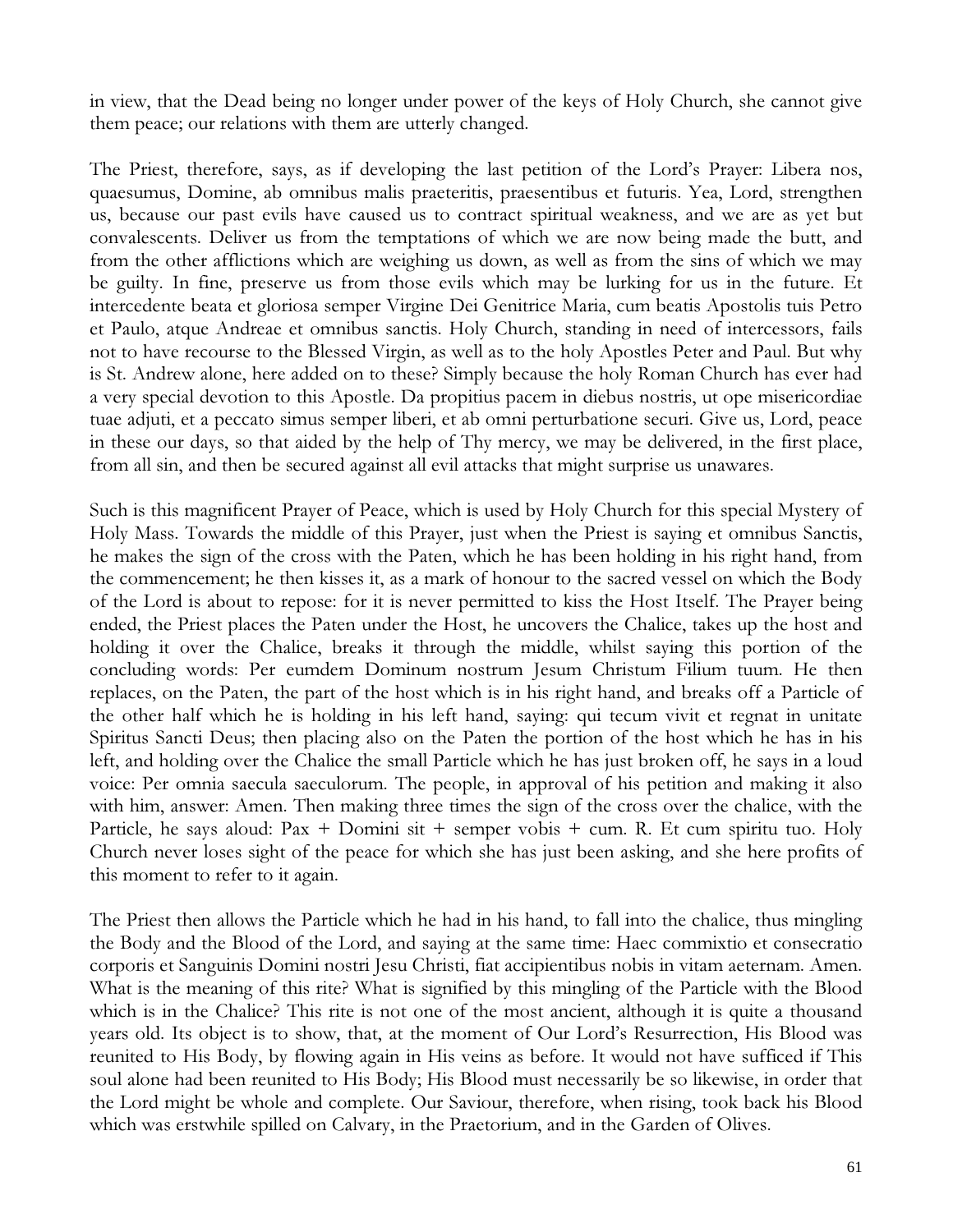in view, that the Dead being no longer under power of the keys of Holy Church, she cannot give them peace; our relations with them are utterly changed.

The Priest, therefore, says, as if developing the last petition of the Lord's Prayer: Libera nos, quaesumus, Domine, ab omnibus malis praeteritis, praesentibus et futuris. Yea, Lord, strengthen us, because our past evils have caused us to contract spiritual weakness, and we are as yet but convalescents. Deliver us from the temptations of which we are now being made the butt, and from the other afflictions which are weighing us down, as well as from the sins of which we may be guilty. In fine, preserve us from those evils which may be lurking for us in the future. Et intercedente beata et gloriosa semper Virgine Dei Genitrice Maria, cum beatis Apostolis tuis Petro et Paulo, atque Andreae et omnibus sanctis. Holy Church, standing in need of intercessors, fails not to have recourse to the Blessed Virgin, as well as to the holy Apostles Peter and Paul. But why is St. Andrew alone, here added on to these? Simply because the holy Roman Church has ever had a very special devotion to this Apostle. Da propitius pacem in diebus nostris, ut ope misericordiae tuae adjuti, et a peccato simus semper liberi, et ab omni perturbatione securi. Give us, Lord, peace in these our days, so that aided by the help of Thy mercy, we may be delivered, in the first place, from all sin, and then be secured against all evil attacks that might surprise us unawares.

Such is this magnificent Prayer of Peace, which is used by Holy Church for this special Mystery of Holy Mass. Towards the middle of this Prayer, just when the Priest is saying et omnibus Sanctis, he makes the sign of the cross with the Paten, which he has been holding in his right hand, from the commencement; he then kisses it, as a mark of honour to the sacred vessel on which the Body of the Lord is about to repose: for it is never permitted to kiss the Host Itself. The Prayer being ended, the Priest places the Paten under the Host, he uncovers the Chalice, takes up the host and holding it over the Chalice, breaks it through the middle, whilst saying this portion of the concluding words: Per eumdem Dominum nostrum Jesum Christum Filium tuum. He then replaces, on the Paten, the part of the host which is in his right hand, and breaks off a Particle of the other half which he is holding in his left hand, saying: qui tecum vivit et regnat in unitate Spiritus Sancti Deus; then placing also on the Paten the portion of the host which he has in his left, and holding over the Chalice the small Particle which he has just broken off, he says in a loud voice: Per omnia saecula saeculorum. The people, in approval of his petition and making it also with him, answer: Amen. Then making three times the sign of the cross over the chalice, with the Particle, he says aloud: Pax + Domini sit + semper vobis + cum. R. Et cum spiritu tuo. Holy Church never loses sight of the peace for which she has just been asking, and she here profits of this moment to refer to it again.

The Priest then allows the Particle which he had in his hand, to fall into the chalice, thus mingling the Body and the Blood of the Lord, and saying at the same time: Haec commixtio et consecratio corporis et Sanguinis Domini nostri Jesu Christi, fiat accipientibus nobis in vitam aeternam. Amen. What is the meaning of this rite? What is signified by this mingling of the Particle with the Blood which is in the Chalice? This rite is not one of the most ancient, although it is quite a thousand years old. Its object is to show, that, at the moment of Our Lord's Resurrection, His Blood was reunited to His Body, by flowing again in His veins as before. It would not have sufficed if This soul alone had been reunited to His Body; His Blood must necessarily be so likewise, in order that the Lord might be whole and complete. Our Saviour, therefore, when rising, took back his Blood which was erstwhile spilled on Calvary, in the Praetorium, and in the Garden of Olives.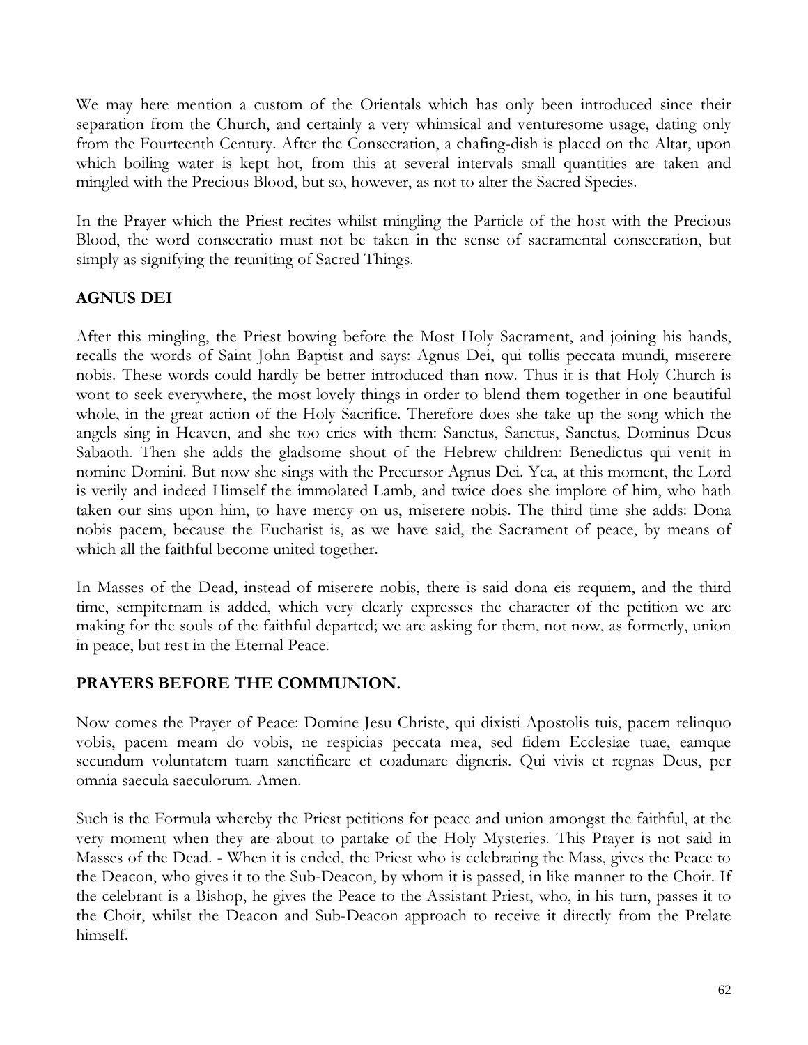We may here mention a custom of the Orientals which has only been introduced since their separation from the Church, and certainly a very whimsical and venturesome usage, dating only from the Fourteenth Century. After the Consecration, a chafing-dish is placed on the Altar, upon which boiling water is kept hot, from this at several intervals small quantities are taken and mingled with the Precious Blood, but so, however, as not to alter the Sacred Species.

In the Prayer which the Priest recites whilst mingling the Particle of the host with the Precious Blood, the word consecratio must not be taken in the sense of sacramental consecration, but simply as signifying the reuniting of Sacred Things.

## AGNUS DEI

After this mingling, the Priest bowing before the Most Holy Sacrament, and joining his hands, recalls the words of Saint John Baptist and says: Agnus Dei, qui tollis peccata mundi, miserere nobis. These words could hardly be better introduced than now. Thus it is that Holy Church is wont to seek everywhere, the most lovely things in order to blend them together in one beautiful whole, in the great action of the Holy Sacrifice. Therefore does she take up the song which the angels sing in Heaven, and she too cries with them: Sanctus, Sanctus, Sanctus, Dominus Deus Sabaoth. Then she adds the gladsome shout of the Hebrew children: Benedictus qui venit in nomine Domini. But now she sings with the Precursor Agnus Dei. Yea, at this moment, the Lord is verily and indeed Himself the immolated Lamb, and twice does she implore of him, who hath taken our sins upon him, to have mercy on us, miserere nobis. The third time she adds: Dona nobis pacem, because the Eucharist is, as we have said, the Sacrament of peace, by means of which all the faithful become united together.

In Masses of the Dead, instead of miserere nobis, there is said dona eis requiem, and the third time, sempiternam is added, which very clearly expresses the character of the petition we are making for the souls of the faithful departed; we are asking for them, not now, as formerly, union in peace, but rest in the Eternal Peace.

## PRAYERS BEFORE THE COMMUNION.

Now comes the Prayer of Peace: Domine Jesu Christe, qui dixisti Apostolis tuis, pacem relinquo vobis, pacem meam do vobis, ne respicias peccata mea, sed fidem Ecclesiae tuae, eamque secundum voluntatem tuam sanctificare et coadunare digneris. Qui vivis et regnas Deus, per omnia saecula saeculorum. Amen.

Such is the Formula whereby the Priest petitions for peace and union amongst the faithful, at the very moment when they are about to partake of the Holy Mysteries. This Prayer is not said in Masses of the Dead. - When it is ended, the Priest who is celebrating the Mass, gives the Peace to the Deacon, who gives it to the Sub-Deacon, by whom it is passed, in like manner to the Choir. If the celebrant is a Bishop, he gives the Peace to the Assistant Priest, who, in his turn, passes it to the Choir, whilst the Deacon and Sub-Deacon approach to receive it directly from the Prelate himself.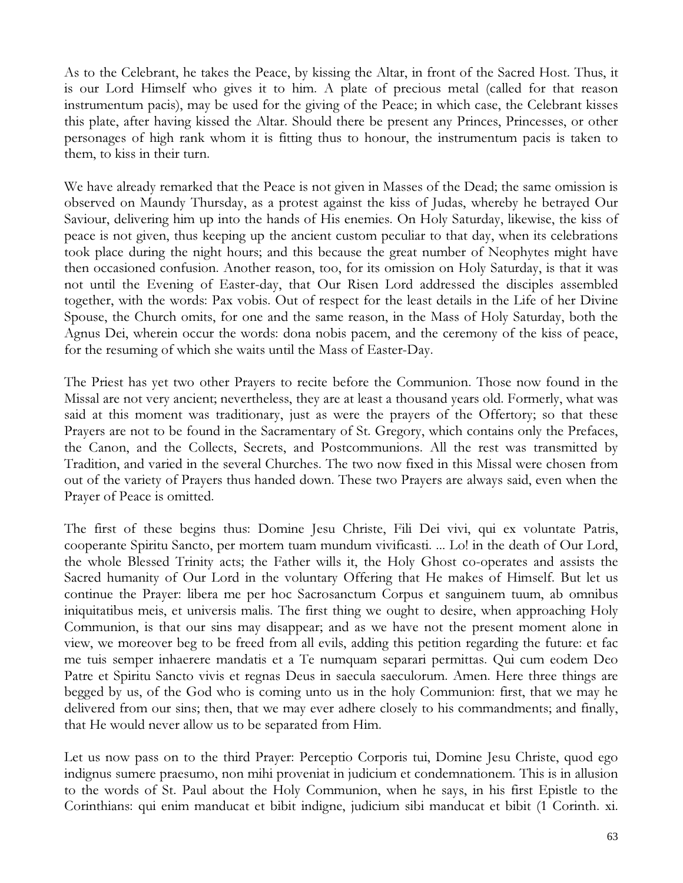As to the Celebrant, he takes the Peace, by kissing the Altar, in front of the Sacred Host. Thus, it is our Lord Himself who gives it to him. A plate of precious metal (called for that reason instrumentum pacis), may be used for the giving of the Peace; in which case, the Celebrant kisses this plate, after having kissed the Altar. Should there be present any Princes, Princesses, or other personages of high rank whom it is fitting thus to honour, the instrumentum pacis is taken to them, to kiss in their turn.

We have already remarked that the Peace is not given in Masses of the Dead; the same omission is observed on Maundy Thursday, as a protest against the kiss of Judas, whereby he betrayed Our Saviour, delivering him up into the hands of His enemies. On Holy Saturday, likewise, the kiss of peace is not given, thus keeping up the ancient custom peculiar to that day, when its celebrations took place during the night hours; and this because the great number of Neophytes might have then occasioned confusion. Another reason, too, for its omission on Holy Saturday, is that it was not until the Evening of Easter-day, that Our Risen Lord addressed the disciples assembled together, with the words: Pax vobis. Out of respect for the least details in the Life of her Divine Spouse, the Church omits, for one and the same reason, in the Mass of Holy Saturday, both the Agnus Dei, wherein occur the words: dona nobis pacem, and the ceremony of the kiss of peace, for the resuming of which she waits until the Mass of Easter-Day.

The Priest has yet two other Prayers to recite before the Communion. Those now found in the Missal are not very ancient; nevertheless, they are at least a thousand years old. Formerly, what was said at this moment was traditionary, just as were the prayers of the Offertory; so that these Prayers are not to be found in the Sacramentary of St. Gregory, which contains only the Prefaces, the Canon, and the Collects, Secrets, and Postcommunions. All the rest was transmitted by Tradition, and varied in the several Churches. The two now fixed in this Missal were chosen from out of the variety of Prayers thus handed down. These two Prayers are always said, even when the Prayer of Peace is omitted.

The first of these begins thus: Domine Jesu Christe, Fili Dei vivi, qui ex voluntate Patris, cooperante Spiritu Sancto, per mortem tuam mundum vivificasti. ... Lo! in the death of Our Lord, the whole Blessed Trinity acts; the Father wills it, the Holy Ghost co-operates and assists the Sacred humanity of Our Lord in the voluntary Offering that He makes of Himself. But let us continue the Prayer: libera me per hoc Sacrosanctum Corpus et sanguinem tuum, ab omnibus iniquitatibus meis, et universis malis. The first thing we ought to desire, when approaching Holy Communion, is that our sins may disappear; and as we have not the present moment alone in view, we moreover beg to be freed from all evils, adding this petition regarding the future: et fac me tuis semper inhaerere mandatis et a Te numquam separari permittas. Qui cum eodem Deo Patre et Spiritu Sancto vivis et regnas Deus in saecula saeculorum. Amen. Here three things are begged by us, of the God who is coming unto us in the holy Communion: first, that we may he delivered from our sins; then, that we may ever adhere closely to his commandments; and finally, that He would never allow us to be separated from Him.

Let us now pass on to the third Prayer: Perceptio Corporis tui, Domine Jesu Christe, quod ego indignus sumere praesumo, non mihi proveniat in judicium et condemnationem. This is in allusion to the words of St. Paul about the Holy Communion, when he says, in his first Epistle to the Corinthians: qui enim manducat et bibit indigne, judicium sibi manducat et bibit (1 Corinth. xi.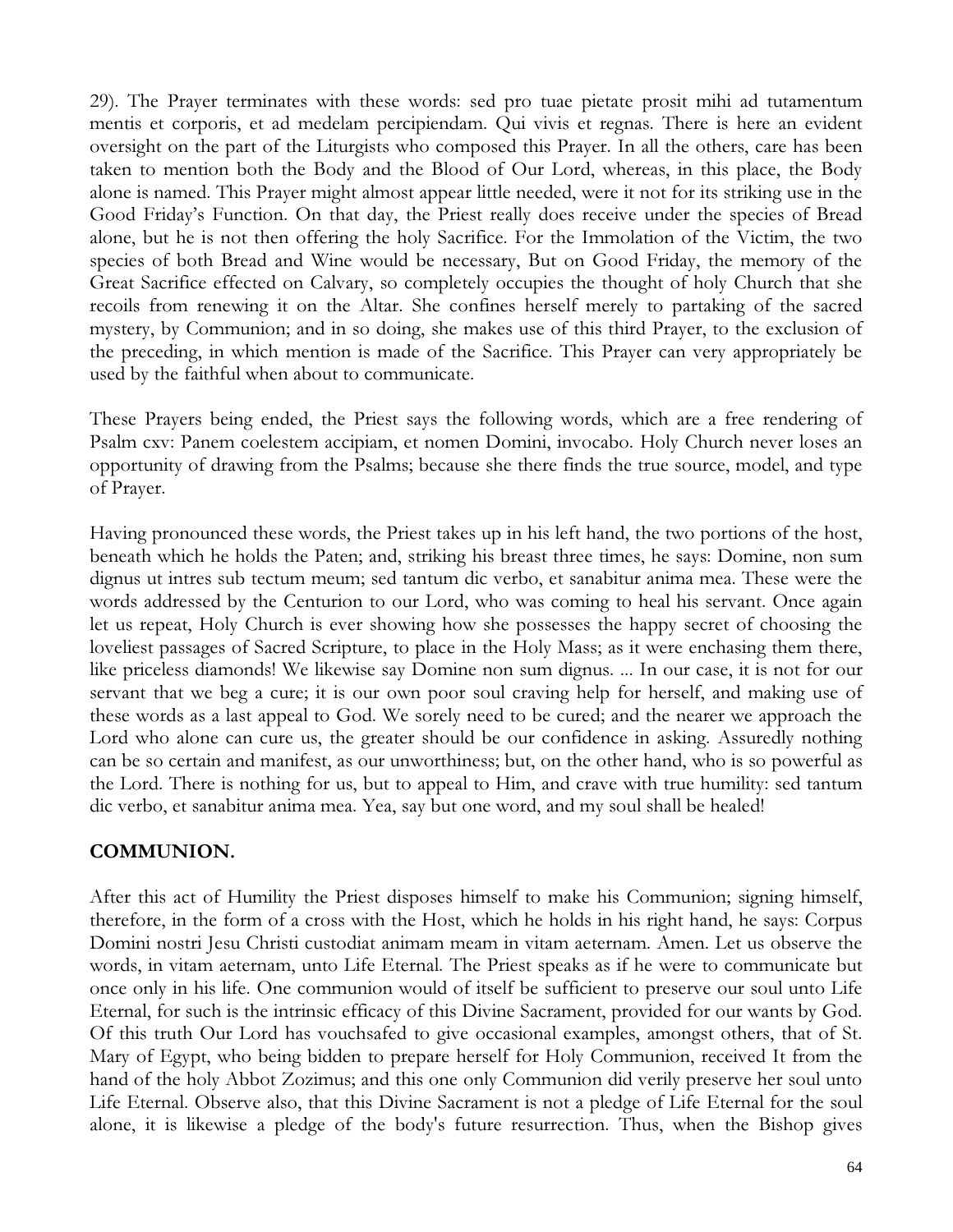29). The Prayer terminates with these words: sed pro tuae pietate prosit mihi ad tutamentum mentis et corporis, et ad medelam percipiendam. Qui vivis et regnas. There is here an evident oversight on the part of the Liturgists who composed this Prayer. In all the others, care has been taken to mention both the Body and the Blood of Our Lord, whereas, in this place, the Body alone is named. This Prayer might almost appear little needed, were it not for its striking use in the Good Friday's Function. On that day, the Priest really does receive under the species of Bread alone, but he is not then offering the holy Sacrifice. For the Immolation of the Victim, the two species of both Bread and Wine would be necessary, But on Good Friday, the memory of the Great Sacrifice effected on Calvary, so completely occupies the thought of holy Church that she recoils from renewing it on the Altar. She confines herself merely to partaking of the sacred mystery, by Communion; and in so doing, she makes use of this third Prayer, to the exclusion of the preceding, in which mention is made of the Sacrifice. This Prayer can very appropriately be used by the faithful when about to communicate.

These Prayers being ended, the Priest says the following words, which are a free rendering of Psalm cxv: Panem coelestem accipiam, et nomen Domini, invocabo. Holy Church never loses an opportunity of drawing from the Psalms; because she there finds the true source, model, and type of Prayer.

Having pronounced these words, the Priest takes up in his left hand, the two portions of the host, beneath which he holds the Paten; and, striking his breast three times, he says: Domine, non sum dignus ut intres sub tectum meum; sed tantum dic verbo, et sanabitur anima mea. These were the words addressed by the Centurion to our Lord, who was coming to heal his servant. Once again let us repeat, Holy Church is ever showing how she possesses the happy secret of choosing the loveliest passages of Sacred Scripture, to place in the Holy Mass; as it were enchasing them there, like priceless diamonds! We likewise say Domine non sum dignus. ... In our case, it is not for our servant that we beg a cure; it is our own poor soul craving help for herself, and making use of these words as a last appeal to God. We sorely need to be cured; and the nearer we approach the Lord who alone can cure us, the greater should be our confidence in asking. Assuredly nothing can be so certain and manifest, as our unworthiness; but, on the other hand, who is so powerful as the Lord. There is nothing for us, but to appeal to Him, and crave with true humility: sed tantum dic verbo, et sanabitur anima mea. Yea, say but one word, and my soul shall be healed!

## COMMUNION.

After this act of Humility the Priest disposes himself to make his Communion; signing himself, therefore, in the form of a cross with the Host, which he holds in his right hand, he says: Corpus Domini nostri Jesu Christi custodiat animam meam in vitam aeternam. Amen. Let us observe the words, in vitam aeternam, unto Life Eternal. The Priest speaks as if he were to communicate but once only in his life. One communion would of itself be sufficient to preserve our soul unto Life Eternal, for such is the intrinsic efficacy of this Divine Sacrament, provided for our wants by God. Of this truth Our Lord has vouchsafed to give occasional examples, amongst others, that of St. Mary of Egypt, who being bidden to prepare herself for Holy Communion, received It from the hand of the holy Abbot Zozimus; and this one only Communion did verily preserve her soul unto Life Eternal. Observe also, that this Divine Sacrament is not a pledge of Life Eternal for the soul alone, it is likewise a pledge of the body's future resurrection. Thus, when the Bishop gives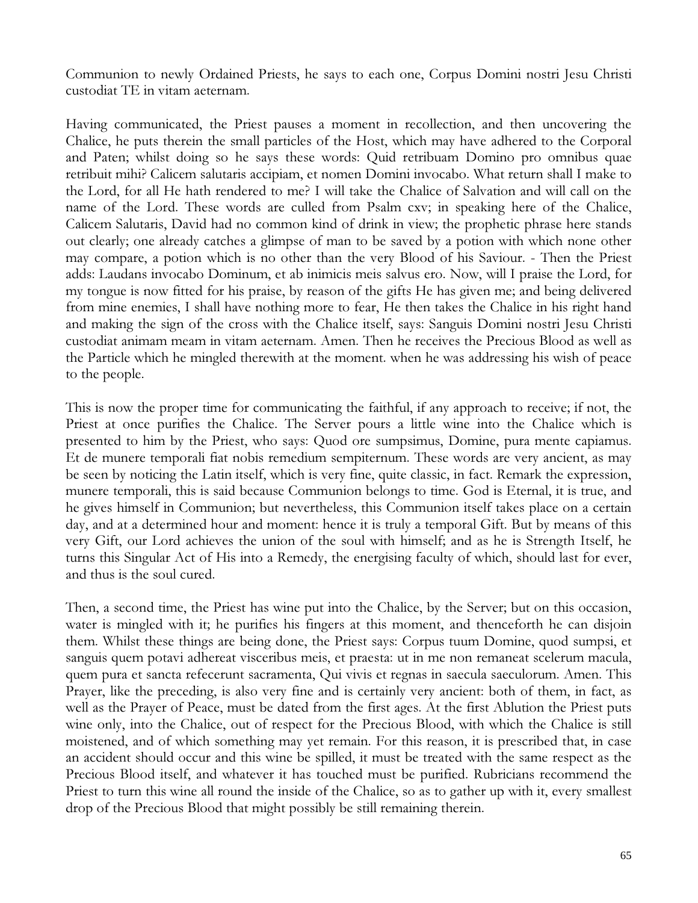Communion to newly Ordained Priests, he says to each one, Corpus Domini nostri Jesu Christi custodiat TE in vitam aeternam.

Having communicated, the Priest pauses a moment in recollection, and then uncovering the Chalice, he puts therein the small particles of the Host, which may have adhered to the Corporal and Paten; whilst doing so he says these words: Quid retribuam Domino pro omnibus quae retribuit mihi? Calicem salutaris accipiam, et nomen Domini invocabo. What return shall I make to the Lord, for all He hath rendered to me? I will take the Chalice of Salvation and will call on the name of the Lord. These words are culled from Psalm cxv; in speaking here of the Chalice, Calicem Salutaris, David had no common kind of drink in view; the prophetic phrase here stands out clearly; one already catches a glimpse of man to be saved by a potion with which none other may compare, a potion which is no other than the very Blood of his Saviour. - Then the Priest adds: Laudans invocabo Dominum, et ab inimicis meis salvus ero. Now, will I praise the Lord, for my tongue is now fitted for his praise, by reason of the gifts He has given me; and being delivered from mine enemies, I shall have nothing more to fear, He then takes the Chalice in his right hand and making the sign of the cross with the Chalice itself, says: Sanguis Domini nostri Jesu Christi custodiat animam meam in vitam aeternam. Amen. Then he receives the Precious Blood as well as the Particle which he mingled therewith at the moment. when he was addressing his wish of peace to the people.

This is now the proper time for communicating the faithful, if any approach to receive; if not, the Priest at once purifies the Chalice. The Server pours a little wine into the Chalice which is presented to him by the Priest, who says: Quod ore sumpsimus, Domine, pura mente capiamus. Et de munere temporali fiat nobis remedium sempiternum. These words are very ancient, as may be seen by noticing the Latin itself, which is very fine, quite classic, in fact. Remark the expression, munere temporali, this is said because Communion belongs to time. God is Eternal, it is true, and he gives himself in Communion; but nevertheless, this Communion itself takes place on a certain day, and at a determined hour and moment: hence it is truly a temporal Gift. But by means of this very Gift, our Lord achieves the union of the soul with himself; and as he is Strength Itself, he turns this Singular Act of His into a Remedy, the energising faculty of which, should last for ever, and thus is the soul cured.

Then, a second time, the Priest has wine put into the Chalice, by the Server; but on this occasion, water is mingled with it; he purifies his fingers at this moment, and thenceforth he can disjoin them. Whilst these things are being done, the Priest says: Corpus tuum Domine, quod sumpsi, et sanguis quem potavi adhereat visceribus meis, et praesta: ut in me non remaneat scelerum macula, quem pura et sancta refecerunt sacramenta, Qui vivis et regnas in saecula saeculorum. Amen. This Prayer, like the preceding, is also very fine and is certainly very ancient: both of them, in fact, as well as the Prayer of Peace, must be dated from the first ages. At the first Ablution the Priest puts wine only, into the Chalice, out of respect for the Precious Blood, with which the Chalice is still moistened, and of which something may yet remain. For this reason, it is prescribed that, in case an accident should occur and this wine be spilled, it must be treated with the same respect as the Precious Blood itself, and whatever it has touched must be purified. Rubricians recommend the Priest to turn this wine all round the inside of the Chalice, so as to gather up with it, every smallest drop of the Precious Blood that might possibly be still remaining therein.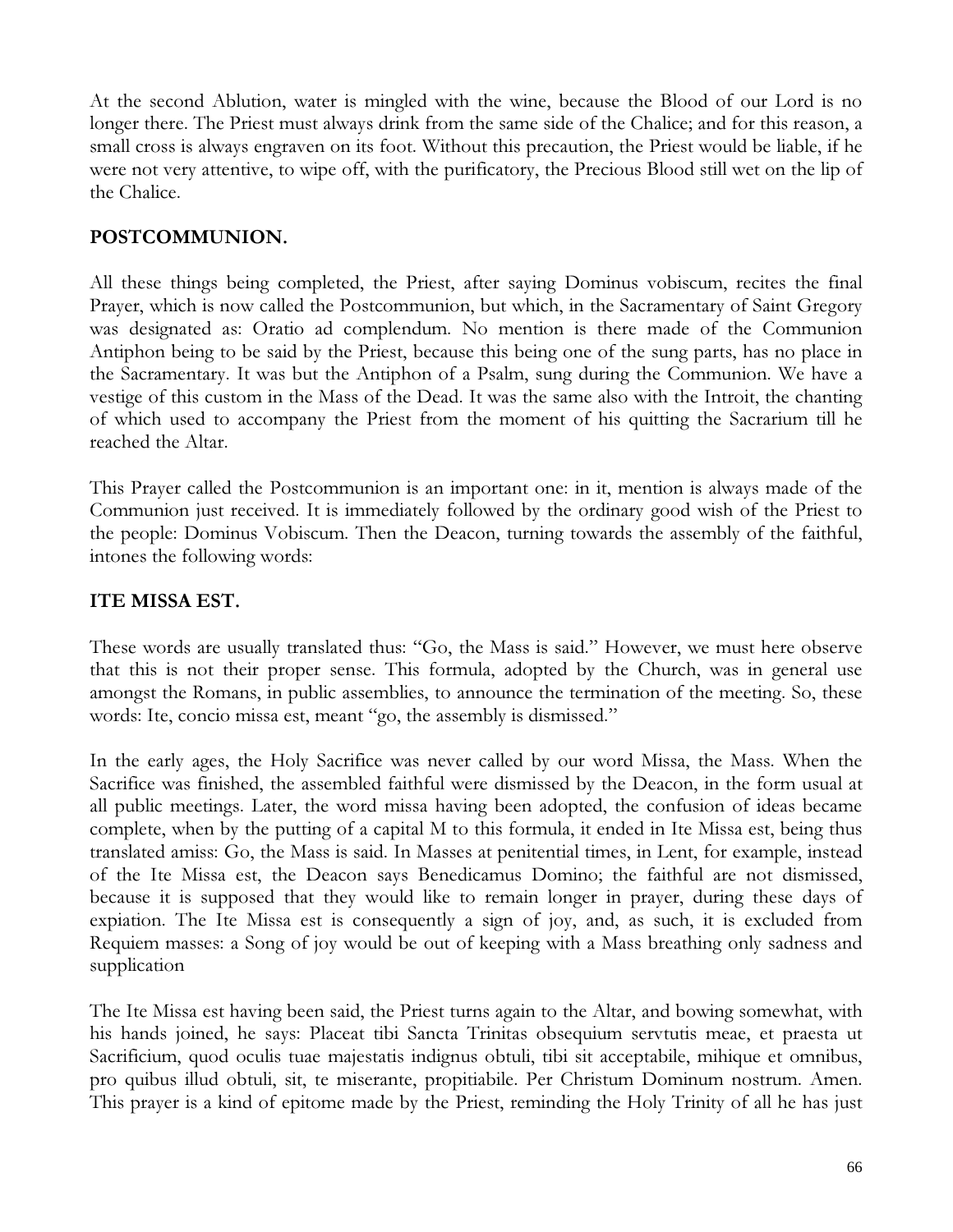At the second Ablution, water is mingled with the wine, because the Blood of our Lord is no longer there. The Priest must always drink from the same side of the Chalice; and for this reason, a small cross is always engraven on its foot. Without this precaution, the Priest would be liable, if he were not very attentive, to wipe off, with the purificatory, the Precious Blood still wet on the lip of the Chalice.

## POSTCOMMUNION.

All these things being completed, the Priest, after saying Dominus vobiscum, recites the final Prayer, which is now called the Postcommunion, but which, in the Sacramentary of Saint Gregory was designated as: Oratio ad complendum. No mention is there made of the Communion Antiphon being to be said by the Priest, because this being one of the sung parts, has no place in the Sacramentary. It was but the Antiphon of a Psalm, sung during the Communion. We have a vestige of this custom in the Mass of the Dead. It was the same also with the Introit, the chanting of which used to accompany the Priest from the moment of his quitting the Sacrarium till he reached the Altar.

This Prayer called the Postcommunion is an important one: in it, mention is always made of the Communion just received. It is immediately followed by the ordinary good wish of the Priest to the people: Dominus Vobiscum. Then the Deacon, turning towards the assembly of the faithful, intones the following words:

## ITE MISSA EST.

These words are usually translated thus: "Go, the Mass is said." However, we must here observe that this is not their proper sense. This formula, adopted by the Church, was in general use amongst the Romans, in public assemblies, to announce the termination of the meeting. So, these words: Ite, concio missa est, meant "go, the assembly is dismissed."

In the early ages, the Holy Sacrifice was never called by our word Missa, the Mass. When the Sacrifice was finished, the assembled faithful were dismissed by the Deacon, in the form usual at all public meetings. Later, the word missa having been adopted, the confusion of ideas became complete, when by the putting of a capital M to this formula, it ended in Ite Missa est, being thus translated amiss: Go, the Mass is said. In Masses at penitential times, in Lent, for example, instead of the Ite Missa est, the Deacon says Benedicamus Domino; the faithful are not dismissed, because it is supposed that they would like to remain longer in prayer, during these days of expiation. The Ite Missa est is consequently a sign of joy, and, as such, it is excluded from Requiem masses: a Song of joy would be out of keeping with a Mass breathing only sadness and supplication

The Ite Missa est having been said, the Priest turns again to the Altar, and bowing somewhat, with his hands joined, he says: Placeat tibi Sancta Trinitas obsequium servtutis meae, et praesta ut Sacrificium, quod oculis tuae majestatis indignus obtuli, tibi sit acceptabile, mihique et omnibus, pro quibus illud obtuli, sit, te miserante, propitiabile. Per Christum Dominum nostrum. Amen. This prayer is a kind of epitome made by the Priest, reminding the Holy Trinity of all he has just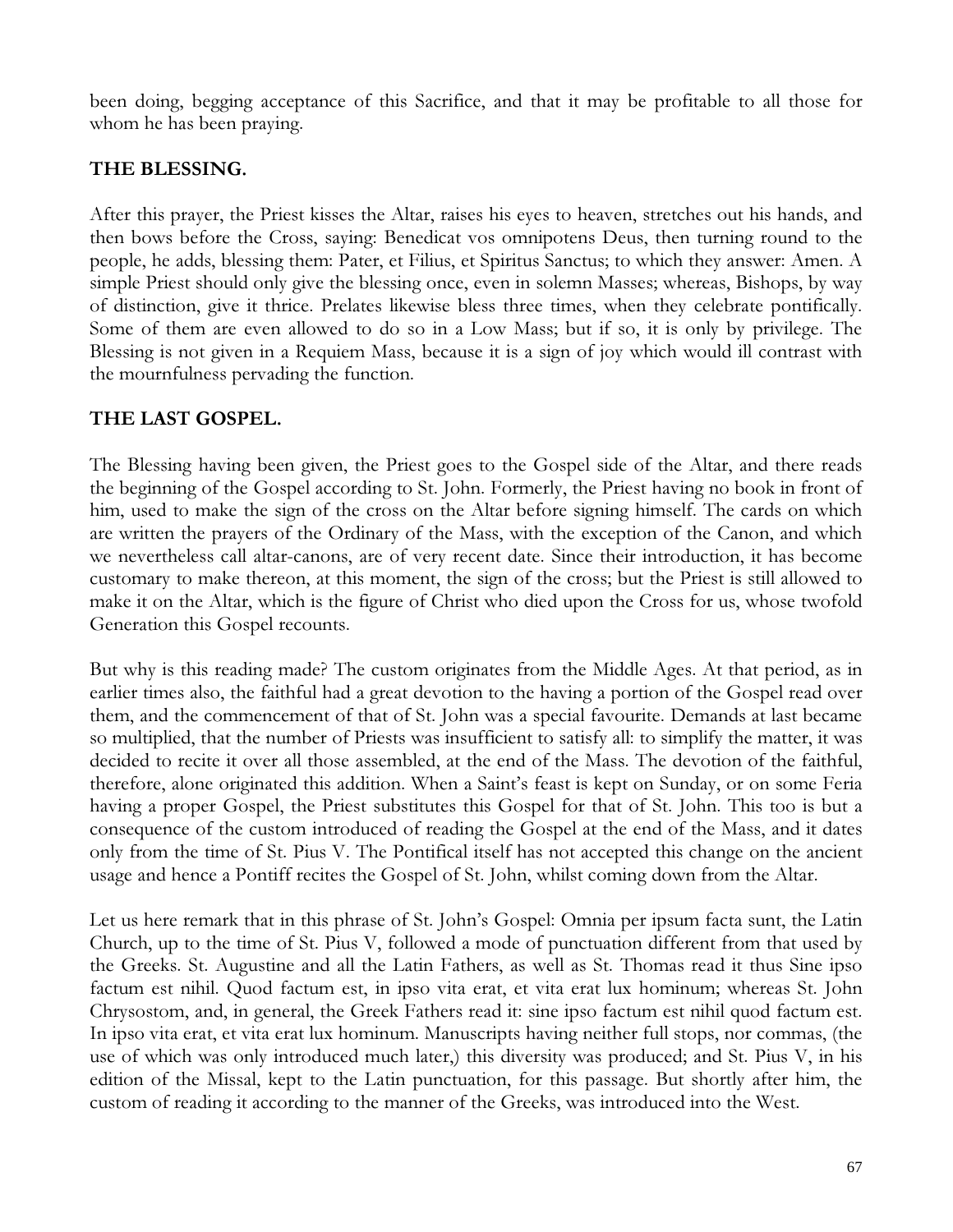been doing, begging acceptance of this Sacrifice, and that it may be profitable to all those for whom he has been praying.

### THE BLESSING.

After this prayer, the Priest kisses the Altar, raises his eyes to heaven, stretches out his hands, and then bows before the Cross, saying: Benedicat vos omnipotens Deus, then turning round to the people, he adds, blessing them: Pater, et Filius, et Spiritus Sanctus; to which they answer: Amen. A simple Priest should only give the blessing once, even in solemn Masses; whereas, Bishops, by way of distinction, give it thrice. Prelates likewise bless three times, when they celebrate pontifically. Some of them are even allowed to do so in a Low Mass; but if so, it is only by privilege. The Blessing is not given in a Requiem Mass, because it is a sign of joy which would ill contrast with the mournfulness pervading the function.

### THE LAST GOSPEL.

The Blessing having been given, the Priest goes to the Gospel side of the Altar, and there reads the beginning of the Gospel according to St. John. Formerly, the Priest having no book in front of him, used to make the sign of the cross on the Altar before signing himself. The cards on which are written the prayers of the Ordinary of the Mass, with the exception of the Canon, and which we nevertheless call altar-canons, are of very recent date. Since their introduction, it has become customary to make thereon, at this moment, the sign of the cross; but the Priest is still allowed to make it on the Altar, which is the figure of Christ who died upon the Cross for us, whose twofold Generation this Gospel recounts.

But why is this reading made? The custom originates from the Middle Ages. At that period, as in earlier times also, the faithful had a great devotion to the having a portion of the Gospel read over them, and the commencement of that of St. John was a special favourite. Demands at last became so multiplied, that the number of Priests was insufficient to satisfy all: to simplify the matter, it was decided to recite it over all those assembled, at the end of the Mass. The devotion of the faithful, therefore, alone originated this addition. When a Saint's feast is kept on Sunday, or on some Feria having a proper Gospel, the Priest substitutes this Gospel for that of St. John. This too is but a consequence of the custom introduced of reading the Gospel at the end of the Mass, and it dates only from the time of St. Pius V. The Pontifical itself has not accepted this change on the ancient usage and hence a Pontiff recites the Gospel of St. John, whilst coming down from the Altar.

Let us here remark that in this phrase of St. John's Gospel: Omnia per ipsum facta sunt, the Latin Church, up to the time of St. Pius V, followed a mode of punctuation different from that used by the Greeks. St. Augustine and all the Latin Fathers, as well as St. Thomas read it thus Sine ipso factum est nihil. Quod factum est, in ipso vita erat, et vita erat lux hominum; whereas St. John Chrysostom, and, in general, the Greek Fathers read it: sine ipso factum est nihil quod factum est. In ipso vita erat, et vita erat lux hominum. Manuscripts having neither full stops, nor commas, (the use of which was only introduced much later,) this diversity was produced; and St. Pius V, in his edition of the Missal, kept to the Latin punctuation, for this passage. But shortly after him, the custom of reading it according to the manner of the Greeks, was introduced into the West.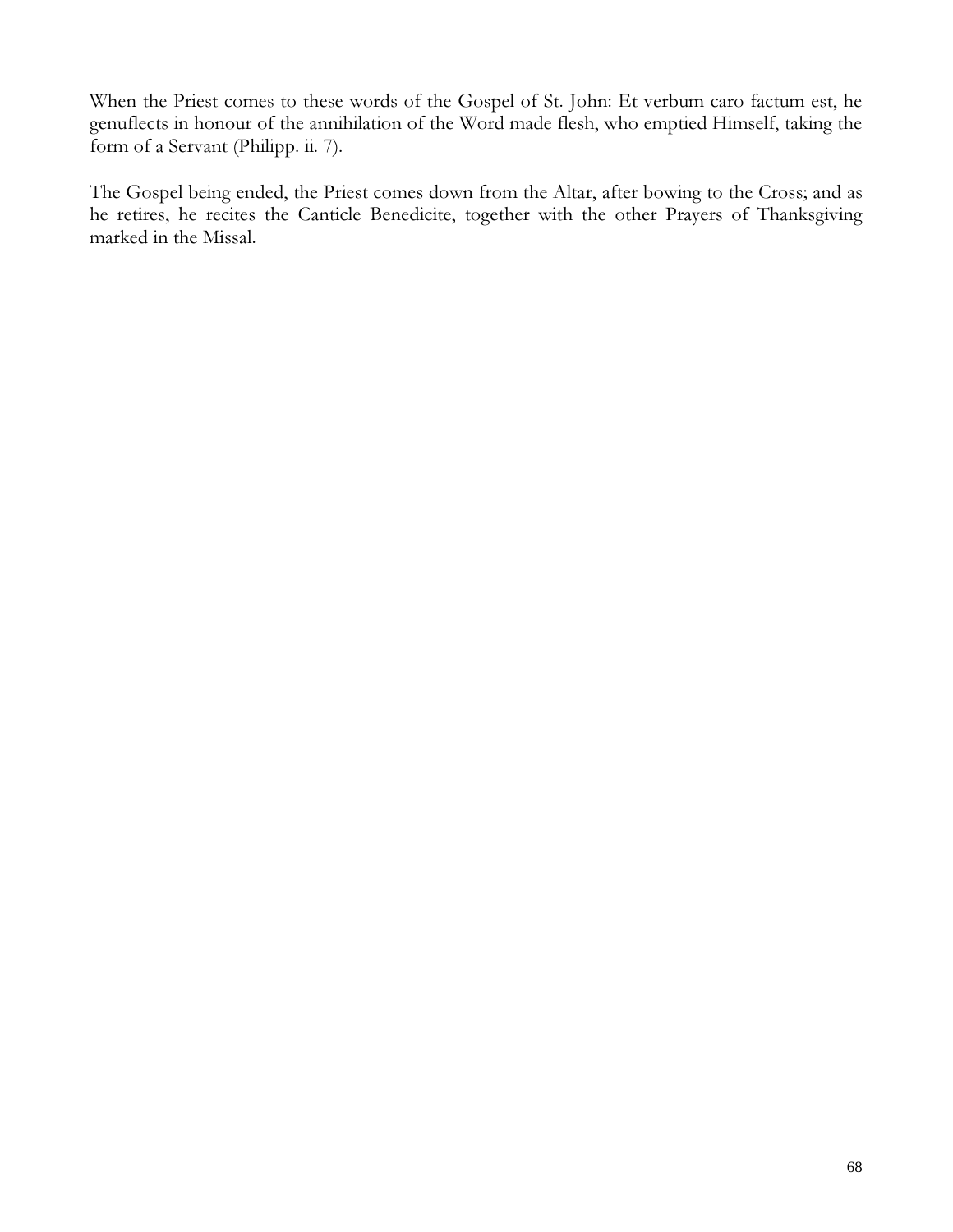When the Priest comes to these words of the Gospel of St. John: Et verbum caro factum est, he genuflects in honour of the annihilation of the Word made flesh, who emptied Himself, taking the form of a Servant (Philipp. ii. 7).

The Gospel being ended, the Priest comes down from the Altar, after bowing to the Cross; and as he retires, he recites the Canticle Benedicite, together with the other Prayers of Thanksgiving marked in the Missal.